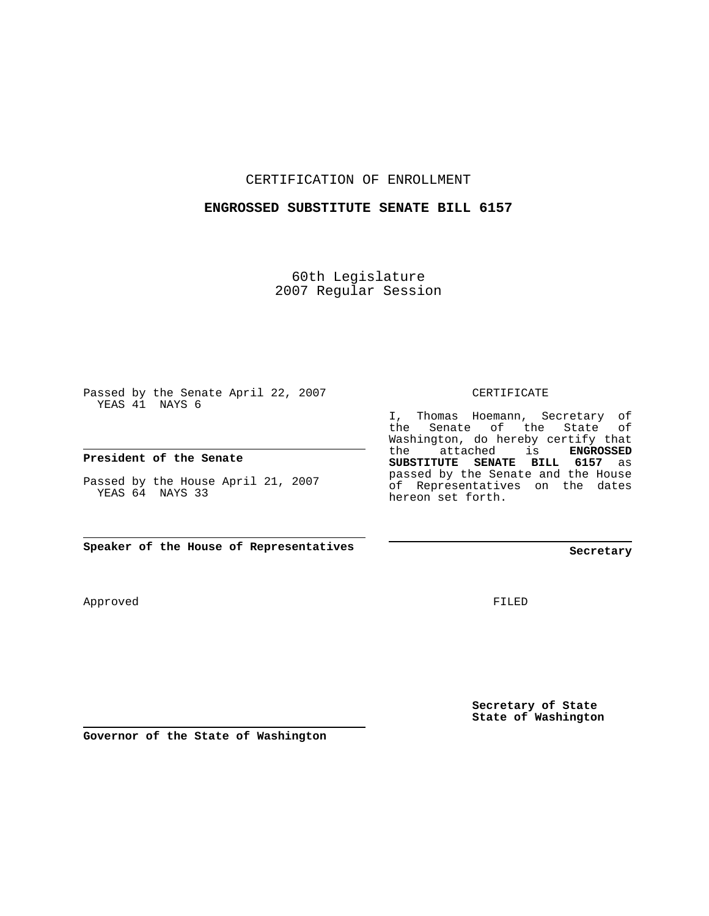CERTIFICATION OF ENROLLMENT

**ENGROSSED SUBSTITUTE SENATE BILL 6157**

60th Legislature
2007 Regular Session

Passed by the Senate April 22, 2007
YEAS 41 NAYS 6

**President of the Senate**

Passed by the House April 21, 2007
YEAS 64 NAYS 33

**Speaker of the House of Representatives**

Approved

**Governor of the State of Washington**

CERTIFICATE

I, Thomas Hoemann, Secretary of the Senate of the State of Washington, do hereby certify that the attached is **ENGROSSED SUBSTITUTE SENATE BILL 6157** as passed by the Senate and the House of Representatives on the dates hereon set forth.

**Secretary**

FILED

**Secretary of State**
**State of Washington**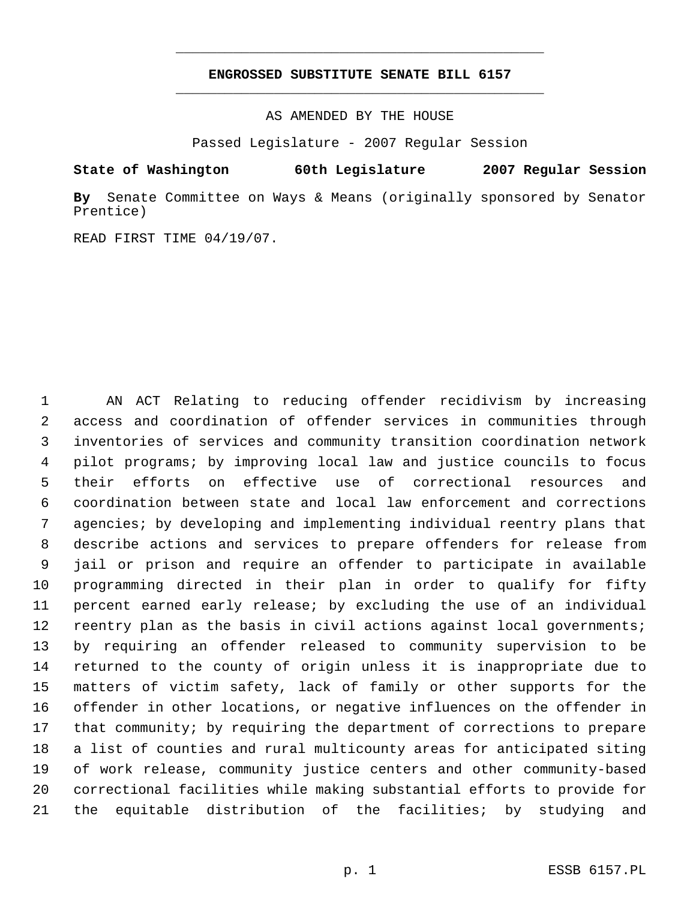# ENGROSSED SUBSTITUTE SENATE BILL 6157

AS AMENDED BY THE HOUSE

Passed Legislature - 2007 Regular Session

**State of Washington 60th Legislature 2007 Regular Session**

**By** Senate Committee on Ways & Means (originally sponsored by Senator Prentice)

READ FIRST TIME 04/19/07.

AN ACT Relating to reducing offender recidivism by increasing access and coordination of offender services in communities through inventories of services and community transition coordination network pilot programs; by improving local law and justice councils to focus their efforts on effective use of correctional resources and coordination between state and local law enforcement and corrections agencies; by developing and implementing individual reentry plans that describe actions and services to prepare offenders for release from jail or prison and require an offender to participate in available programming directed in their plan in order to qualify for fifty percent earned early release; by excluding the use of an individual reentry plan as the basis in civil actions against local governments; by requiring an offender released to community supervision to be returned to the county of origin unless it is inappropriate due to matters of victim safety, lack of family or other supports for the offender in other locations, or negative influences on the offender in that community; by requiring the department of corrections to prepare a list of counties and rural multicounty areas for anticipated siting of work release, community justice centers and other community-based correctional facilities while making substantial efforts to provide for the equitable distribution of the facilities; by studying and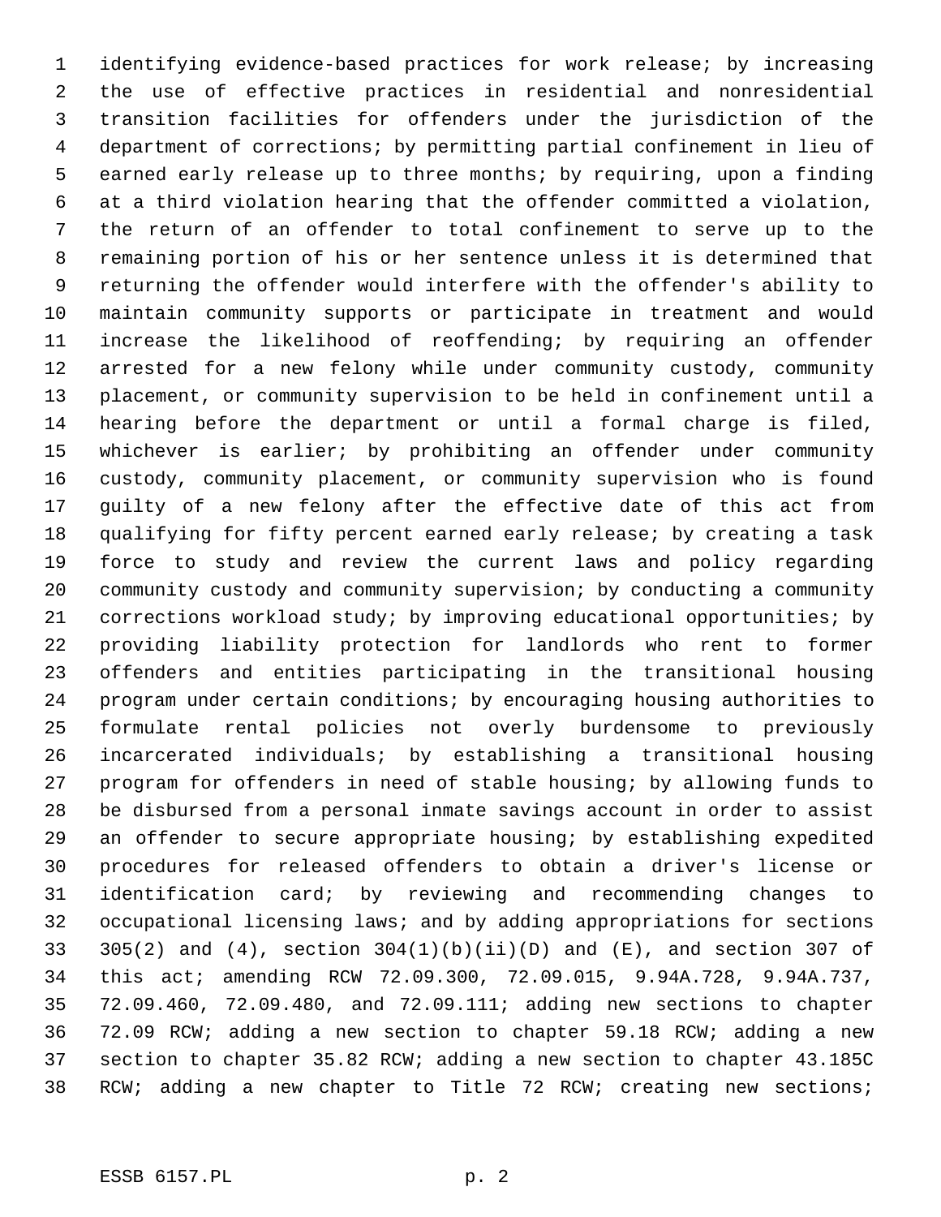identifying evidence-based practices for work release; by increasing the use of effective practices in residential and nonresidential transition facilities for offenders under the jurisdiction of the department of corrections; by permitting partial confinement in lieu of earned early release up to three months; by requiring, upon a finding at a third violation hearing that the offender committed a violation, the return of an offender to total confinement to serve up to the remaining portion of his or her sentence unless it is determined that returning the offender would interfere with the offender's ability to maintain community supports or participate in treatment and would increase the likelihood of reoffending; by requiring an offender arrested for a new felony while under community custody, community placement, or community supervision to be held in confinement until a hearing before the department or until a formal charge is filed, whichever is earlier; by prohibiting an offender under community custody, community placement, or community supervision who is found guilty of a new felony after the effective date of this act from qualifying for fifty percent earned early release; by creating a task force to study and review the current laws and policy regarding community custody and community supervision; by conducting a community corrections workload study; by improving educational opportunities; by providing liability protection for landlords who rent to former offenders and entities participating in the transitional housing program under certain conditions; by encouraging housing authorities to formulate rental policies not overly burdensome to previously incarcerated individuals; by establishing a transitional housing program for offenders in need of stable housing; by allowing funds to be disbursed from a personal inmate savings account in order to assist an offender to secure appropriate housing; by establishing expedited procedures for released offenders to obtain a driver's license or identification card; by reviewing and recommending changes to occupational licensing laws; and by adding appropriations for sections 305(2) and (4), section 304(1)(b)(ii)(D) and (E), and section 307 of this act; amending RCW 72.09.300, 72.09.015, 9.94A.728, 9.94A.737, 72.09.460, 72.09.480, and 72.09.111; adding new sections to chapter 72.09 RCW; adding a new section to chapter 59.18 RCW; adding a new section to chapter 35.82 RCW; adding a new section to chapter 43.185C RCW; adding a new chapter to Title 72 RCW; creating new sections;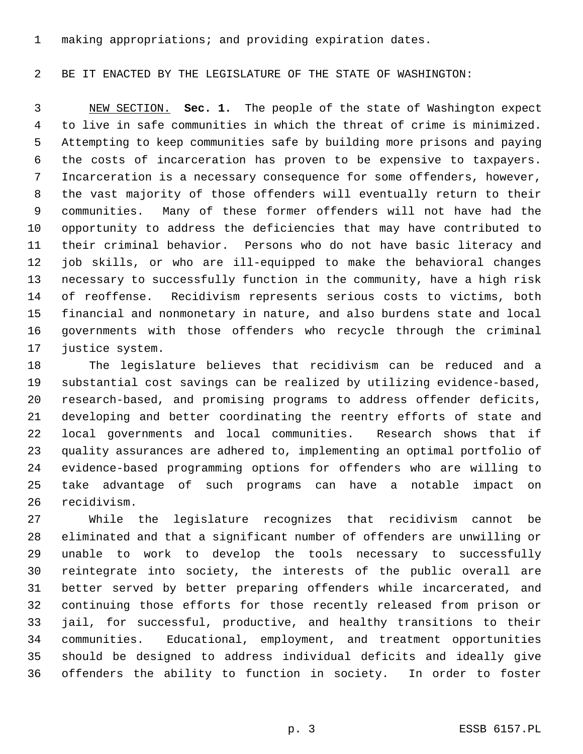making appropriations; and providing expiration dates.

BE IT ENACTED BY THE LEGISLATURE OF THE STATE OF WASHINGTON:

NEW SECTION. **Sec. 1.** The people of the state of Washington expect to live in safe communities in which the threat of crime is minimized. Attempting to keep communities safe by building more prisons and paying the costs of incarceration has proven to be expensive to taxpayers. Incarceration is a necessary consequence for some offenders, however, the vast majority of those offenders will eventually return to their communities. Many of these former offenders will not have had the opportunity to address the deficiencies that may have contributed to their criminal behavior. Persons who do not have basic literacy and job skills, or who are ill-equipped to make the behavioral changes necessary to successfully function in the community, have a high risk of reoffense. Recidivism represents serious costs to victims, both financial and nonmonetary in nature, and also burdens state and local governments with those offenders who recycle through the criminal justice system.

The legislature believes that recidivism can be reduced and a substantial cost savings can be realized by utilizing evidence-based, research-based, and promising programs to address offender deficits, developing and better coordinating the reentry efforts of state and local governments and local communities. Research shows that if quality assurances are adhered to, implementing an optimal portfolio of evidence-based programming options for offenders who are willing to take advantage of such programs can have a notable impact on recidivism.

While the legislature recognizes that recidivism cannot be eliminated and that a significant number of offenders are unwilling or unable to work to develop the tools necessary to successfully reintegrate into society, the interests of the public overall are better served by better preparing offenders while incarcerated, and continuing those efforts for those recently released from prison or jail, for successful, productive, and healthy transitions to their communities. Educational, employment, and treatment opportunities should be designed to address individual deficits and ideally give offenders the ability to function in society. In order to foster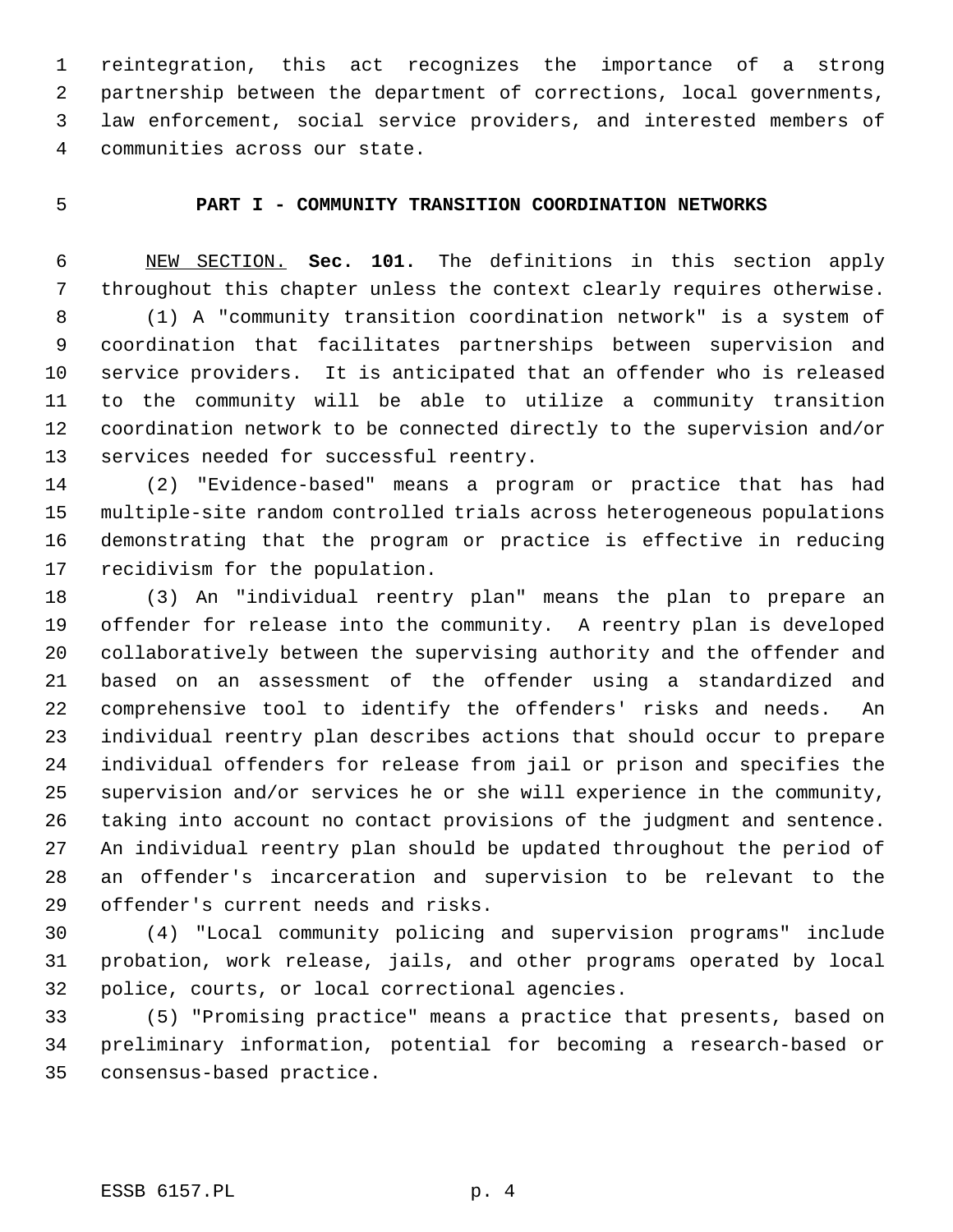reintegration, this act recognizes the importance of a strong partnership between the department of corrections, local governments, law enforcement, social service providers, and interested members of communities across our state.

## PART I - COMMUNITY TRANSITION COORDINATION NETWORKS

NEW SECTION. **Sec. 101.** The definitions in this section apply throughout this chapter unless the context clearly requires otherwise.

(1) A "community transition coordination network" is a system of coordination that facilitates partnerships between supervision and service providers. It is anticipated that an offender who is released to the community will be able to utilize a community transition coordination network to be connected directly to the supervision and/or services needed for successful reentry.

(2) "Evidence-based" means a program or practice that has had multiple-site random controlled trials across heterogeneous populations demonstrating that the program or practice is effective in reducing recidivism for the population.

(3) An "individual reentry plan" means the plan to prepare an offender for release into the community. A reentry plan is developed collaboratively between the supervising authority and the offender and based on an assessment of the offender using a standardized and comprehensive tool to identify the offenders' risks and needs. An individual reentry plan describes actions that should occur to prepare individual offenders for release from jail or prison and specifies the supervision and/or services he or she will experience in the community, taking into account no contact provisions of the judgment and sentence. An individual reentry plan should be updated throughout the period of an offender's incarceration and supervision to be relevant to the offender's current needs and risks.

(4) "Local community policing and supervision programs" include probation, work release, jails, and other programs operated by local police, courts, or local correctional agencies.

(5) "Promising practice" means a practice that presents, based on preliminary information, potential for becoming a research-based or consensus-based practice.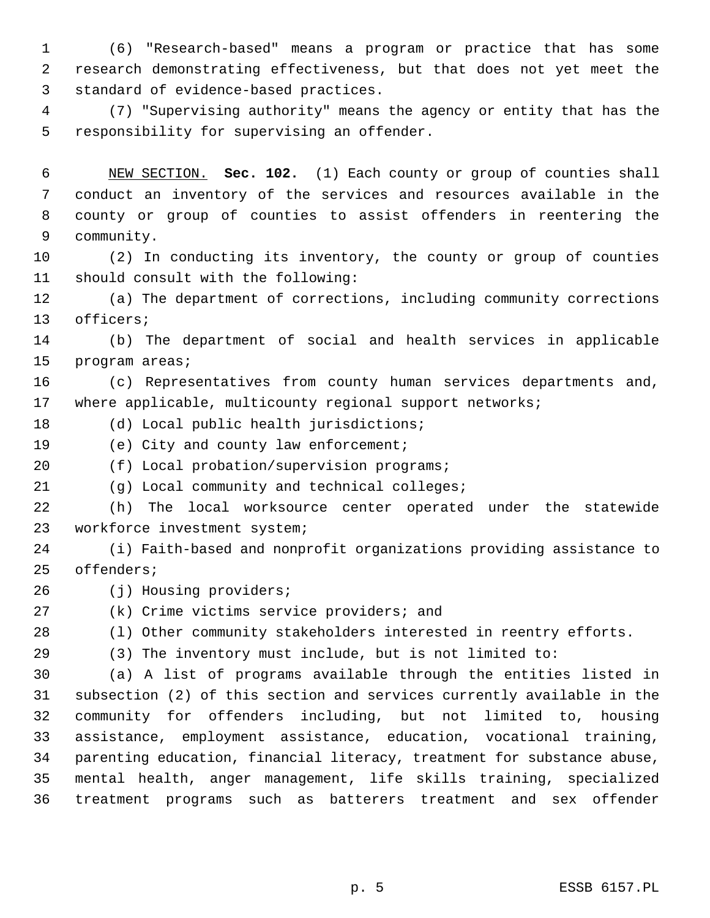(6) "Research-based" means a program or practice that has some research demonstrating effectiveness, but that does not yet meet the standard of evidence-based practices.

(7) "Supervising authority" means the agency or entity that has the responsibility for supervising an offender.

NEW SECTION. **Sec. 102.** (1) Each county or group of counties shall conduct an inventory of the services and resources available in the county or group of counties to assist offenders in reentering the community.

(2) In conducting its inventory, the county or group of counties should consult with the following:

(a) The department of corrections, including community corrections officers;

(b) The department of social and health services in applicable program areas;

(c) Representatives from county human services departments and, where applicable, multicounty regional support networks;

(d) Local public health jurisdictions;

(e) City and county law enforcement;

(f) Local probation/supervision programs;

(g) Local community and technical colleges;

(h) The local worksource center operated under the statewide workforce investment system;

(i) Faith-based and nonprofit organizations providing assistance to offenders;

(j) Housing providers;

(k) Crime victims service providers; and

(l) Other community stakeholders interested in reentry efforts.

(3) The inventory must include, but is not limited to:

(a) A list of programs available through the entities listed in subsection (2) of this section and services currently available in the community for offenders including, but not limited to, housing assistance, employment assistance, education, vocational training, parenting education, financial literacy, treatment for substance abuse, mental health, anger management, life skills training, specialized treatment programs such as batterers treatment and sex offender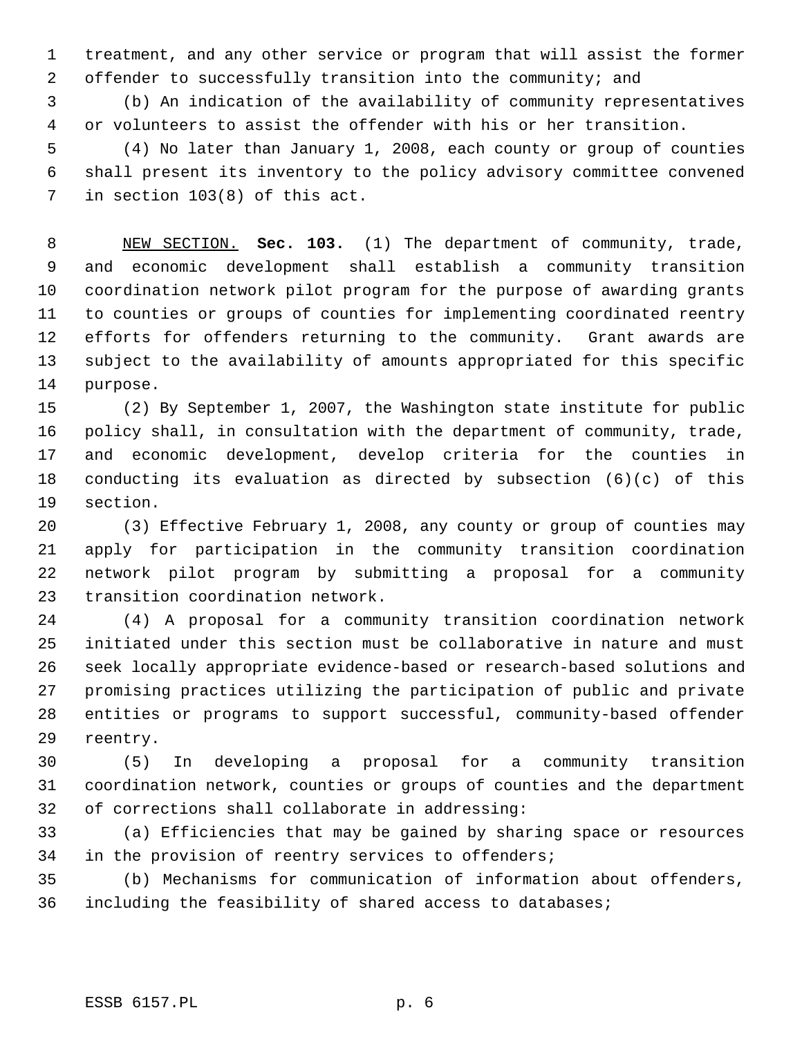treatment, and any other service or program that will assist the former offender to successfully transition into the community; and

(b) An indication of the availability of community representatives or volunteers to assist the offender with his or her transition.

(4) No later than January 1, 2008, each county or group of counties shall present its inventory to the policy advisory committee convened in section 103(8) of this act.

NEW SECTION. **Sec. 103.** (1) The department of community, trade, and economic development shall establish a community transition coordination network pilot program for the purpose of awarding grants to counties or groups of counties for implementing coordinated reentry efforts for offenders returning to the community. Grant awards are subject to the availability of amounts appropriated for this specific purpose.

(2) By September 1, 2007, the Washington state institute for public policy shall, in consultation with the department of community, trade, and economic development, develop criteria for the counties in conducting its evaluation as directed by subsection (6)(c) of this section.

(3) Effective February 1, 2008, any county or group of counties may apply for participation in the community transition coordination network pilot program by submitting a proposal for a community transition coordination network.

(4) A proposal for a community transition coordination network initiated under this section must be collaborative in nature and must seek locally appropriate evidence-based or research-based solutions and promising practices utilizing the participation of public and private entities or programs to support successful, community-based offender reentry.

(5) In developing a proposal for a community transition coordination network, counties or groups of counties and the department of corrections shall collaborate in addressing:

(a) Efficiencies that may be gained by sharing space or resources in the provision of reentry services to offenders;

(b) Mechanisms for communication of information about offenders, including the feasibility of shared access to databases;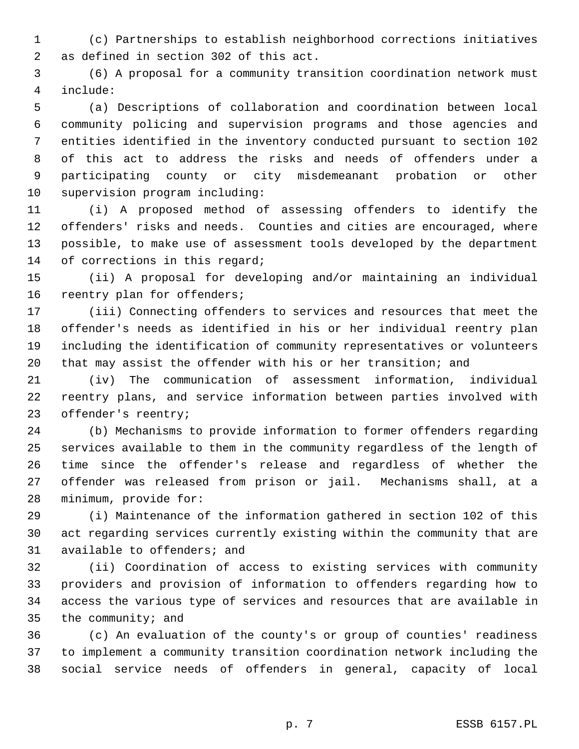(c) Partnerships to establish neighborhood corrections initiatives as defined in section 302 of this act.

(6) A proposal for a community transition coordination network must include:

(a) Descriptions of collaboration and coordination between local community policing and supervision programs and those agencies and entities identified in the inventory conducted pursuant to section 102 of this act to address the risks and needs of offenders under a participating county or city misdemeanant probation or other supervision program including:

(i) A proposed method of assessing offenders to identify the offenders' risks and needs. Counties and cities are encouraged, where possible, to make use of assessment tools developed by the department of corrections in this regard;

(ii) A proposal for developing and/or maintaining an individual reentry plan for offenders;

(iii) Connecting offenders to services and resources that meet the offender's needs as identified in his or her individual reentry plan including the identification of community representatives or volunteers that may assist the offender with his or her transition; and

(iv) The communication of assessment information, individual reentry plans, and service information between parties involved with offender's reentry;

(b) Mechanisms to provide information to former offenders regarding services available to them in the community regardless of the length of time since the offender's release and regardless of whether the offender was released from prison or jail. Mechanisms shall, at a minimum, provide for:

(i) Maintenance of the information gathered in section 102 of this act regarding services currently existing within the community that are available to offenders; and

(ii) Coordination of access to existing services with community providers and provision of information to offenders regarding how to access the various type of services and resources that are available in the community; and

(c) An evaluation of the county's or group of counties' readiness to implement a community transition coordination network including the social service needs of offenders in general, capacity of local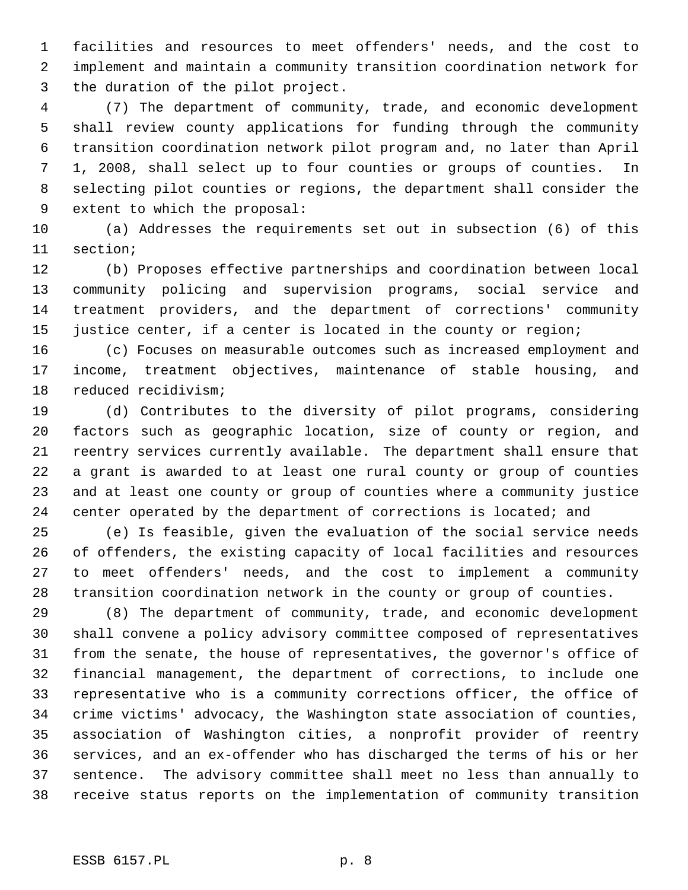facilities and resources to meet offenders' needs, and the cost to implement and maintain a community transition coordination network for the duration of the pilot project.

(7) The department of community, trade, and economic development shall review county applications for funding through the community transition coordination network pilot program and, no later than April 1, 2008, shall select up to four counties or groups of counties. In selecting pilot counties or regions, the department shall consider the extent to which the proposal:

(a) Addresses the requirements set out in subsection (6) of this section;

(b) Proposes effective partnerships and coordination between local community policing and supervision programs, social service and treatment providers, and the department of corrections' community justice center, if a center is located in the county or region;

(c) Focuses on measurable outcomes such as increased employment and income, treatment objectives, maintenance of stable housing, and reduced recidivism;

(d) Contributes to the diversity of pilot programs, considering factors such as geographic location, size of county or region, and reentry services currently available. The department shall ensure that a grant is awarded to at least one rural county or group of counties and at least one county or group of counties where a community justice center operated by the department of corrections is located; and

(e) Is feasible, given the evaluation of the social service needs of offenders, the existing capacity of local facilities and resources to meet offenders' needs, and the cost to implement a community transition coordination network in the county or group of counties.

(8) The department of community, trade, and economic development shall convene a policy advisory committee composed of representatives from the senate, the house of representatives, the governor's office of financial management, the department of corrections, to include one representative who is a community corrections officer, the office of crime victims' advocacy, the Washington state association of counties, association of Washington cities, a nonprofit provider of reentry services, and an ex-offender who has discharged the terms of his or her sentence. The advisory committee shall meet no less than annually to receive status reports on the implementation of community transition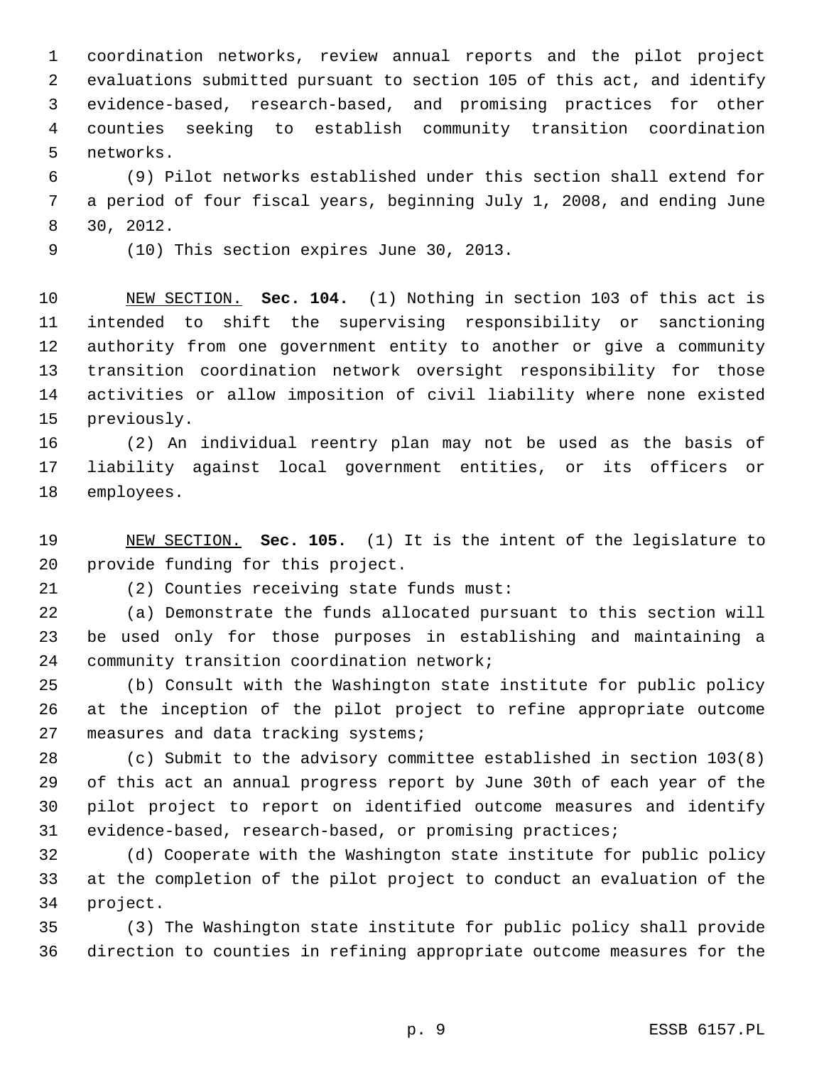coordination networks, review annual reports and the pilot project evaluations submitted pursuant to section 105 of this act, and identify evidence-based, research-based, and promising practices for other counties seeking to establish community transition coordination networks.

(9) Pilot networks established under this section shall extend for a period of four fiscal years, beginning July 1, 2008, and ending June 30, 2012.

(10) This section expires June 30, 2013.

NEW SECTION. **Sec. 104.** (1) Nothing in section 103 of this act is intended to shift the supervising responsibility or sanctioning authority from one government entity to another or give a community transition coordination network oversight responsibility for those activities or allow imposition of civil liability where none existed previously.

(2) An individual reentry plan may not be used as the basis of liability against local government entities, or its officers or employees.

NEW SECTION. **Sec. 105.** (1) It is the intent of the legislature to provide funding for this project.

(2) Counties receiving state funds must:

(a) Demonstrate the funds allocated pursuant to this section will be used only for those purposes in establishing and maintaining a community transition coordination network;

(b) Consult with the Washington state institute for public policy at the inception of the pilot project to refine appropriate outcome measures and data tracking systems;

(c) Submit to the advisory committee established in section 103(8) of this act an annual progress report by June 30th of each year of the pilot project to report on identified outcome measures and identify evidence-based, research-based, or promising practices;

(d) Cooperate with the Washington state institute for public policy at the completion of the pilot project to conduct an evaluation of the project.

(3) The Washington state institute for public policy shall provide direction to counties in refining appropriate outcome measures for the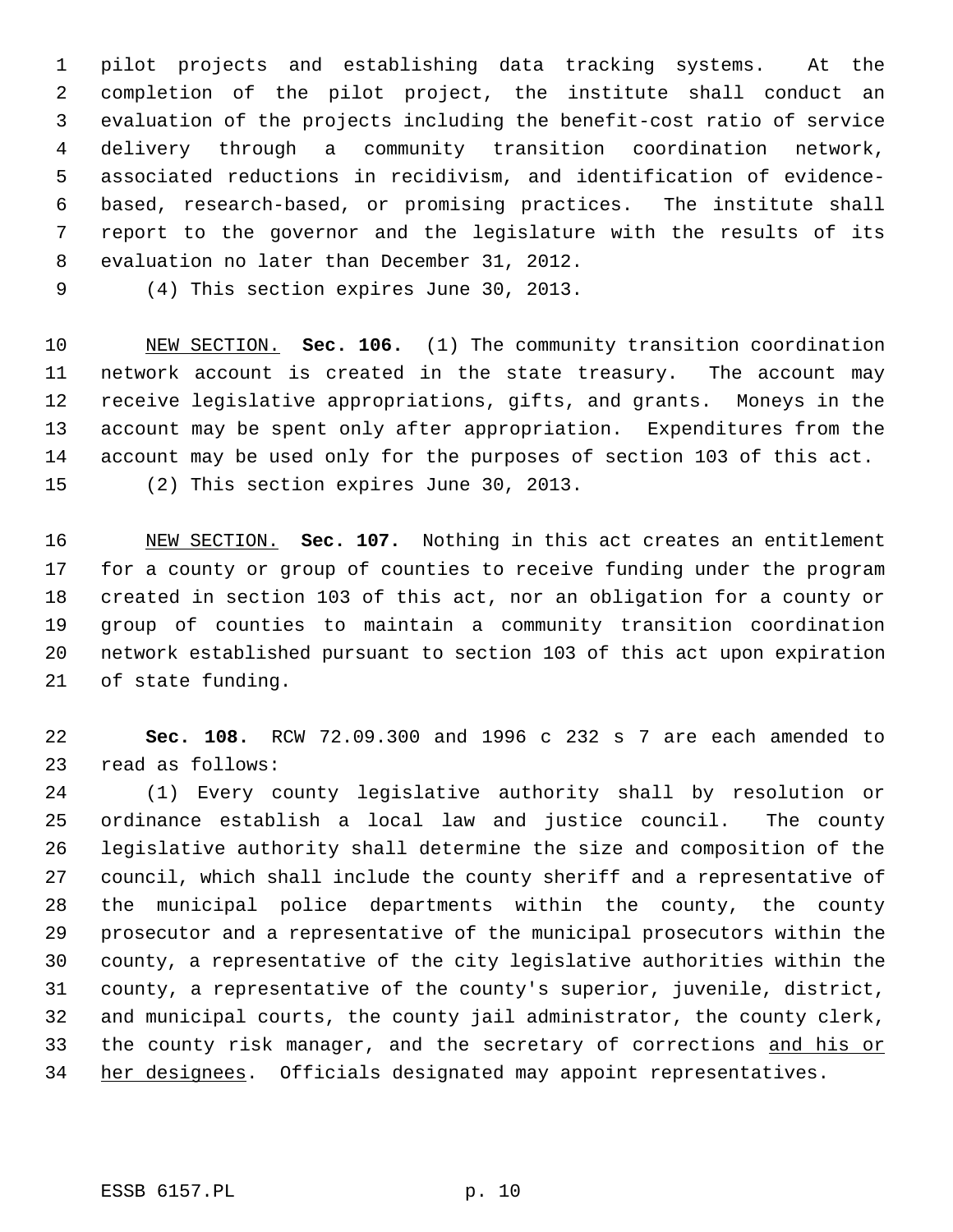pilot projects and establishing data tracking systems. At the completion of the pilot project, the institute shall conduct an evaluation of the projects including the benefit-cost ratio of service delivery through a community transition coordination network, associated reductions in recidivism, and identification of evidence-based, research-based, or promising practices. The institute shall report to the governor and the legislature with the results of its evaluation no later than December 31, 2012.

(4) This section expires June 30, 2013.

NEW SECTION. **Sec. 106.** (1) The community transition coordination network account is created in the state treasury. The account may receive legislative appropriations, gifts, and grants. Moneys in the account may be spent only after appropriation. Expenditures from the account may be used only for the purposes of section 103 of this act.

(2) This section expires June 30, 2013.

NEW SECTION. **Sec. 107.** Nothing in this act creates an entitlement for a county or group of counties to receive funding under the program created in section 103 of this act, nor an obligation for a county or group of counties to maintain a community transition coordination network established pursuant to section 103 of this act upon expiration of state funding.

**Sec. 108.** RCW 72.09.300 and 1996 c 232 s 7 are each amended to read as follows:

(1) Every county legislative authority shall by resolution or ordinance establish a local law and justice council. The county legislative authority shall determine the size and composition of the council, which shall include the county sheriff and a representative of the municipal police departments within the county, the county prosecutor and a representative of the municipal prosecutors within the county, a representative of the city legislative authorities within the county, a representative of the county's superior, juvenile, district, and municipal courts, the county jail administrator, the county clerk, the county risk manager, and the secretary of corrections and his or her designees. Officials designated may appoint representatives.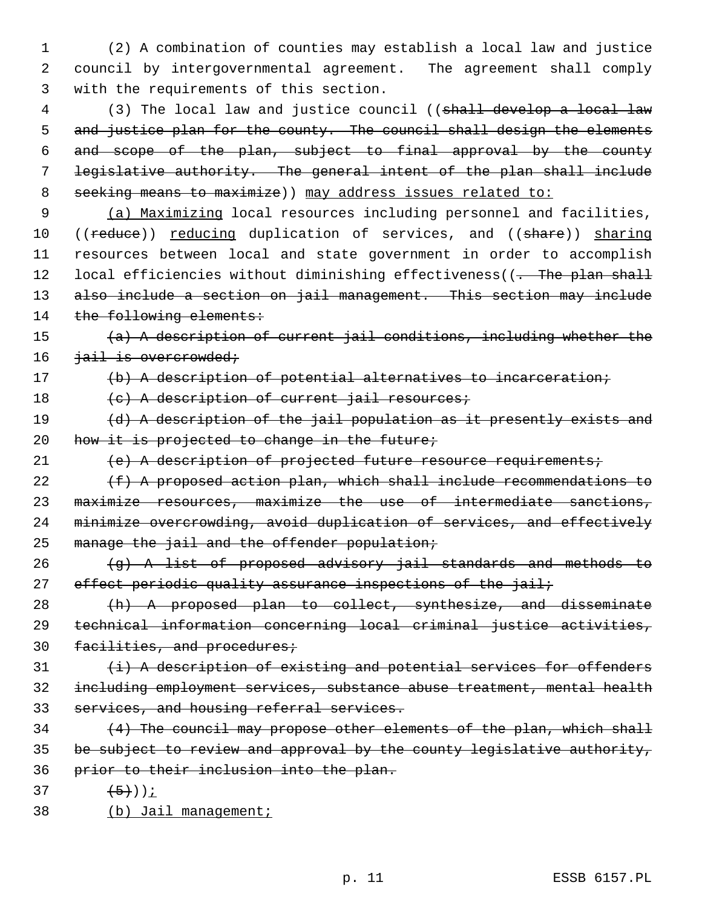(2) A combination of counties may establish a local law and justice council by intergovernmental agreement. The agreement shall comply with the requirements of this section.

(3) The local law and justice council ((~~shall develop a local law and justice plan for the county. The council shall design the elements and scope of the plan, subject to final approval by the county legislative authority. The general intent of the plan shall include seeking means to maximize~~)) <u>may address issues related to:</u>

<u>(a) Maximizing</u> local resources including personnel and facilities, ((~~reduce~~)) <u>reducing</u> duplication of services, and ((~~share~~)) <u>sharing</u> resources between local and state government in order to accomplish local efficiencies without diminishing effectiveness((~~. The plan shall also include a section on jail management. This section may include the following elements:~~

~~(a) A description of current jail conditions, including whether the jail is overcrowded;~~

~~(b) A description of potential alternatives to incarceration;~~

~~(c) A description of current jail resources;~~

~~(d) A description of the jail population as it presently exists and how it is projected to change in the future;~~

~~(e) A description of projected future resource requirements;~~

~~(f) A proposed action plan, which shall include recommendations to maximize resources, maximize the use of intermediate sanctions, minimize overcrowding, avoid duplication of services, and effectively manage the jail and the offender population;~~

~~(g) A list of proposed advisory jail standards and methods to effect periodic quality assurance inspections of the jail;~~

~~(h) A proposed plan to collect, synthesize, and disseminate technical information concerning local criminal justice activities, facilities, and procedures;~~

~~(i) A description of existing and potential services for offenders including employment services, substance abuse treatment, mental health services, and housing referral services.~~

~~(4) The council may propose other elements of the plan, which shall be subject to review and approval by the county legislative authority, prior to their inclusion into the plan.~~

~~(5)~~))<u>;</u>

<u>(b) Jail management;</u>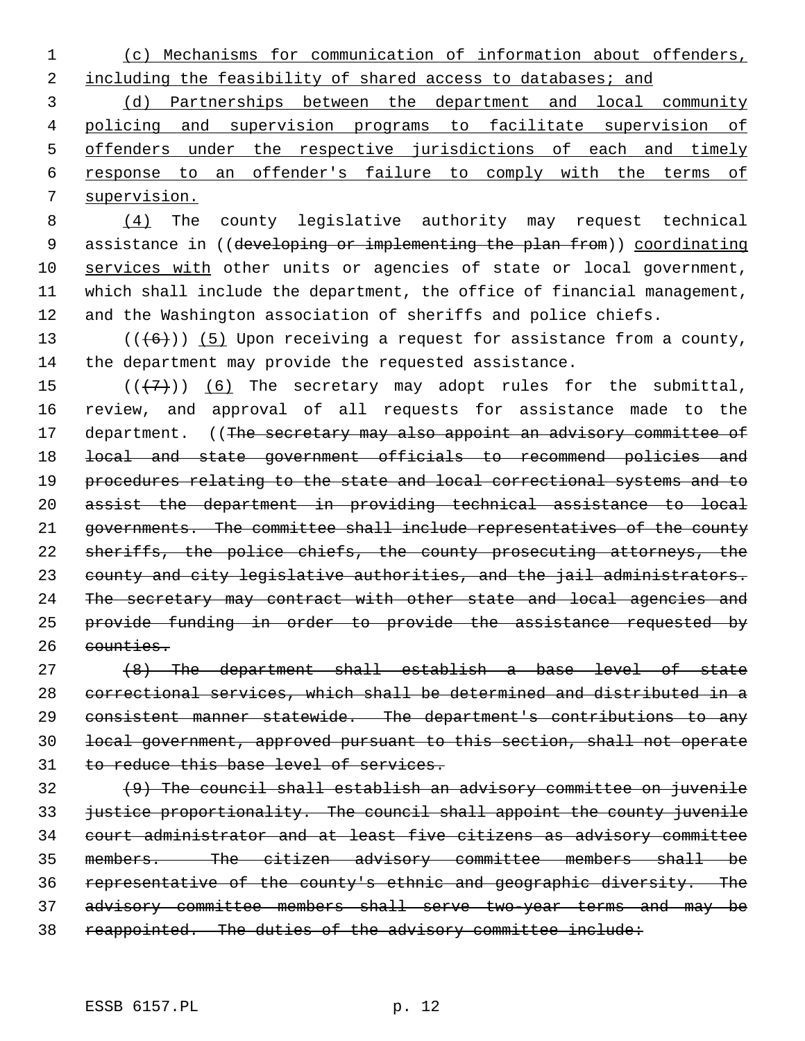(c) Mechanisms for communication of information about offenders, including the feasibility of shared access to databases; and

(d) Partnerships between the department and local community policing and supervision programs to facilitate supervision of offenders under the respective jurisdictions of each and timely response to an offender's failure to comply with the terms of supervision.

(4) The county legislative authority may request technical assistance in ((~~developing or implementing the plan from~~)) coordinating services with other units or agencies of state or local government, which shall include the department, the office of financial management, and the Washington association of sheriffs and police chiefs.

((~~(6)~~)) (5) Upon receiving a request for assistance from a county, the department may provide the requested assistance.

((~~(7)~~)) (6) The secretary may adopt rules for the submittal, review, and approval of all requests for assistance made to the department. ((~~The secretary may also appoint an advisory committee of local and state government officials to recommend policies and procedures relating to the state and local correctional systems and to assist the department in providing technical assistance to local governments. The committee shall include representatives of the county sheriffs, the police chiefs, the county prosecuting attorneys, the county and city legislative authorities, and the jail administrators. The secretary may contract with other state and local agencies and provide funding in order to provide the assistance requested by counties.~~

~~(8) The department shall establish a base level of state correctional services, which shall be determined and distributed in a consistent manner statewide. The department's contributions to any local government, approved pursuant to this section, shall not operate to reduce this base level of services.~~

~~(9) The council shall establish an advisory committee on juvenile justice proportionality. The council shall appoint the county juvenile court administrator and at least five citizens as advisory committee members. The citizen advisory committee members shall be representative of the county's ethnic and geographic diversity. The advisory committee members shall serve two-year terms and may be reappointed. The duties of the advisory committee include:~~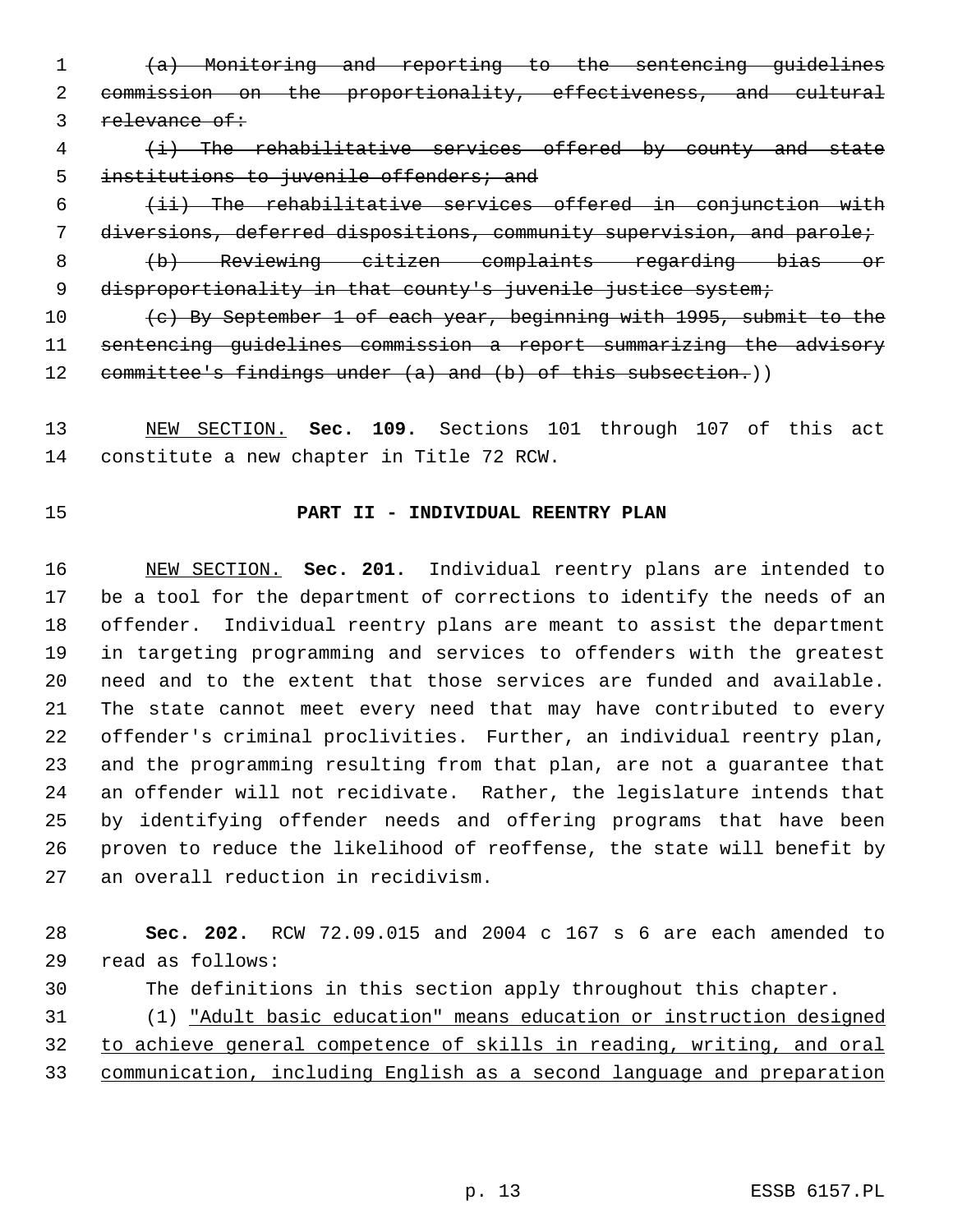~~(a) Monitoring and reporting to the sentencing guidelines commission on the proportionality, effectiveness, and cultural relevance of:~~

~~(i) The rehabilitative services offered by county and state institutions to juvenile offenders; and~~

~~(ii) The rehabilitative services offered in conjunction with diversions, deferred dispositions, community supervision, and parole;~~

~~(b) Reviewing citizen complaints regarding bias or disproportionality in that county's juvenile justice system;~~

~~(c) By September 1 of each year, beginning with 1995, submit to the sentencing guidelines commission a report summarizing the advisory committee's findings under (a) and (b) of this subsection.~~))

<u>NEW SECTION.</u> **Sec. 109.** Sections 101 through 107 of this act constitute a new chapter in Title 72 RCW.

## PART II - INDIVIDUAL REENTRY PLAN

<u>NEW SECTION.</u> **Sec. 201.** Individual reentry plans are intended to be a tool for the department of corrections to identify the needs of an offender. Individual reentry plans are meant to assist the department in targeting programming and services to offenders with the greatest need and to the extent that those services are funded and available. The state cannot meet every need that may have contributed to every offender's criminal proclivities. Further, an individual reentry plan, and the programming resulting from that plan, are not a guarantee that an offender will not recidivate. Rather, the legislature intends that by identifying offender needs and offering programs that have been proven to reduce the likelihood of reoffense, the state will benefit by an overall reduction in recidivism.

**Sec. 202.** RCW 72.09.015 and 2004 c 167 s 6 are each amended to read as follows:

The definitions in this section apply throughout this chapter.

(1) <u>"Adult basic education" means education or instruction designed to achieve general competence of skills in reading, writing, and oral communication, including English as a second language and preparation</u>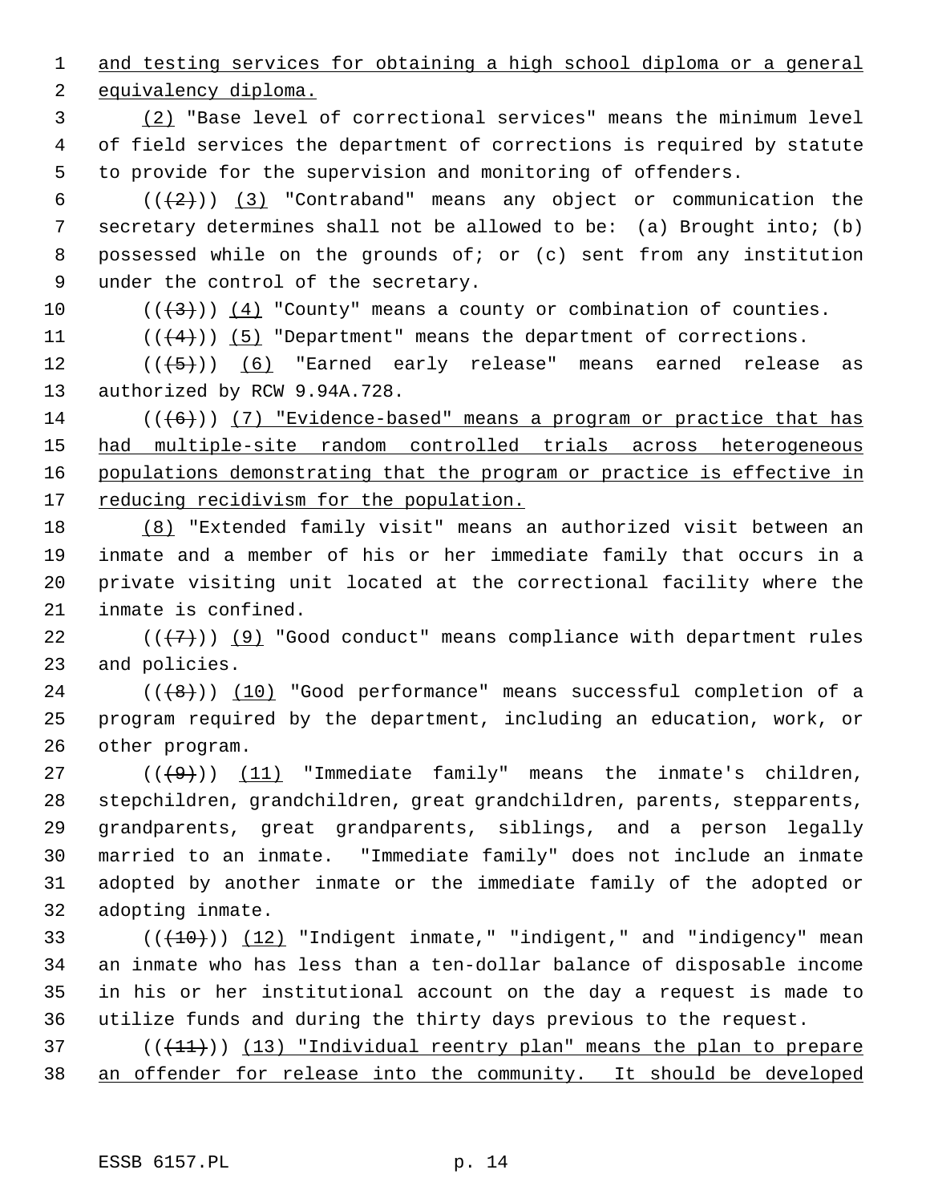and testing services for obtaining a high school diploma or a general equivalency diploma.

(2) "Base level of correctional services" means the minimum level of field services the department of corrections is required by statute to provide for the supervision and monitoring of offenders.

(((2))) (3) "Contraband" means any object or communication the secretary determines shall not be allowed to be: (a) Brought into; (b) possessed while on the grounds of; or (c) sent from any institution under the control of the secretary.

(((3))) (4) "County" means a county or combination of counties.

(((4))) (5) "Department" means the department of corrections.

(((5))) (6) "Earned early release" means earned release as authorized by RCW 9.94A.728.

(((6))) (7) "Evidence-based" means a program or practice that has had multiple-site random controlled trials across heterogeneous populations demonstrating that the program or practice is effective in reducing recidivism for the population.

(8) "Extended family visit" means an authorized visit between an inmate and a member of his or her immediate family that occurs in a private visiting unit located at the correctional facility where the inmate is confined.

(((7))) (9) "Good conduct" means compliance with department rules and policies.

(((8))) (10) "Good performance" means successful completion of a program required by the department, including an education, work, or other program.

(((9))) (11) "Immediate family" means the inmate's children, stepchildren, grandchildren, great grandchildren, parents, stepparents, grandparents, great grandparents, siblings, and a person legally married to an inmate. "Immediate family" does not include an inmate adopted by another inmate or the immediate family of the adopted or adopting inmate.

(((10))) (12) "Indigent inmate," "indigent," and "indigency" mean an inmate who has less than a ten-dollar balance of disposable income in his or her institutional account on the day a request is made to utilize funds and during the thirty days previous to the request.

(((11))) (13) "Individual reentry plan" means the plan to prepare an offender for release into the community. It should be developed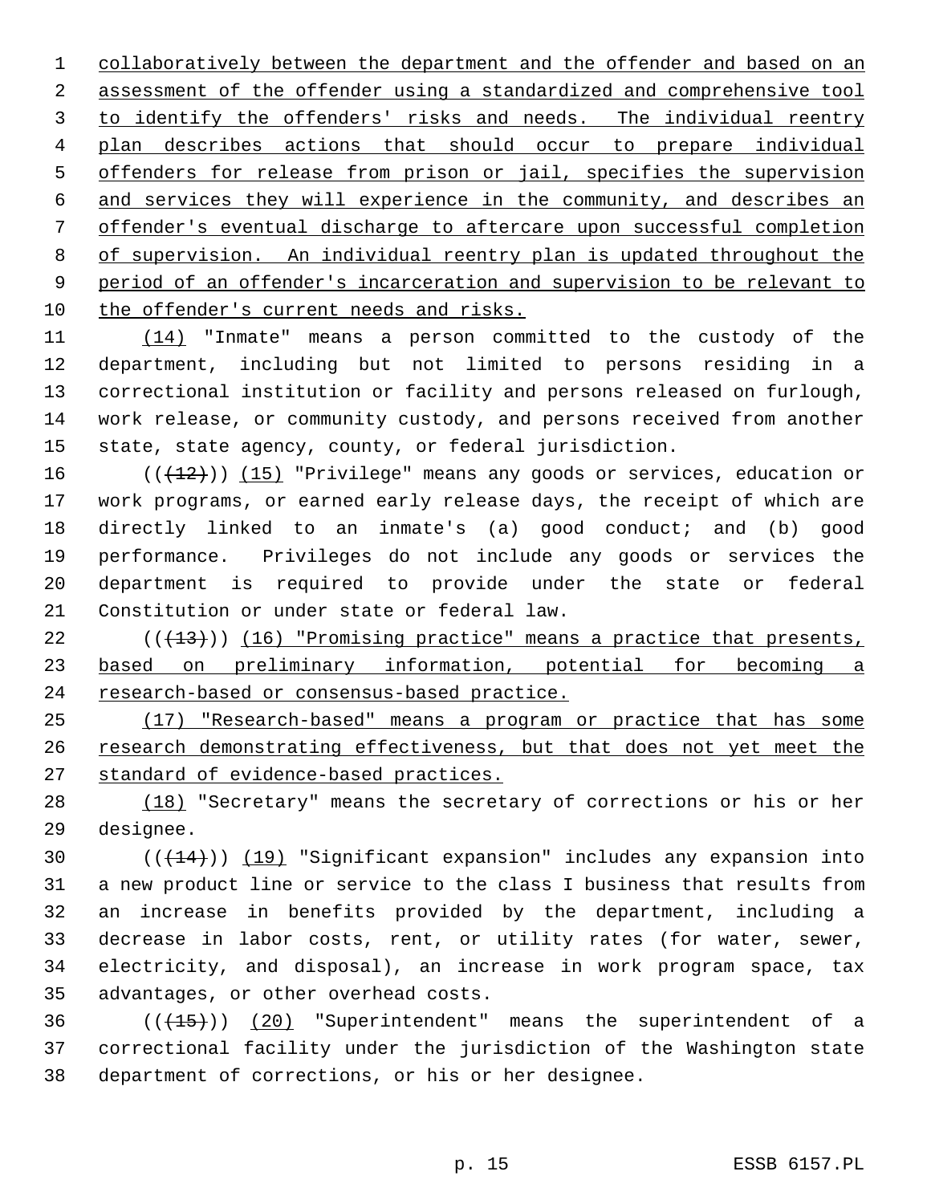collaboratively between the department and the offender and based on an assessment of the offender using a standardized and comprehensive tool to identify the offenders' risks and needs. The individual reentry plan describes actions that should occur to prepare individual offenders for release from prison or jail, specifies the supervision and services they will experience in the community, and describes an offender's eventual discharge to aftercare upon successful completion of supervision. An individual reentry plan is updated throughout the period of an offender's incarceration and supervision to be relevant to the offender's current needs and risks.

(14) "Inmate" means a person committed to the custody of the department, including but not limited to persons residing in a correctional institution or facility and persons released on furlough, work release, or community custody, and persons received from another state, state agency, county, or federal jurisdiction.

(((12))) (15) "Privilege" means any goods or services, education or work programs, or earned early release days, the receipt of which are directly linked to an inmate's (a) good conduct; and (b) good performance. Privileges do not include any goods or services the department is required to provide under the state or federal Constitution or under state or federal law.

(((13))) (16) "Promising practice" means a practice that presents, based on preliminary information, potential for becoming a research-based or consensus-based practice.

(17) "Research-based" means a program or practice that has some research demonstrating effectiveness, but that does not yet meet the standard of evidence-based practices.

(18) "Secretary" means the secretary of corrections or his or her designee.

(((14))) (19) "Significant expansion" includes any expansion into a new product line or service to the class I business that results from an increase in benefits provided by the department, including a decrease in labor costs, rent, or utility rates (for water, sewer, electricity, and disposal), an increase in work program space, tax advantages, or other overhead costs.

(((15))) (20) "Superintendent" means the superintendent of a correctional facility under the jurisdiction of the Washington state department of corrections, or his or her designee.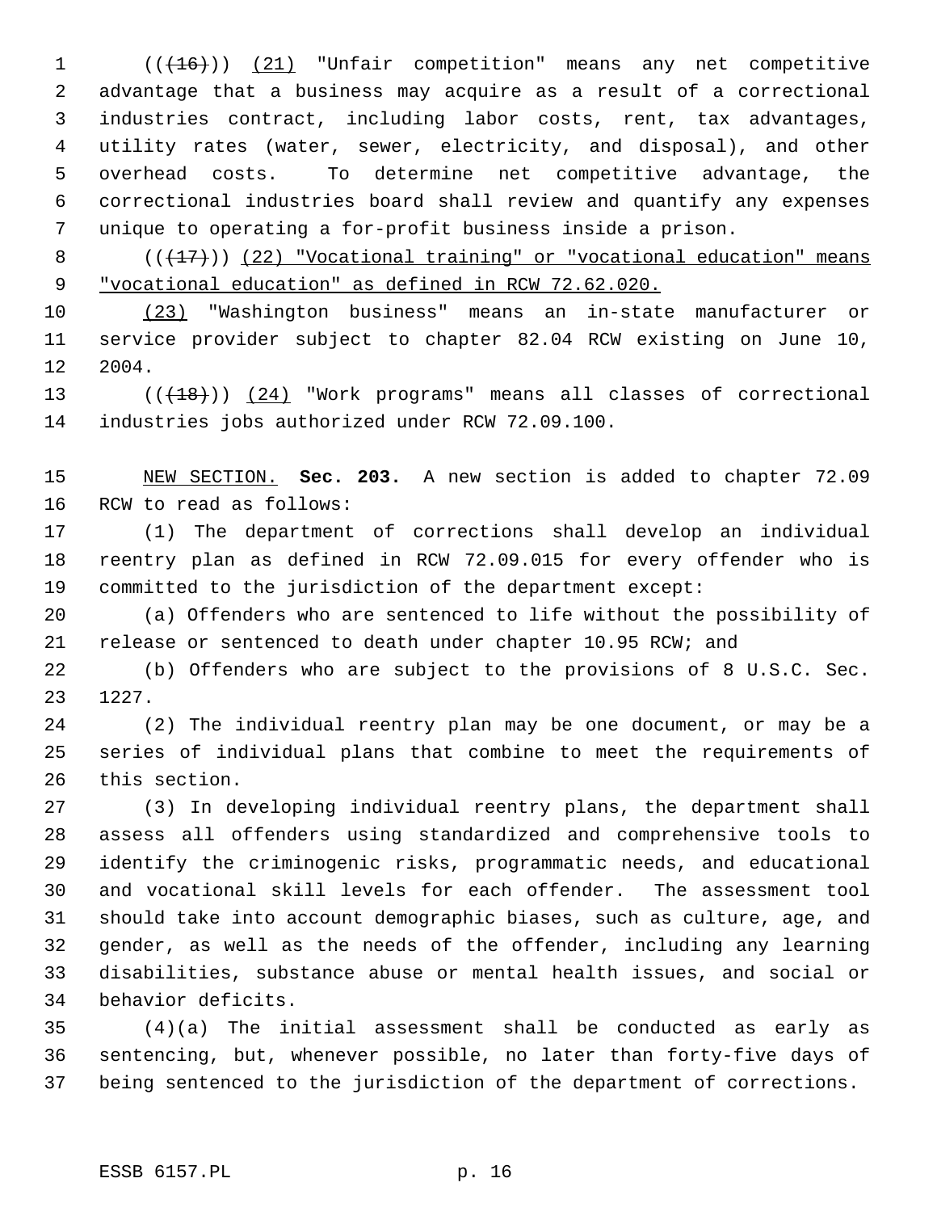(( ~~(16)~~ )) (21) "Unfair competition" means any net competitive advantage that a business may acquire as a result of a correctional industries contract, including labor costs, rent, tax advantages, utility rates (water, sewer, electricity, and disposal), and other overhead costs. To determine net competitive advantage, the correctional industries board shall review and quantify any expenses unique to operating a for-profit business inside a prison.

(( ~~(17)~~ )) (22) "Vocational training" or "vocational education" means "vocational education" as defined in RCW 72.62.020.

(23) "Washington business" means an in-state manufacturer or service provider subject to chapter 82.04 RCW existing on June 10, 2004.

(( ~~(18)~~ )) (24) "Work programs" means all classes of correctional industries jobs authorized under RCW 72.09.100.

NEW SECTION. **Sec. 203.** A new section is added to chapter 72.09 RCW to read as follows:

(1) The department of corrections shall develop an individual reentry plan as defined in RCW 72.09.015 for every offender who is committed to the jurisdiction of the department except:

(a) Offenders who are sentenced to life without the possibility of release or sentenced to death under chapter 10.95 RCW; and

(b) Offenders who are subject to the provisions of 8 U.S.C. Sec. 1227.

(2) The individual reentry plan may be one document, or may be a series of individual plans that combine to meet the requirements of this section.

(3) In developing individual reentry plans, the department shall assess all offenders using standardized and comprehensive tools to identify the criminogenic risks, programmatic needs, and educational and vocational skill levels for each offender. The assessment tool should take into account demographic biases, such as culture, age, and gender, as well as the needs of the offender, including any learning disabilities, substance abuse or mental health issues, and social or behavior deficits.

(4)(a) The initial assessment shall be conducted as early as sentencing, but, whenever possible, no later than forty-five days of being sentenced to the jurisdiction of the department of corrections.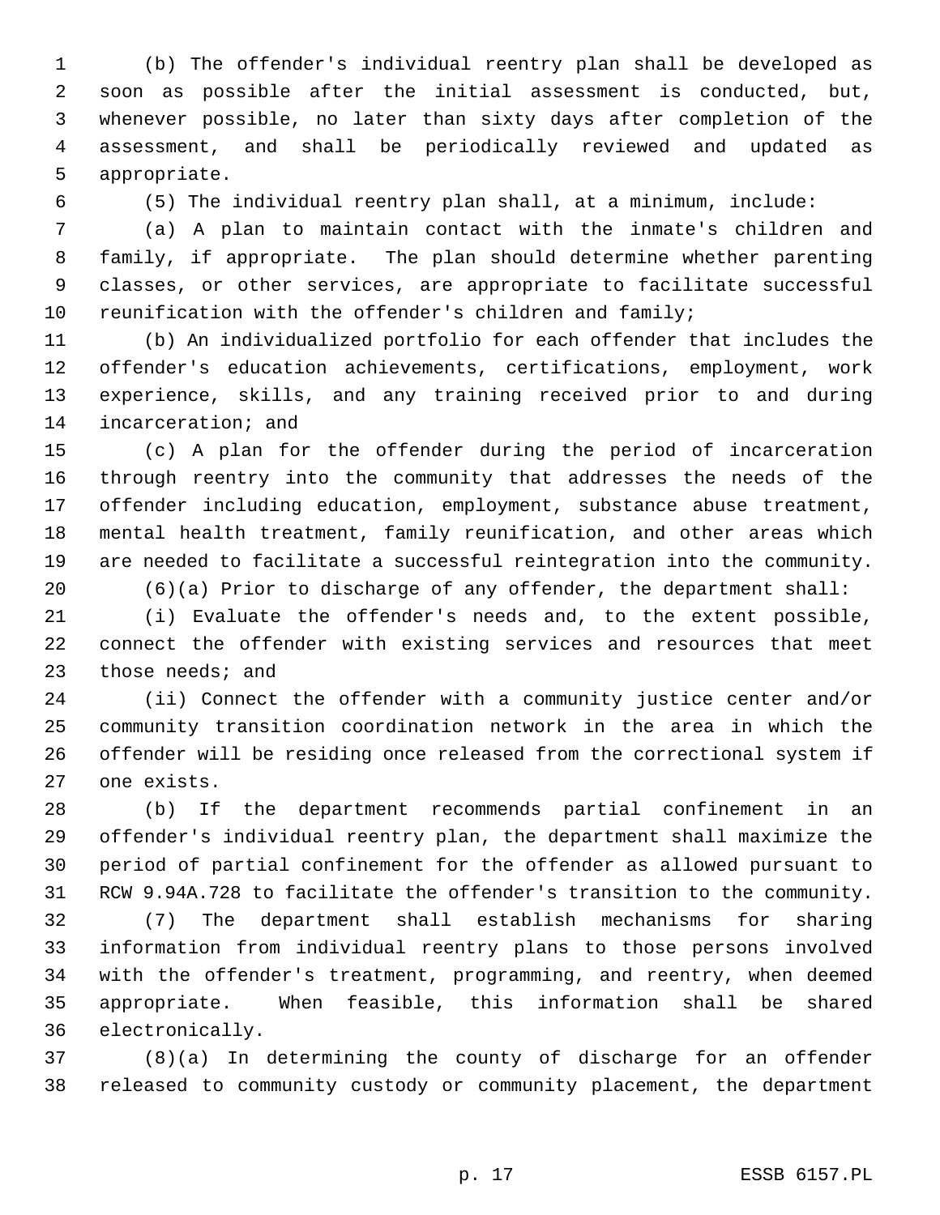(b) The offender's individual reentry plan shall be developed as soon as possible after the initial assessment is conducted, but, whenever possible, no later than sixty days after completion of the assessment, and shall be periodically reviewed and updated as appropriate.

(5) The individual reentry plan shall, at a minimum, include:

(a) A plan to maintain contact with the inmate's children and family, if appropriate. The plan should determine whether parenting classes, or other services, are appropriate to facilitate successful reunification with the offender's children and family;

(b) An individualized portfolio for each offender that includes the offender's education achievements, certifications, employment, work experience, skills, and any training received prior to and during incarceration; and

(c) A plan for the offender during the period of incarceration through reentry into the community that addresses the needs of the offender including education, employment, substance abuse treatment, mental health treatment, family reunification, and other areas which are needed to facilitate a successful reintegration into the community.

(6)(a) Prior to discharge of any offender, the department shall:

(i) Evaluate the offender's needs and, to the extent possible, connect the offender with existing services and resources that meet those needs; and

(ii) Connect the offender with a community justice center and/or community transition coordination network in the area in which the offender will be residing once released from the correctional system if one exists.

(b) If the department recommends partial confinement in an offender's individual reentry plan, the department shall maximize the period of partial confinement for the offender as allowed pursuant to RCW 9.94A.728 to facilitate the offender's transition to the community.

(7) The department shall establish mechanisms for sharing information from individual reentry plans to those persons involved with the offender's treatment, programming, and reentry, when deemed appropriate. When feasible, this information shall be shared electronically.

(8)(a) In determining the county of discharge for an offender released to community custody or community placement, the department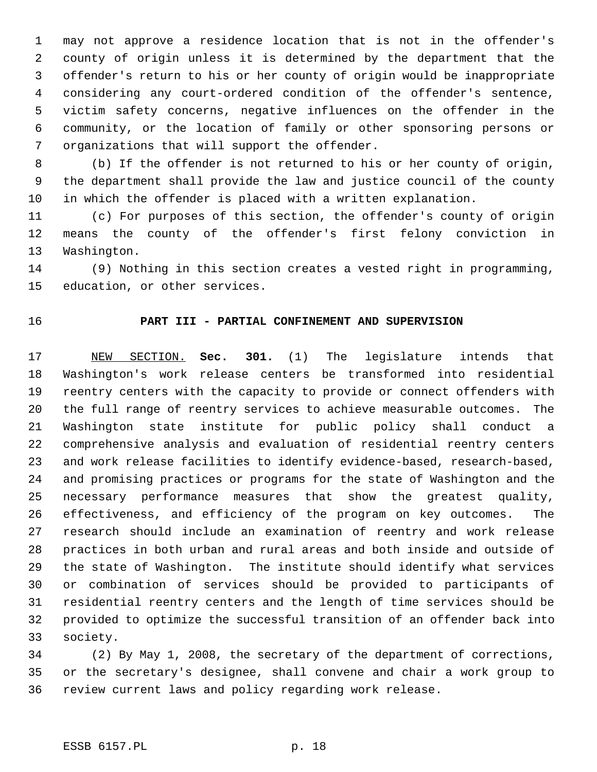may not approve a residence location that is not in the offender's county of origin unless it is determined by the department that the offender's return to his or her county of origin would be inappropriate considering any court-ordered condition of the offender's sentence, victim safety concerns, negative influences on the offender in the community, or the location of family or other sponsoring persons or organizations that will support the offender.

(b) If the offender is not returned to his or her county of origin, the department shall provide the law and justice council of the county in which the offender is placed with a written explanation.

(c) For purposes of this section, the offender's county of origin means the county of the offender's first felony conviction in Washington.

(9) Nothing in this section creates a vested right in programming, education, or other services.

## PART III - PARTIAL CONFINEMENT AND SUPERVISION

NEW SECTION. **Sec. 301.** (1) The legislature intends that Washington's work release centers be transformed into residential reentry centers with the capacity to provide or connect offenders with the full range of reentry services to achieve measurable outcomes. The Washington state institute for public policy shall conduct a comprehensive analysis and evaluation of residential reentry centers and work release facilities to identify evidence-based, research-based, and promising practices or programs for the state of Washington and the necessary performance measures that show the greatest quality, effectiveness, and efficiency of the program on key outcomes. The research should include an examination of reentry and work release practices in both urban and rural areas and both inside and outside of the state of Washington. The institute should identify what services or combination of services should be provided to participants of residential reentry centers and the length of time services should be provided to optimize the successful transition of an offender back into society.

(2) By May 1, 2008, the secretary of the department of corrections, or the secretary's designee, shall convene and chair a work group to review current laws and policy regarding work release.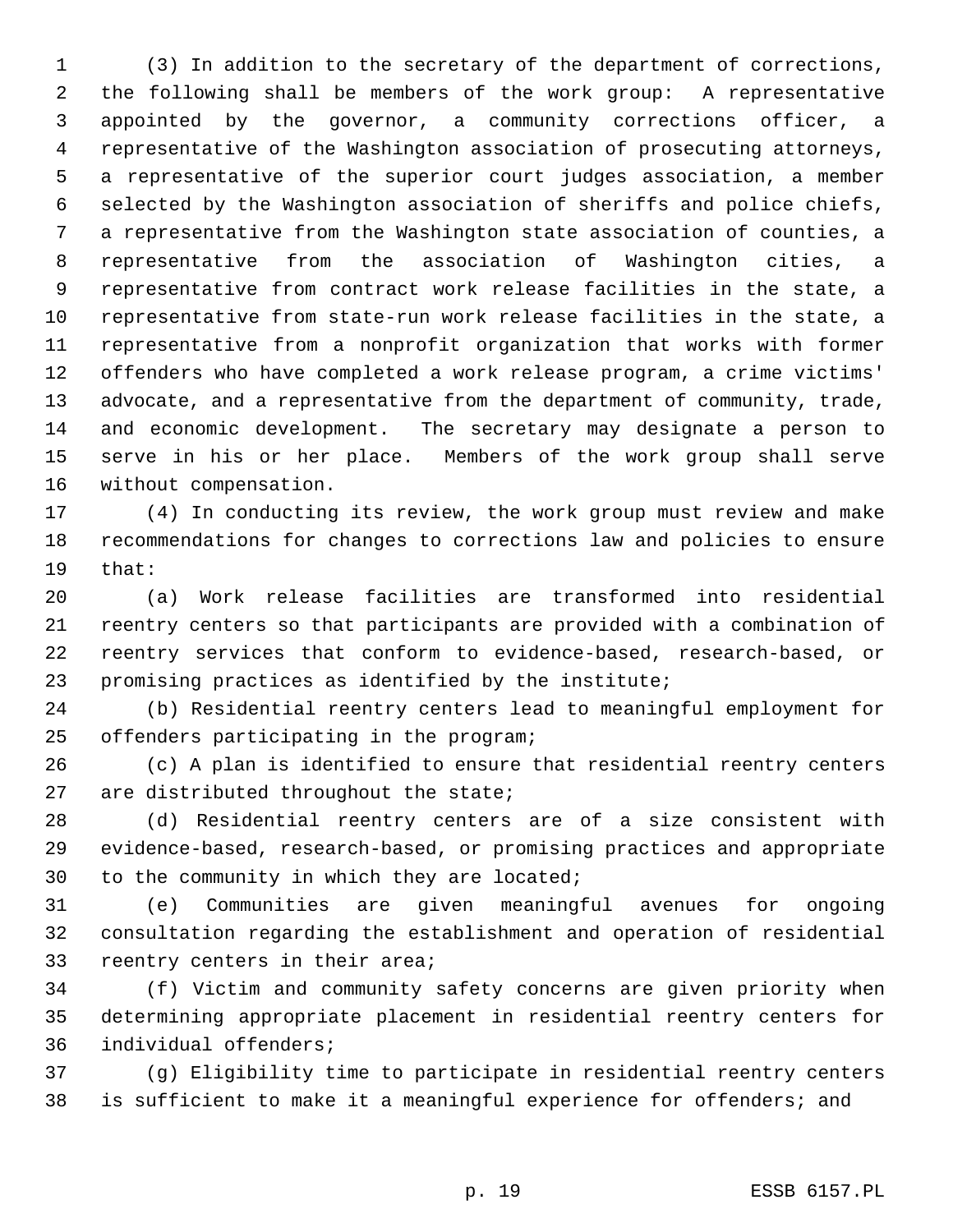(3) In addition to the secretary of the department of corrections, the following shall be members of the work group: A representative appointed by the governor, a community corrections officer, a representative of the Washington association of prosecuting attorneys, a representative of the superior court judges association, a member selected by the Washington association of sheriffs and police chiefs, a representative from the Washington state association of counties, a representative from the association of Washington cities, a representative from contract work release facilities in the state, a representative from state-run work release facilities in the state, a representative from a nonprofit organization that works with former offenders who have completed a work release program, a crime victims' advocate, and a representative from the department of community, trade, and economic development. The secretary may designate a person to serve in his or her place. Members of the work group shall serve without compensation.

(4) In conducting its review, the work group must review and make recommendations for changes to corrections law and policies to ensure that:

(a) Work release facilities are transformed into residential reentry centers so that participants are provided with a combination of reentry services that conform to evidence-based, research-based, or promising practices as identified by the institute;

(b) Residential reentry centers lead to meaningful employment for offenders participating in the program;

(c) A plan is identified to ensure that residential reentry centers are distributed throughout the state;

(d) Residential reentry centers are of a size consistent with evidence-based, research-based, or promising practices and appropriate to the community in which they are located;

(e) Communities are given meaningful avenues for ongoing consultation regarding the establishment and operation of residential reentry centers in their area;

(f) Victim and community safety concerns are given priority when determining appropriate placement in residential reentry centers for individual offenders;

(g) Eligibility time to participate in residential reentry centers is sufficient to make it a meaningful experience for offenders; and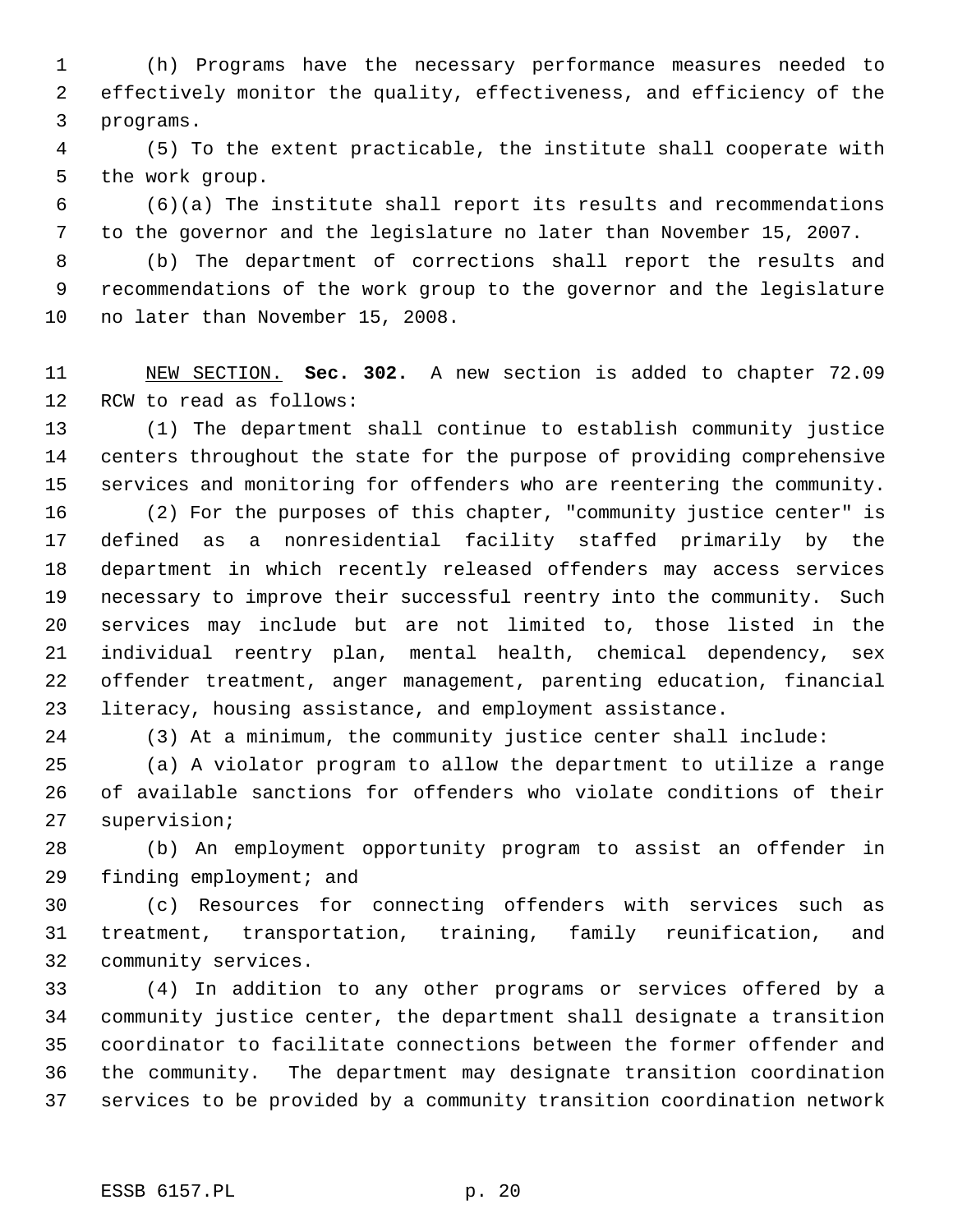(h) Programs have the necessary performance measures needed to effectively monitor the quality, effectiveness, and efficiency of the programs.

(5) To the extent practicable, the institute shall cooperate with the work group.

(6)(a) The institute shall report its results and recommendations to the governor and the legislature no later than November 15, 2007.

(b) The department of corrections shall report the results and recommendations of the work group to the governor and the legislature no later than November 15, 2008.

NEW SECTION. **Sec. 302.** A new section is added to chapter 72.09 RCW to read as follows:

(1) The department shall continue to establish community justice centers throughout the state for the purpose of providing comprehensive services and monitoring for offenders who are reentering the community.

(2) For the purposes of this chapter, "community justice center" is defined as a nonresidential facility staffed primarily by the department in which recently released offenders may access services necessary to improve their successful reentry into the community. Such services may include but are not limited to, those listed in the individual reentry plan, mental health, chemical dependency, sex offender treatment, anger management, parenting education, financial literacy, housing assistance, and employment assistance.

(3) At a minimum, the community justice center shall include:

(a) A violator program to allow the department to utilize a range of available sanctions for offenders who violate conditions of their supervision;

(b) An employment opportunity program to assist an offender in finding employment; and

(c) Resources for connecting offenders with services such as treatment, transportation, training, family reunification, and community services.

(4) In addition to any other programs or services offered by a community justice center, the department shall designate a transition coordinator to facilitate connections between the former offender and the community. The department may designate transition coordination services to be provided by a community transition coordination network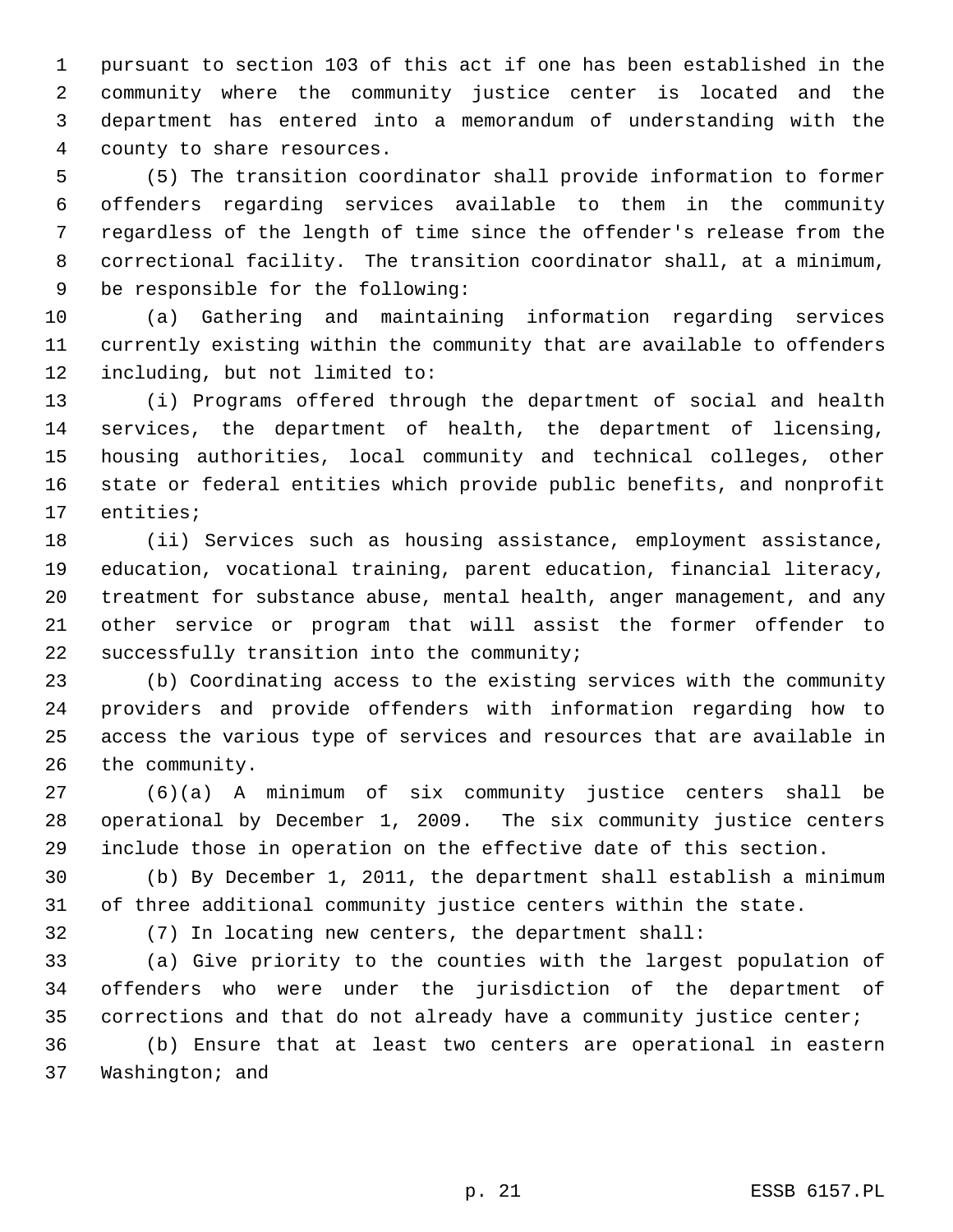pursuant to section 103 of this act if one has been established in the community where the community justice center is located and the department has entered into a memorandum of understanding with the county to share resources.

(5) The transition coordinator shall provide information to former offenders regarding services available to them in the community regardless of the length of time since the offender's release from the correctional facility. The transition coordinator shall, at a minimum, be responsible for the following:

(a) Gathering and maintaining information regarding services currently existing within the community that are available to offenders including, but not limited to:

(i) Programs offered through the department of social and health services, the department of health, the department of licensing, housing authorities, local community and technical colleges, other state or federal entities which provide public benefits, and nonprofit entities;

(ii) Services such as housing assistance, employment assistance, education, vocational training, parent education, financial literacy, treatment for substance abuse, mental health, anger management, and any other service or program that will assist the former offender to successfully transition into the community;

(b) Coordinating access to the existing services with the community providers and provide offenders with information regarding how to access the various type of services and resources that are available in the community.

(6)(a) A minimum of six community justice centers shall be operational by December 1, 2009. The six community justice centers include those in operation on the effective date of this section.

(b) By December 1, 2011, the department shall establish a minimum of three additional community justice centers within the state.

(7) In locating new centers, the department shall:

(a) Give priority to the counties with the largest population of offenders who were under the jurisdiction of the department of corrections and that do not already have a community justice center;

(b) Ensure that at least two centers are operational in eastern Washington; and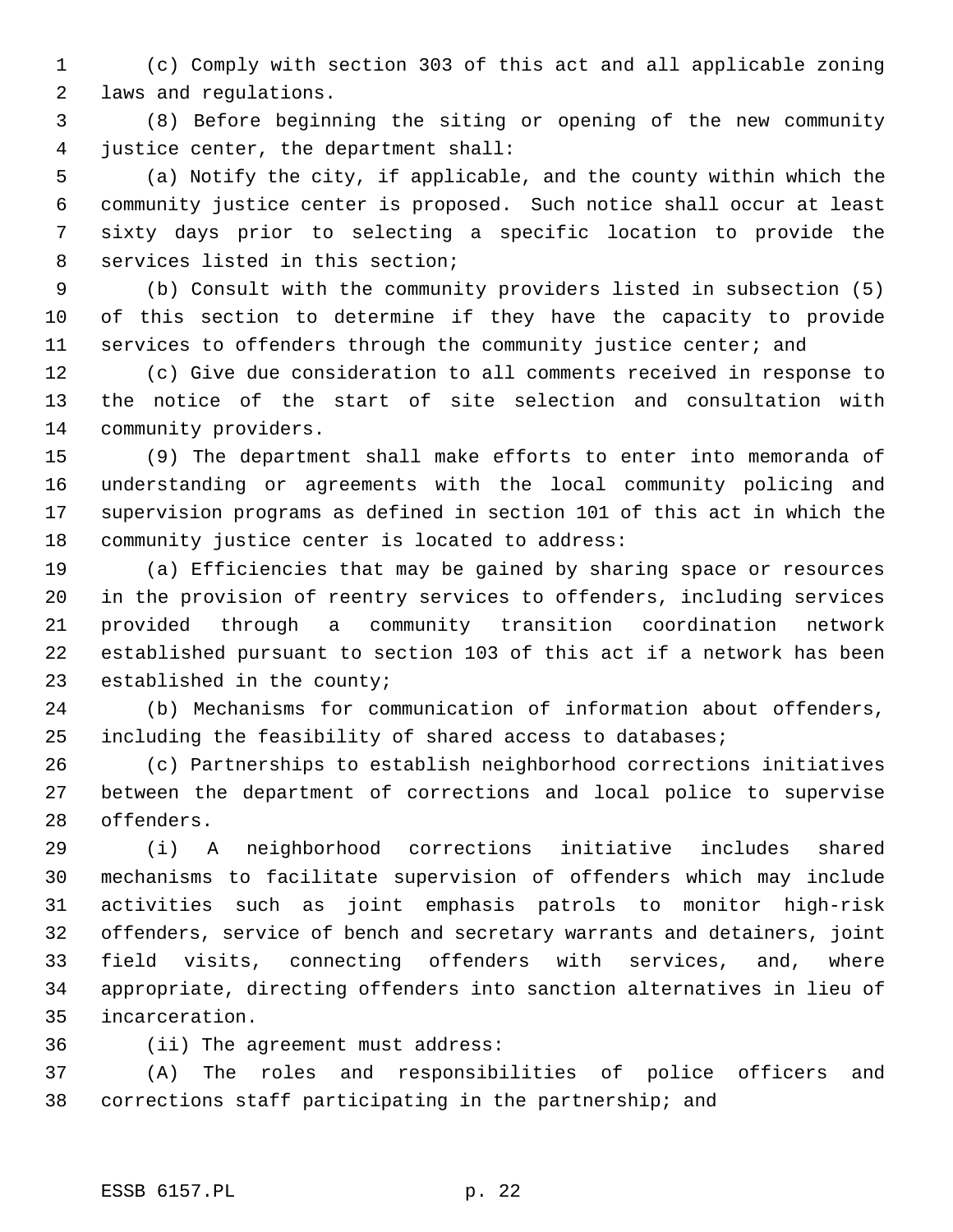(c) Comply with section 303 of this act and all applicable zoning laws and regulations.

(8) Before beginning the siting or opening of the new community justice center, the department shall:

(a) Notify the city, if applicable, and the county within which the community justice center is proposed. Such notice shall occur at least sixty days prior to selecting a specific location to provide the services listed in this section;

(b) Consult with the community providers listed in subsection (5) of this section to determine if they have the capacity to provide services to offenders through the community justice center; and

(c) Give due consideration to all comments received in response to the notice of the start of site selection and consultation with community providers.

(9) The department shall make efforts to enter into memoranda of understanding or agreements with the local community policing and supervision programs as defined in section 101 of this act in which the community justice center is located to address:

(a) Efficiencies that may be gained by sharing space or resources in the provision of reentry services to offenders, including services provided through a community transition coordination network established pursuant to section 103 of this act if a network has been established in the county;

(b) Mechanisms for communication of information about offenders, including the feasibility of shared access to databases;

(c) Partnerships to establish neighborhood corrections initiatives between the department of corrections and local police to supervise offenders.

(i) A neighborhood corrections initiative includes shared mechanisms to facilitate supervision of offenders which may include activities such as joint emphasis patrols to monitor high-risk offenders, service of bench and secretary warrants and detainers, joint field visits, connecting offenders with services, and, where appropriate, directing offenders into sanction alternatives in lieu of incarceration.

(ii) The agreement must address:

(A) The roles and responsibilities of police officers and corrections staff participating in the partnership; and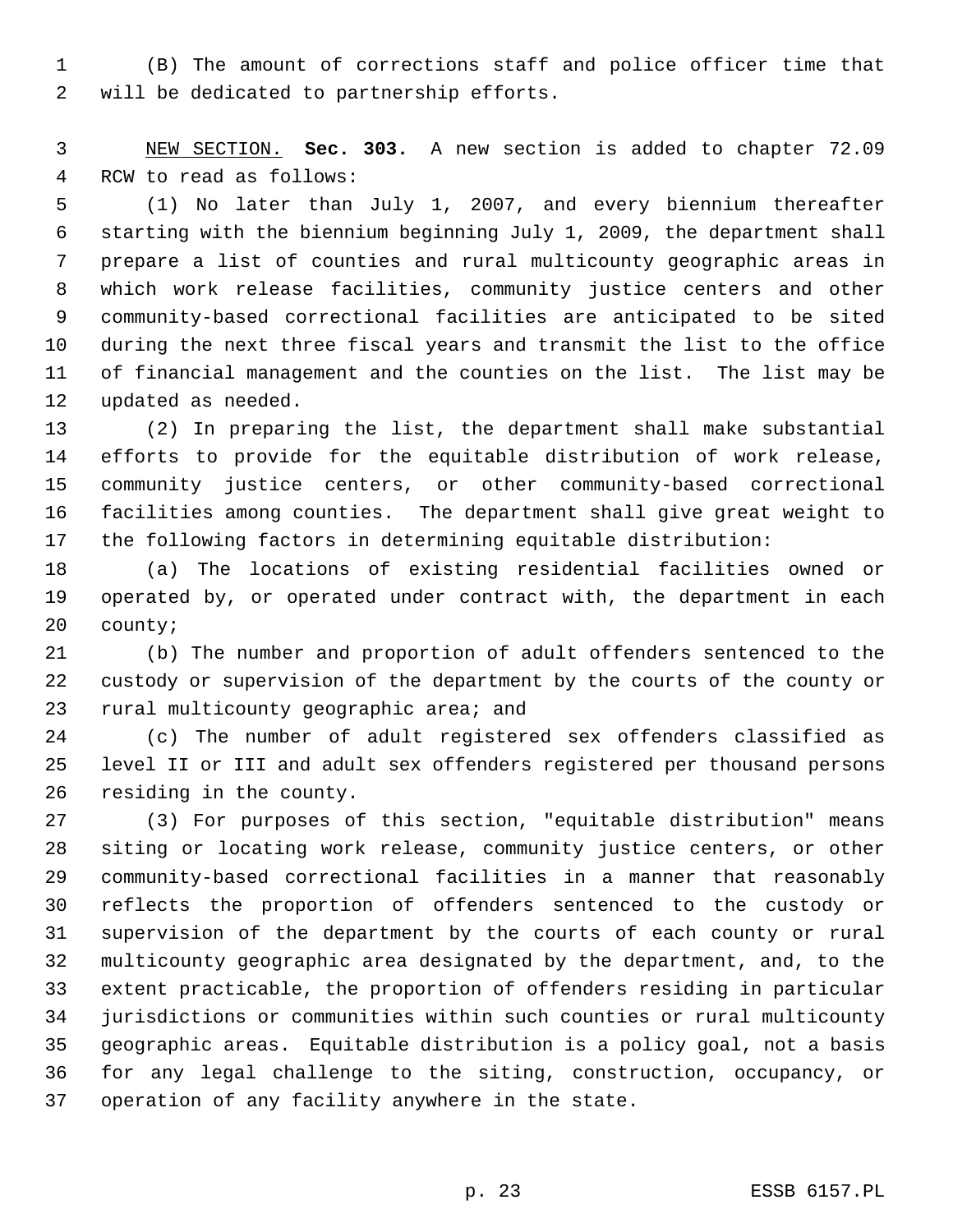(B) The amount of corrections staff and police officer time that will be dedicated to partnership efforts.

NEW SECTION. **Sec. 303.** A new section is added to chapter 72.09 RCW to read as follows:

(1) No later than July 1, 2007, and every biennium thereafter starting with the biennium beginning July 1, 2009, the department shall prepare a list of counties and rural multicounty geographic areas in which work release facilities, community justice centers and other community-based correctional facilities are anticipated to be sited during the next three fiscal years and transmit the list to the office of financial management and the counties on the list. The list may be updated as needed.

(2) In preparing the list, the department shall make substantial efforts to provide for the equitable distribution of work release, community justice centers, or other community-based correctional facilities among counties. The department shall give great weight to the following factors in determining equitable distribution:

(a) The locations of existing residential facilities owned or operated by, or operated under contract with, the department in each county;

(b) The number and proportion of adult offenders sentenced to the custody or supervision of the department by the courts of the county or rural multicounty geographic area; and

(c) The number of adult registered sex offenders classified as level II or III and adult sex offenders registered per thousand persons residing in the county.

(3) For purposes of this section, "equitable distribution" means siting or locating work release, community justice centers, or other community-based correctional facilities in a manner that reasonably reflects the proportion of offenders sentenced to the custody or supervision of the department by the courts of each county or rural multicounty geographic area designated by the department, and, to the extent practicable, the proportion of offenders residing in particular jurisdictions or communities within such counties or rural multicounty geographic areas. Equitable distribution is a policy goal, not a basis for any legal challenge to the siting, construction, occupancy, or operation of any facility anywhere in the state.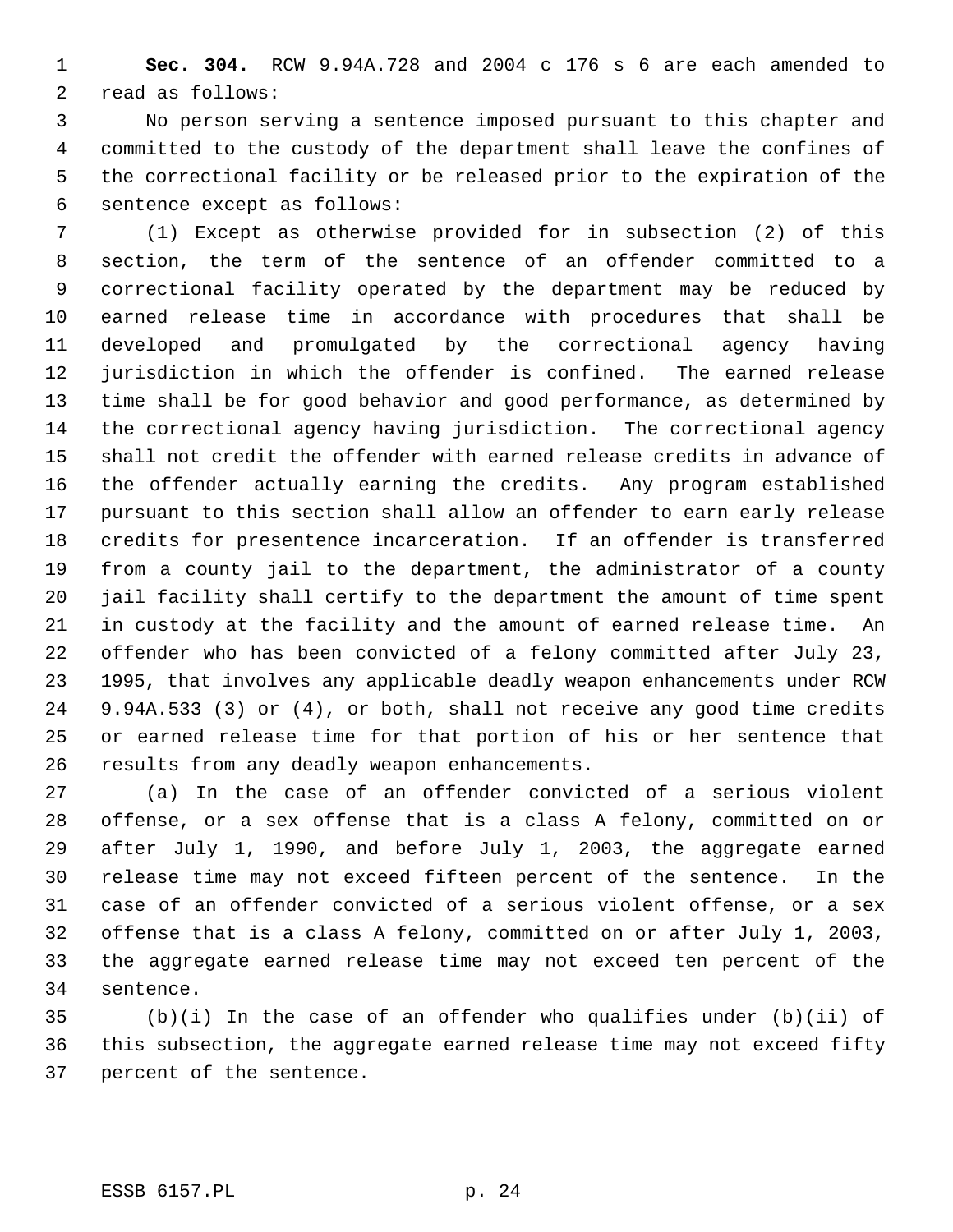**Sec. 304.** RCW 9.94A.728 and 2004 c 176 s 6 are each amended to read as follows:

No person serving a sentence imposed pursuant to this chapter and committed to the custody of the department shall leave the confines of the correctional facility or be released prior to the expiration of the sentence except as follows:

(1) Except as otherwise provided for in subsection (2) of this section, the term of the sentence of an offender committed to a correctional facility operated by the department may be reduced by earned release time in accordance with procedures that shall be developed and promulgated by the correctional agency having jurisdiction in which the offender is confined. The earned release time shall be for good behavior and good performance, as determined by the correctional agency having jurisdiction. The correctional agency shall not credit the offender with earned release credits in advance of the offender actually earning the credits. Any program established pursuant to this section shall allow an offender to earn early release credits for presentence incarceration. If an offender is transferred from a county jail to the department, the administrator of a county jail facility shall certify to the department the amount of time spent in custody at the facility and the amount of earned release time. An offender who has been convicted of a felony committed after July 23, 1995, that involves any applicable deadly weapon enhancements under RCW 9.94A.533 (3) or (4), or both, shall not receive any good time credits or earned release time for that portion of his or her sentence that results from any deadly weapon enhancements.

(a) In the case of an offender convicted of a serious violent offense, or a sex offense that is a class A felony, committed on or after July 1, 1990, and before July 1, 2003, the aggregate earned release time may not exceed fifteen percent of the sentence. In the case of an offender convicted of a serious violent offense, or a sex offense that is a class A felony, committed on or after July 1, 2003, the aggregate earned release time may not exceed ten percent of the sentence.

(b)(i) In the case of an offender who qualifies under (b)(ii) of this subsection, the aggregate earned release time may not exceed fifty percent of the sentence.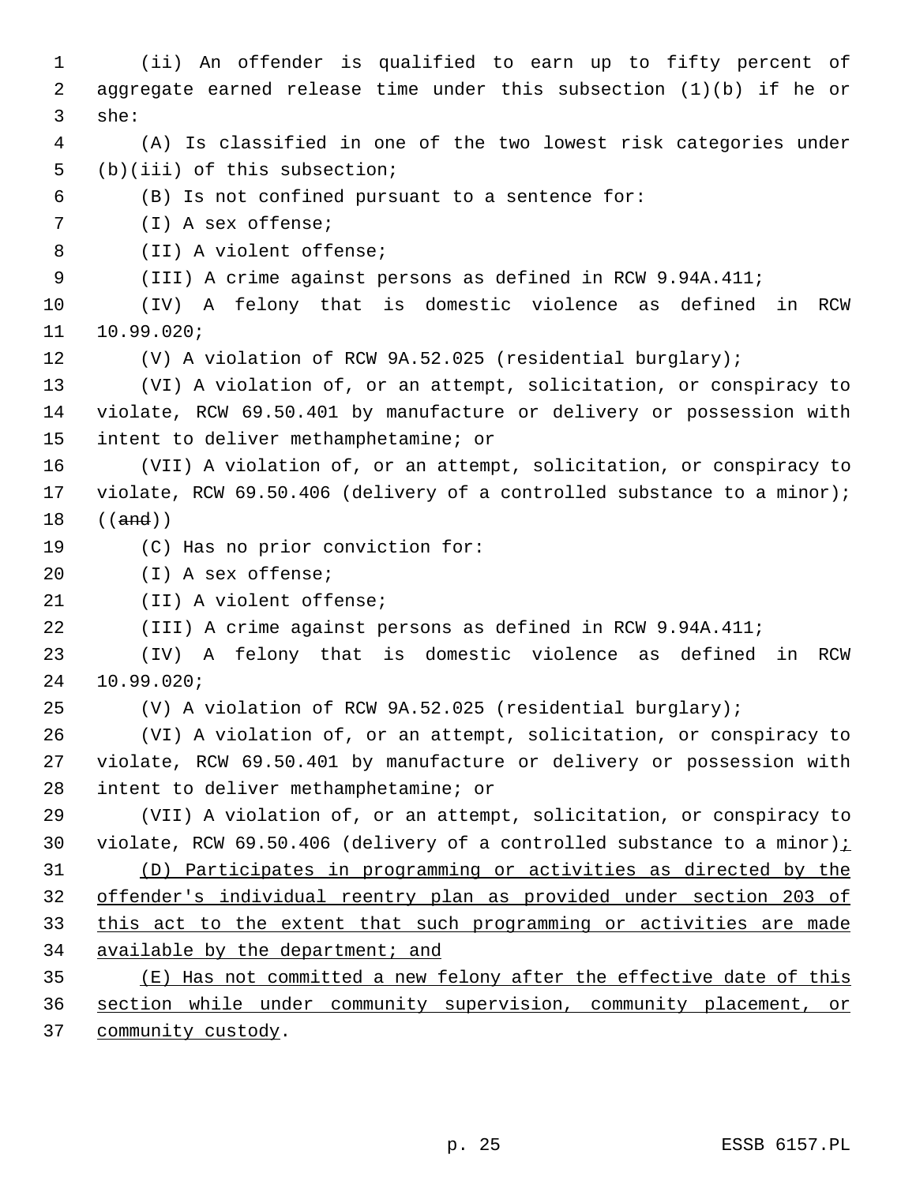(ii) An offender is qualified to earn up to fifty percent of aggregate earned release time under this subsection (1)(b) if he or she:

(A) Is classified in one of the two lowest risk categories under (b)(iii) of this subsection;

(B) Is not confined pursuant to a sentence for:

(I) A sex offense;

(II) A violent offense;

(III) A crime against persons as defined in RCW 9.94A.411;

(IV) A felony that is domestic violence as defined in RCW 10.99.020;

(V) A violation of RCW 9A.52.025 (residential burglary);

(VI) A violation of, or an attempt, solicitation, or conspiracy to violate, RCW 69.50.401 by manufacture or delivery or possession with intent to deliver methamphetamine; or

(VII) A violation of, or an attempt, solicitation, or conspiracy to violate, RCW 69.50.406 (delivery of a controlled substance to a minor); ((~~and~~))

(C) Has no prior conviction for:

(I) A sex offense;

(II) A violent offense;

(III) A crime against persons as defined in RCW 9.94A.411;

(IV) A felony that is domestic violence as defined in RCW 10.99.020;

(V) A violation of RCW 9A.52.025 (residential burglary);

(VI) A violation of, or an attempt, solicitation, or conspiracy to violate, RCW 69.50.401 by manufacture or delivery or possession with intent to deliver methamphetamine; or

(VII) A violation of, or an attempt, solicitation, or conspiracy to violate, RCW 69.50.406 (delivery of a controlled substance to a minor)<u>;</u>

<u>(D) Participates in programming or activities as directed by the offender's individual reentry plan as provided under section 203 of this act to the extent that such programming or activities are made available by the department; and</u>

<u>(E) Has not committed a new felony after the effective date of this section while under community supervision, community placement, or community custody</u>.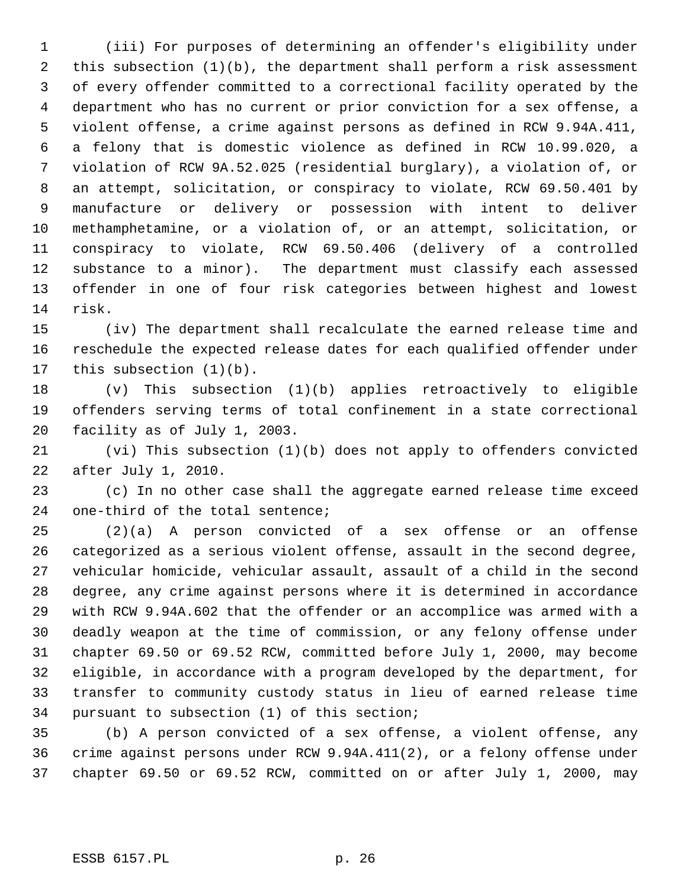(iii) For purposes of determining an offender's eligibility under this subsection (1)(b), the department shall perform a risk assessment of every offender committed to a correctional facility operated by the department who has no current or prior conviction for a sex offense, a violent offense, a crime against persons as defined in RCW 9.94A.411, a felony that is domestic violence as defined in RCW 10.99.020, a violation of RCW 9A.52.025 (residential burglary), a violation of, or an attempt, solicitation, or conspiracy to violate, RCW 69.50.401 by manufacture or delivery or possession with intent to deliver methamphetamine, or a violation of, or an attempt, solicitation, or conspiracy to violate, RCW 69.50.406 (delivery of a controlled substance to a minor). The department must classify each assessed offender in one of four risk categories between highest and lowest risk.

(iv) The department shall recalculate the earned release time and reschedule the expected release dates for each qualified offender under this subsection (1)(b).

(v) This subsection (1)(b) applies retroactively to eligible offenders serving terms of total confinement in a state correctional facility as of July 1, 2003.

(vi) This subsection (1)(b) does not apply to offenders convicted after July 1, 2010.

(c) In no other case shall the aggregate earned release time exceed one-third of the total sentence;

(2)(a) A person convicted of a sex offense or an offense categorized as a serious violent offense, assault in the second degree, vehicular homicide, vehicular assault, assault of a child in the second degree, any crime against persons where it is determined in accordance with RCW 9.94A.602 that the offender or an accomplice was armed with a deadly weapon at the time of commission, or any felony offense under chapter 69.50 or 69.52 RCW, committed before July 1, 2000, may become eligible, in accordance with a program developed by the department, for transfer to community custody status in lieu of earned release time pursuant to subsection (1) of this section;

(b) A person convicted of a sex offense, a violent offense, any crime against persons under RCW 9.94A.411(2), or a felony offense under chapter 69.50 or 69.52 RCW, committed on or after July 1, 2000, may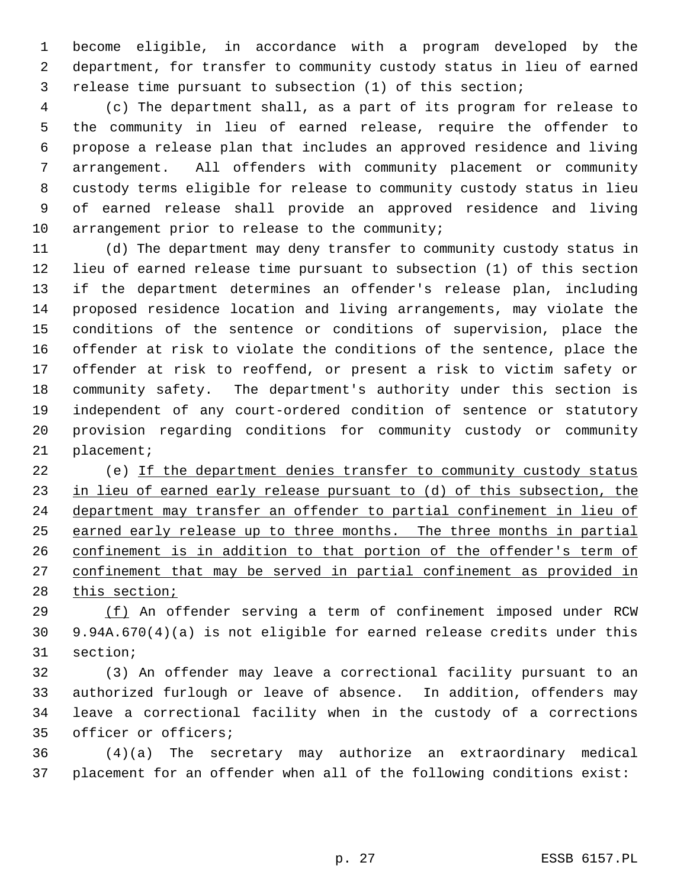become eligible, in accordance with a program developed by the department, for transfer to community custody status in lieu of earned release time pursuant to subsection (1) of this section;

(c) The department shall, as a part of its program for release to the community in lieu of earned release, require the offender to propose a release plan that includes an approved residence and living arrangement. All offenders with community placement or community custody terms eligible for release to community custody status in lieu of earned release shall provide an approved residence and living arrangement prior to release to the community;

(d) The department may deny transfer to community custody status in lieu of earned release time pursuant to subsection (1) of this section if the department determines an offender's release plan, including proposed residence location and living arrangements, may violate the conditions of the sentence or conditions of supervision, place the offender at risk to violate the conditions of the sentence, place the offender at risk to reoffend, or present a risk to victim safety or community safety. The department's authority under this section is independent of any court-ordered condition of sentence or statutory provision regarding conditions for community custody or community placement;

(e) <u>If the department denies transfer to community custody status in lieu of earned early release pursuant to (d) of this subsection, the department may transfer an offender to partial confinement in lieu of earned early release up to three months. The three months in partial confinement is in addition to that portion of the offender's term of confinement that may be served in partial confinement as provided in this section;</u>

<u>(f)</u> An offender serving a term of confinement imposed under RCW 9.94A.670(4)(a) is not eligible for earned release credits under this section;

(3) An offender may leave a correctional facility pursuant to an authorized furlough or leave of absence. In addition, offenders may leave a correctional facility when in the custody of a corrections officer or officers;

(4)(a) The secretary may authorize an extraordinary medical placement for an offender when all of the following conditions exist: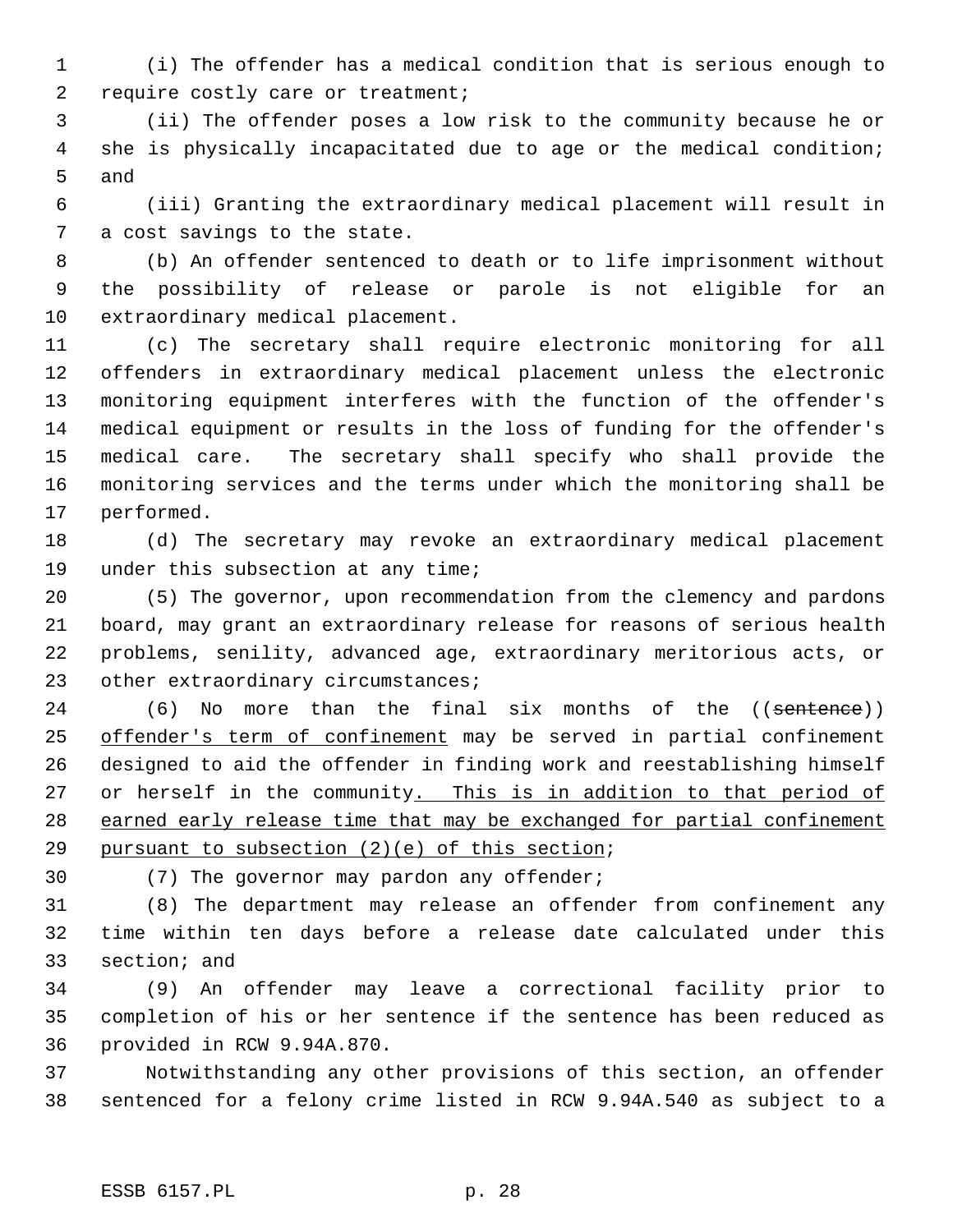(i) The offender has a medical condition that is serious enough to require costly care or treatment;

(ii) The offender poses a low risk to the community because he or she is physically incapacitated due to age or the medical condition; and

(iii) Granting the extraordinary medical placement will result in a cost savings to the state.

(b) An offender sentenced to death or to life imprisonment without the possibility of release or parole is not eligible for an extraordinary medical placement.

(c) The secretary shall require electronic monitoring for all offenders in extraordinary medical placement unless the electronic monitoring equipment interferes with the function of the offender's medical equipment or results in the loss of funding for the offender's medical care. The secretary shall specify who shall provide the monitoring services and the terms under which the monitoring shall be performed.

(d) The secretary may revoke an extraordinary medical placement under this subsection at any time;

(5) The governor, upon recommendation from the clemency and pardons board, may grant an extraordinary release for reasons of serious health problems, senility, advanced age, extraordinary meritorious acts, or other extraordinary circumstances;

(6) No more than the final six months of the ((~~sentence~~)) <u>offender's term of confinement</u> may be served in partial confinement designed to aid the offender in finding work and reestablishing himself or herself in the community<u>. This is in addition to that period of earned early release time that may be exchanged for partial confinement pursuant to subsection (2)(e) of this section</u>;

(7) The governor may pardon any offender;

(8) The department may release an offender from confinement any time within ten days before a release date calculated under this section; and

(9) An offender may leave a correctional facility prior to completion of his or her sentence if the sentence has been reduced as provided in RCW 9.94A.870.

Notwithstanding any other provisions of this section, an offender sentenced for a felony crime listed in RCW 9.94A.540 as subject to a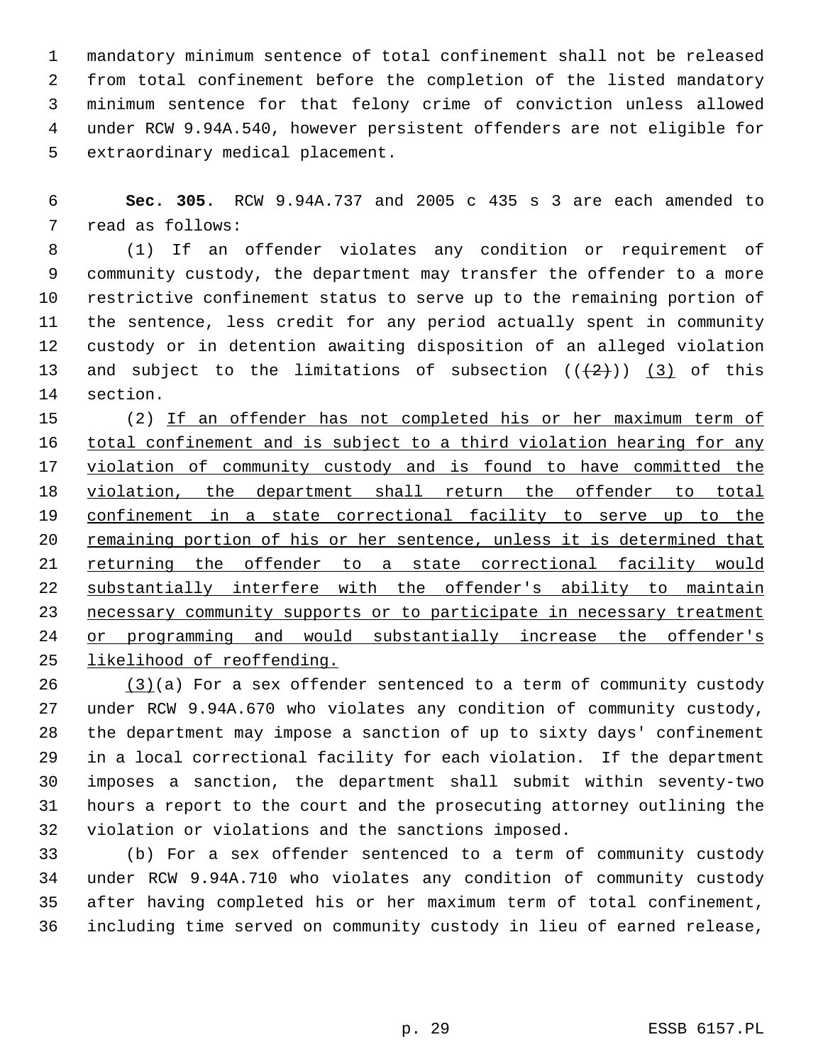mandatory minimum sentence of total confinement shall not be released from total confinement before the completion of the listed mandatory minimum sentence for that felony crime of conviction unless allowed under RCW 9.94A.540, however persistent offenders are not eligible for extraordinary medical placement.

**Sec. 305.** RCW 9.94A.737 and 2005 c 435 s 3 are each amended to read as follows:

(1) If an offender violates any condition or requirement of community custody, the department may transfer the offender to a more restrictive confinement status to serve up to the remaining portion of the sentence, less credit for any period actually spent in community custody or in detention awaiting disposition of an alleged violation and subject to the limitations of subsection ((~~(2)~~)) <u>(3)</u> of this section.

(2) <u>If an offender has not completed his or her maximum term of total confinement and is subject to a third violation hearing for any violation of community custody and is found to have committed the violation, the department shall return the offender to total confinement in a state correctional facility to serve up to the remaining portion of his or her sentence, unless it is determined that returning the offender to a state correctional facility would substantially interfere with the offender's ability to maintain necessary community supports or to participate in necessary treatment or programming and would substantially increase the offender's likelihood of reoffending.</u>

<u>(3)</u>(a) For a sex offender sentenced to a term of community custody under RCW 9.94A.670 who violates any condition of community custody, the department may impose a sanction of up to sixty days' confinement in a local correctional facility for each violation. If the department imposes a sanction, the department shall submit within seventy-two hours a report to the court and the prosecuting attorney outlining the violation or violations and the sanctions imposed.

(b) For a sex offender sentenced to a term of community custody under RCW 9.94A.710 who violates any condition of community custody after having completed his or her maximum term of total confinement, including time served on community custody in lieu of earned release,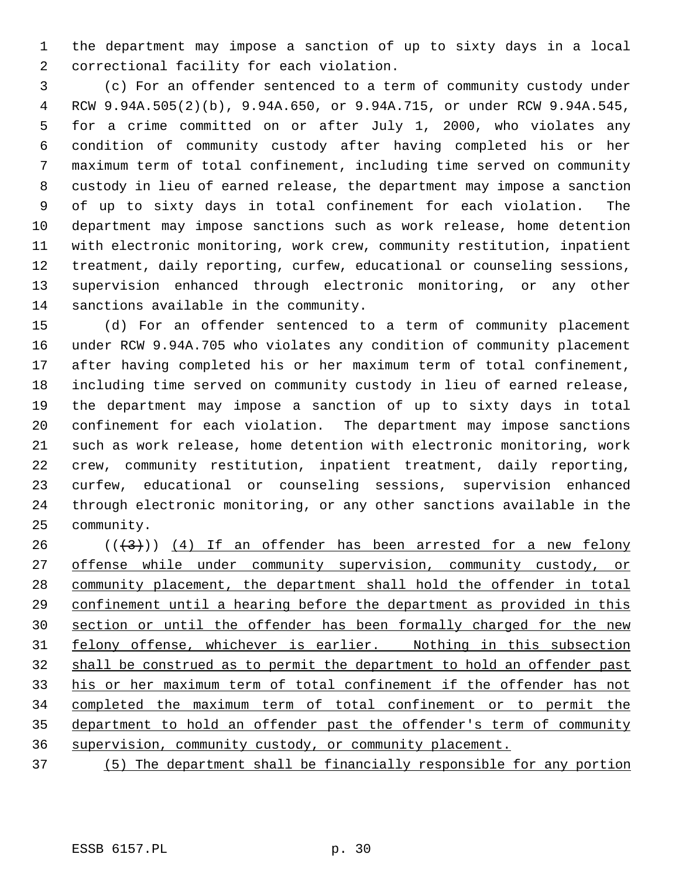the department may impose a sanction of up to sixty days in a local correctional facility for each violation.

(c) For an offender sentenced to a term of community custody under RCW 9.94A.505(2)(b), 9.94A.650, or 9.94A.715, or under RCW 9.94A.545, for a crime committed on or after July 1, 2000, who violates any condition of community custody after having completed his or her maximum term of total confinement, including time served on community custody in lieu of earned release, the department may impose a sanction of up to sixty days in total confinement for each violation. The department may impose sanctions such as work release, home detention with electronic monitoring, work crew, community restitution, inpatient treatment, daily reporting, curfew, educational or counseling sessions, supervision enhanced through electronic monitoring, or any other sanctions available in the community.

(d) For an offender sentenced to a term of community placement under RCW 9.94A.705 who violates any condition of community placement after having completed his or her maximum term of total confinement, including time served on community custody in lieu of earned release, the department may impose a sanction of up to sixty days in total confinement for each violation. The department may impose sanctions such as work release, home detention with electronic monitoring, work crew, community restitution, inpatient treatment, daily reporting, curfew, educational or counseling sessions, supervision enhanced through electronic monitoring, or any other sanctions available in the community.

(((3))) <u>(4) If an offender has been arrested for a new felony offense while under community supervision, community custody, or community placement, the department shall hold the offender in total confinement until a hearing before the department as provided in this section or until the offender has been formally charged for the new felony offense, whichever is earlier. Nothing in this subsection shall be construed as to permit the department to hold an offender past his or her maximum term of total confinement if the offender has not completed the maximum term of total confinement or to permit the department to hold an offender past the offender's term of community supervision, community custody, or community placement.</u>

<u>(5) The department shall be financially responsible for any portion</u>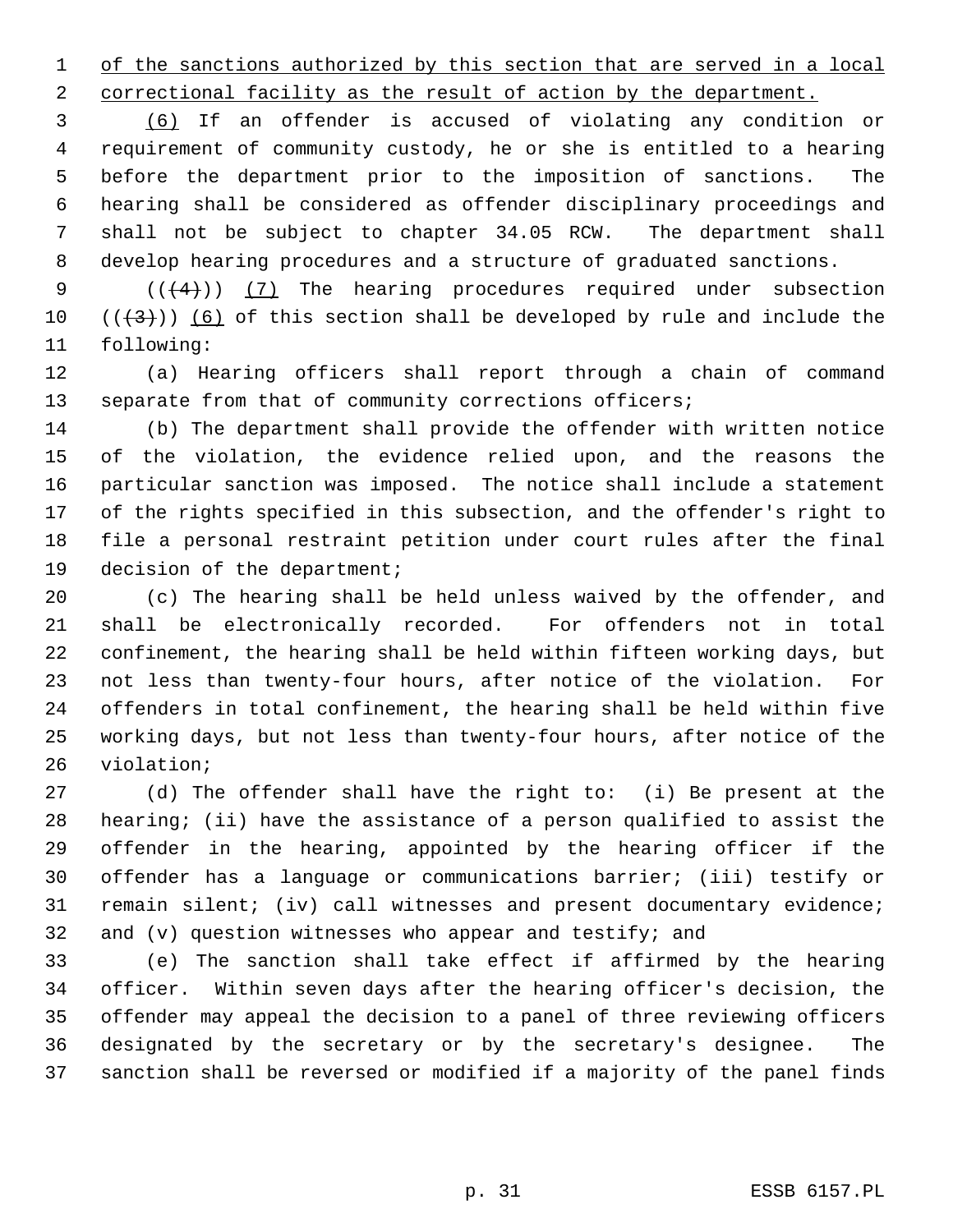of the sanctions authorized by this section that are served in a local correctional facility as the result of action by the department.

(6) If an offender is accused of violating any condition or requirement of community custody, he or she is entitled to a hearing before the department prior to the imposition of sanctions. The hearing shall be considered as offender disciplinary proceedings and shall not be subject to chapter 34.05 RCW. The department shall develop hearing procedures and a structure of graduated sanctions.

((~~(4)~~)) (7) The hearing procedures required under subsection ((~~(3)~~)) (6) of this section shall be developed by rule and include the following:

(a) Hearing officers shall report through a chain of command separate from that of community corrections officers;

(b) The department shall provide the offender with written notice of the violation, the evidence relied upon, and the reasons the particular sanction was imposed. The notice shall include a statement of the rights specified in this subsection, and the offender's right to file a personal restraint petition under court rules after the final decision of the department;

(c) The hearing shall be held unless waived by the offender, and shall be electronically recorded. For offenders not in total confinement, the hearing shall be held within fifteen working days, but not less than twenty-four hours, after notice of the violation. For offenders in total confinement, the hearing shall be held within five working days, but not less than twenty-four hours, after notice of the violation;

(d) The offender shall have the right to: (i) Be present at the hearing; (ii) have the assistance of a person qualified to assist the offender in the hearing, appointed by the hearing officer if the offender has a language or communications barrier; (iii) testify or remain silent; (iv) call witnesses and present documentary evidence; and (v) question witnesses who appear and testify; and

(e) The sanction shall take effect if affirmed by the hearing officer. Within seven days after the hearing officer's decision, the offender may appeal the decision to a panel of three reviewing officers designated by the secretary or by the secretary's designee. The sanction shall be reversed or modified if a majority of the panel finds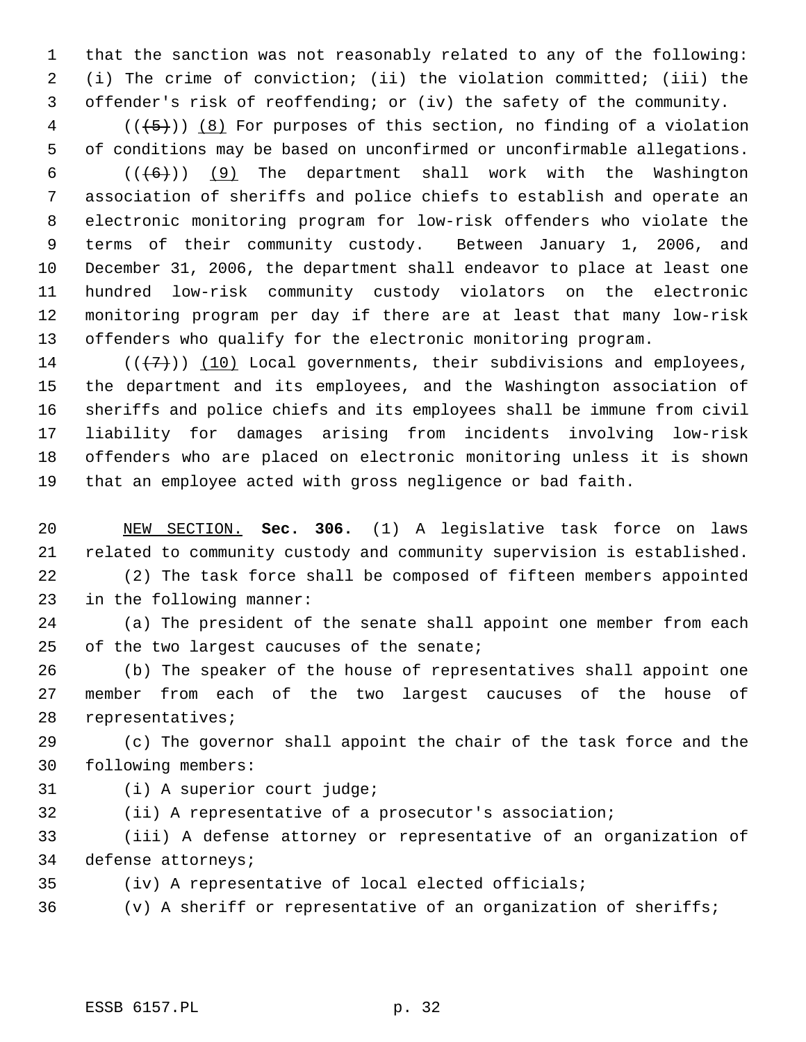that the sanction was not reasonably related to any of the following: (i) The crime of conviction; (ii) the violation committed; (iii) the offender's risk of reoffending; or (iv) the safety of the community.

((~~(5)~~)) (8) For purposes of this section, no finding of a violation of conditions may be based on unconfirmed or unconfirmable allegations.

((~~(6)~~)) (9) The department shall work with the Washington association of sheriffs and police chiefs to establish and operate an electronic monitoring program for low-risk offenders who violate the terms of their community custody. Between January 1, 2006, and December 31, 2006, the department shall endeavor to place at least one hundred low-risk community custody violators on the electronic monitoring program per day if there are at least that many low-risk offenders who qualify for the electronic monitoring program.

((~~(7)~~)) (10) Local governments, their subdivisions and employees, the department and its employees, and the Washington association of sheriffs and police chiefs and its employees shall be immune from civil liability for damages arising from incidents involving low-risk offenders who are placed on electronic monitoring unless it is shown that an employee acted with gross negligence or bad faith.

NEW SECTION. **Sec. 306.** (1) A legislative task force on laws related to community custody and community supervision is established.

(2) The task force shall be composed of fifteen members appointed in the following manner:

(a) The president of the senate shall appoint one member from each of the two largest caucuses of the senate;

(b) The speaker of the house of representatives shall appoint one member from each of the two largest caucuses of the house of representatives;

(c) The governor shall appoint the chair of the task force and the following members:

(i) A superior court judge;

(ii) A representative of a prosecutor's association;

(iii) A defense attorney or representative of an organization of defense attorneys;

(iv) A representative of local elected officials;

(v) A sheriff or representative of an organization of sheriffs;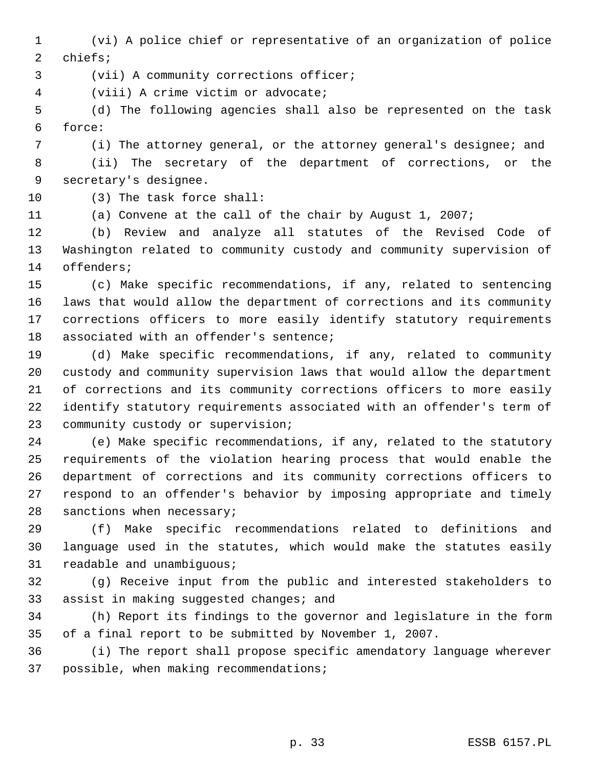(vi) A police chief or representative of an organization of police chiefs;

(vii) A community corrections officer;

(viii) A crime victim or advocate;

(d) The following agencies shall also be represented on the task force:

(i) The attorney general, or the attorney general's designee; and

(ii) The secretary of the department of corrections, or the secretary's designee.

(3) The task force shall:

(a) Convene at the call of the chair by August 1, 2007;

(b) Review and analyze all statutes of the Revised Code of Washington related to community custody and community supervision of offenders;

(c) Make specific recommendations, if any, related to sentencing laws that would allow the department of corrections and its community corrections officers to more easily identify statutory requirements associated with an offender's sentence;

(d) Make specific recommendations, if any, related to community custody and community supervision laws that would allow the department of corrections and its community corrections officers to more easily identify statutory requirements associated with an offender's term of community custody or supervision;

(e) Make specific recommendations, if any, related to the statutory requirements of the violation hearing process that would enable the department of corrections and its community corrections officers to respond to an offender's behavior by imposing appropriate and timely sanctions when necessary;

(f) Make specific recommendations related to definitions and language used in the statutes, which would make the statutes easily readable and unambiguous;

(g) Receive input from the public and interested stakeholders to assist in making suggested changes; and

(h) Report its findings to the governor and legislature in the form of a final report to be submitted by November 1, 2007.

(i) The report shall propose specific amendatory language wherever possible, when making recommendations;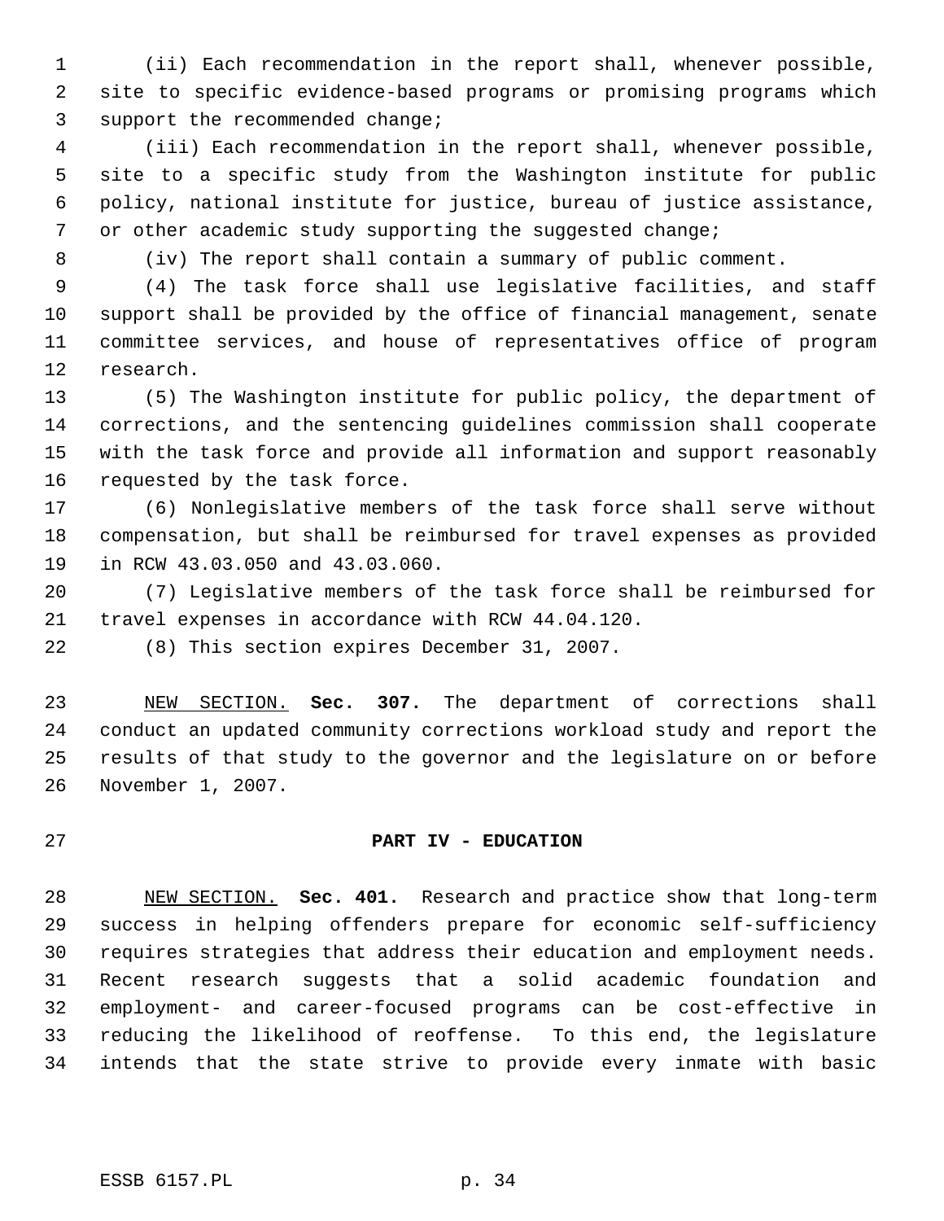(ii) Each recommendation in the report shall, whenever possible, site to specific evidence-based programs or promising programs which support the recommended change;

(iii) Each recommendation in the report shall, whenever possible, site to a specific study from the Washington institute for public policy, national institute for justice, bureau of justice assistance, or other academic study supporting the suggested change;

(iv) The report shall contain a summary of public comment.

(4) The task force shall use legislative facilities, and staff support shall be provided by the office of financial management, senate committee services, and house of representatives office of program research.

(5) The Washington institute for public policy, the department of corrections, and the sentencing guidelines commission shall cooperate with the task force and provide all information and support reasonably requested by the task force.

(6) Nonlegislative members of the task force shall serve without compensation, but shall be reimbursed for travel expenses as provided in RCW 43.03.050 and 43.03.060.

(7) Legislative members of the task force shall be reimbursed for travel expenses in accordance with RCW 44.04.120.

(8) This section expires December 31, 2007.

NEW SECTION. **Sec. 307.** The department of corrections shall conduct an updated community corrections workload study and report the results of that study to the governor and the legislature on or before November 1, 2007.

## PART IV - EDUCATION

NEW SECTION. **Sec. 401.** Research and practice show that long-term success in helping offenders prepare for economic self-sufficiency requires strategies that address their education and employment needs. Recent research suggests that a solid academic foundation and employment- and career-focused programs can be cost-effective in reducing the likelihood of reoffense. To this end, the legislature intends that the state strive to provide every inmate with basic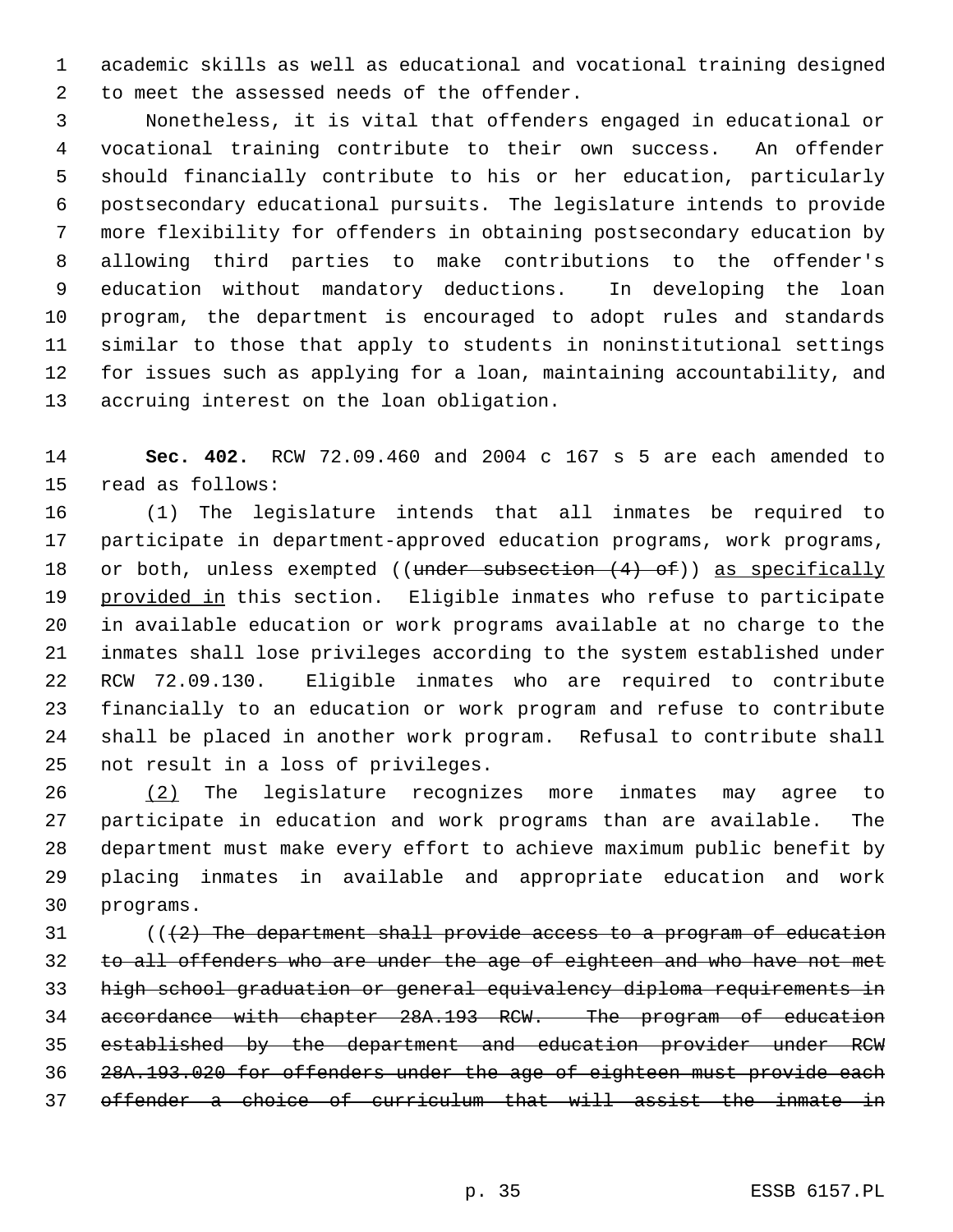academic skills as well as educational and vocational training designed to meet the assessed needs of the offender.

Nonetheless, it is vital that offenders engaged in educational or vocational training contribute to their own success. An offender should financially contribute to his or her education, particularly postsecondary educational pursuits. The legislature intends to provide more flexibility for offenders in obtaining postsecondary education by allowing third parties to make contributions to the offender's education without mandatory deductions. In developing the loan program, the department is encouraged to adopt rules and standards similar to those that apply to students in noninstitutional settings for issues such as applying for a loan, maintaining accountability, and accruing interest on the loan obligation.

**Sec. 402.** RCW 72.09.460 and 2004 c 167 s 5 are each amended to read as follows:

(1) The legislature intends that all inmates be required to participate in department-approved education programs, work programs, or both, unless exempted ((~~under subsection (4) of~~)) as specifically provided in this section. Eligible inmates who refuse to participate in available education or work programs available at no charge to the inmates shall lose privileges according to the system established under RCW 72.09.130. Eligible inmates who are required to contribute financially to an education or work program and refuse to contribute shall be placed in another work program. Refusal to contribute shall not result in a loss of privileges.

(2) The legislature recognizes more inmates may agree to participate in education and work programs than are available. The department must make every effort to achieve maximum public benefit by placing inmates in available and appropriate education and work programs.

((~~(2) The department shall provide access to a program of education to all offenders who are under the age of eighteen and who have not met high school graduation or general equivalency diploma requirements in accordance with chapter 28A.193 RCW. The program of education established by the department and education provider under RCW 28A.193.020 for offenders under the age of eighteen must provide each offender a choice of curriculum that will assist the inmate in~~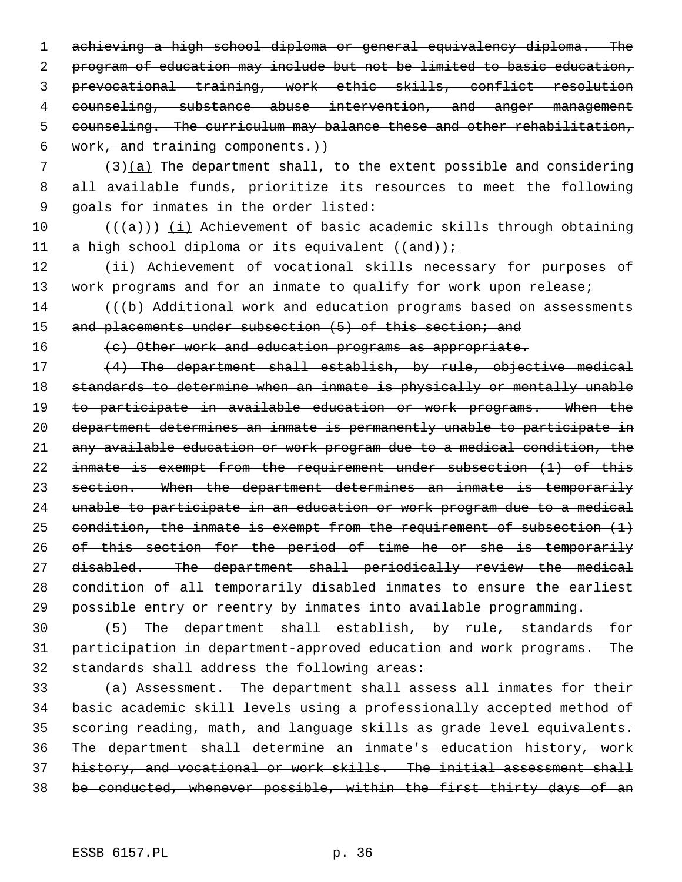~~achieving a high school diploma or general equivalency diploma. The program of education may include but not be limited to basic education, prevocational training, work ethic skills, conflict resolution counseling, substance abuse intervention, and anger management counseling. The curriculum may balance these and other rehabilitation, work, and training components.~~))

(3)<u>(a)</u> The department shall, to the extent possible and considering all available funds, prioritize its resources to meet the following goals for inmates in the order listed:

((~~(a)~~)) <u>(i)</u> Achievement of basic academic skills through obtaining a high school diploma or its equivalent ((~~and~~))<u>;</u>

<u>(ii) A</u>chievement of vocational skills necessary for purposes of work programs and for an inmate to qualify for work upon release;

((~~(b) Additional work and education programs based on assessments and placements under subsection (5) of this section; and~~

~~(c) Other work and education programs as appropriate.~~

~~(4) The department shall establish, by rule, objective medical standards to determine when an inmate is physically or mentally unable to participate in available education or work programs. When the department determines an inmate is permanently unable to participate in any available education or work program due to a medical condition, the inmate is exempt from the requirement under subsection (1) of this section. When the department determines an inmate is temporarily unable to participate in an education or work program due to a medical condition, the inmate is exempt from the requirement of subsection (1) of this section for the period of time he or she is temporarily disabled. The department shall periodically review the medical condition of all temporarily disabled inmates to ensure the earliest possible entry or reentry by inmates into available programming.~~

~~(5) The department shall establish, by rule, standards for participation in department-approved education and work programs. The standards shall address the following areas:~~

~~(a) Assessment. The department shall assess all inmates for their basic academic skill levels using a professionally accepted method of scoring reading, math, and language skills as grade level equivalents. The department shall determine an inmate's education history, work history, and vocational or work skills. The initial assessment shall be conducted, whenever possible, within the first thirty days of an~~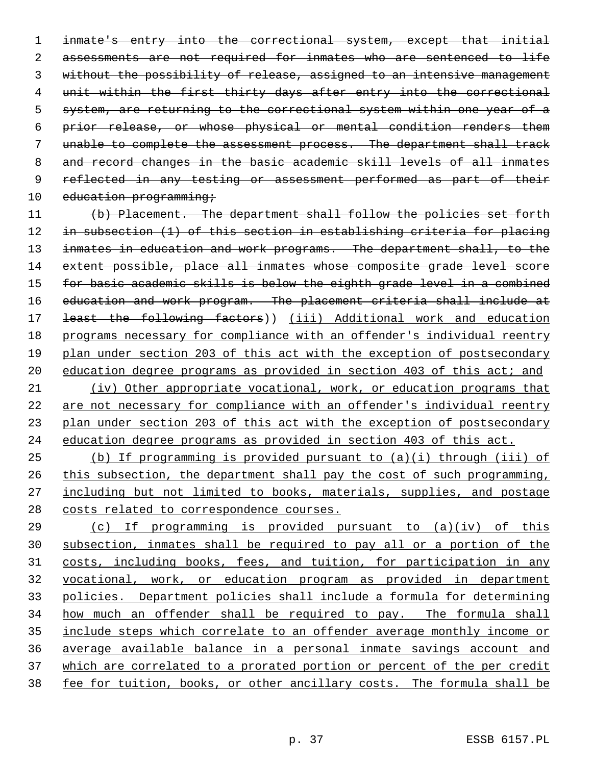~~inmate's entry into the correctional system, except that initial assessments are not required for inmates who are sentenced to life without the possibility of release, assigned to an intensive management unit within the first thirty days after entry into the correctional system, are returning to the correctional system within one year of a prior release, or whose physical or mental condition renders them unable to complete the assessment process. The department shall track and record changes in the basic academic skill levels of all inmates reflected in any testing or assessment performed as part of their education programming;~~

~~(b) Placement. The department shall follow the policies set forth in subsection (1) of this section in establishing criteria for placing inmates in education and work programs. The department shall, to the extent possible, place all inmates whose composite grade level score for basic academic skills is below the eighth grade level in a combined education and work program. The placement criteria shall include at least the following factors~~)) <u>(iii) Additional work and education programs necessary for compliance with an offender's individual reentry plan under section 203 of this act with the exception of postsecondary education degree programs as provided in section 403 of this act; and</u>

<u>(iv) Other appropriate vocational, work, or education programs that are not necessary for compliance with an offender's individual reentry plan under section 203 of this act with the exception of postsecondary education degree programs as provided in section 403 of this act.</u>

<u>(b) If programming is provided pursuant to (a)(i) through (iii) of this subsection, the department shall pay the cost of such programming, including but not limited to books, materials, supplies, and postage costs related to correspondence courses.</u>

<u>(c) If programming is provided pursuant to (a)(iv) of this subsection, inmates shall be required to pay all or a portion of the costs, including books, fees, and tuition, for participation in any vocational, work, or education program as provided in department policies. Department policies shall include a formula for determining how much an offender shall be required to pay. The formula shall include steps which correlate to an offender average monthly income or average available balance in a personal inmate savings account and which are correlated to a prorated portion or percent of the per credit fee for tuition, books, or other ancillary costs. The formula shall be</u>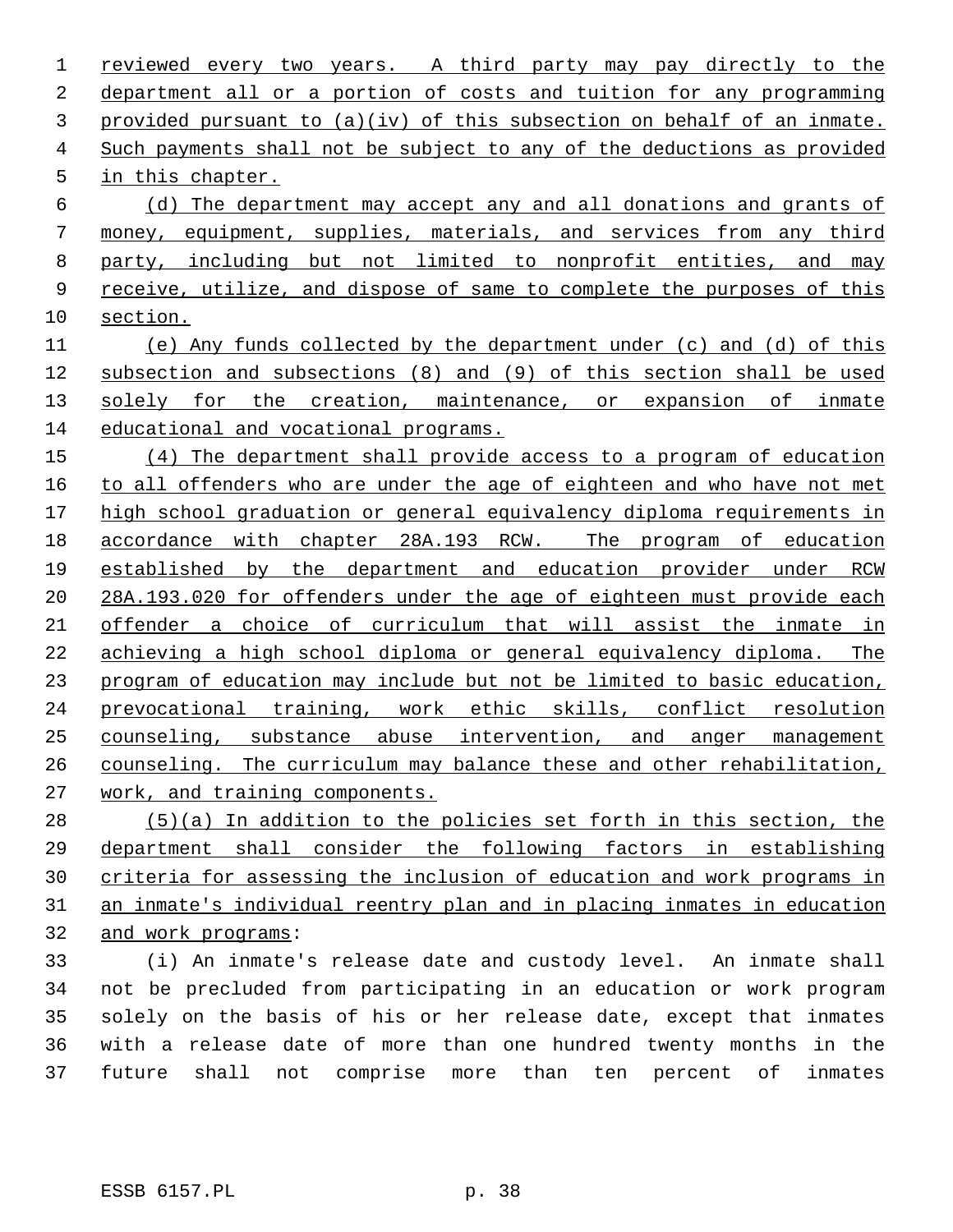reviewed every two years. A third party may pay directly to the department all or a portion of costs and tuition for any programming provided pursuant to (a)(iv) of this subsection on behalf of an inmate. Such payments shall not be subject to any of the deductions as provided in this chapter.

(d) The department may accept any and all donations and grants of money, equipment, supplies, materials, and services from any third party, including but not limited to nonprofit entities, and may receive, utilize, and dispose of same to complete the purposes of this section.

(e) Any funds collected by the department under (c) and (d) of this subsection and subsections (8) and (9) of this section shall be used solely for the creation, maintenance, or expansion of inmate educational and vocational programs.

(4) The department shall provide access to a program of education to all offenders who are under the age of eighteen and who have not met high school graduation or general equivalency diploma requirements in accordance with chapter 28A.193 RCW. The program of education established by the department and education provider under RCW 28A.193.020 for offenders under the age of eighteen must provide each offender a choice of curriculum that will assist the inmate in achieving a high school diploma or general equivalency diploma. The program of education may include but not be limited to basic education, prevocational training, work ethic skills, conflict resolution counseling, substance abuse intervention, and anger management counseling. The curriculum may balance these and other rehabilitation, work, and training components.

(5)(a) In addition to the policies set forth in this section, the department shall consider the following factors in establishing criteria for assessing the inclusion of education and work programs in an inmate's individual reentry plan and in placing inmates in education and work programs:

(i) An inmate's release date and custody level. An inmate shall not be precluded from participating in an education or work program solely on the basis of his or her release date, except that inmates with a release date of more than one hundred twenty months in the future shall not comprise more than ten percent of inmates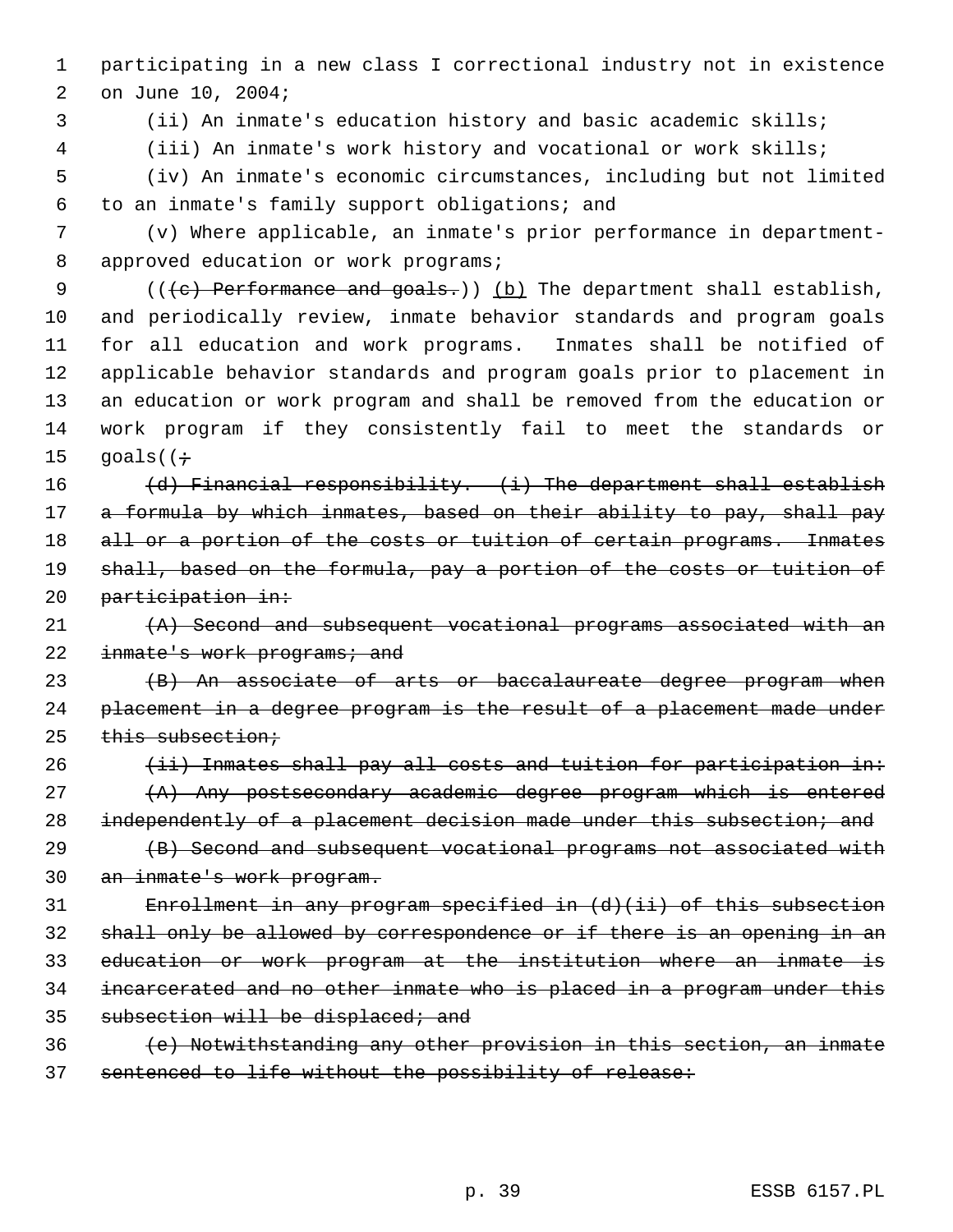participating in a new class I correctional industry not in existence on June 10, 2004;

(ii) An inmate's education history and basic academic skills;

(iii) An inmate's work history and vocational or work skills;

(iv) An inmate's economic circumstances, including but not limited to an inmate's family support obligations; and

(v) Where applicable, an inmate's prior performance in department-approved education or work programs;

((~~(c) Performance and goals.~~)) (b) The department shall establish, and periodically review, inmate behavior standards and program goals for all education and work programs. Inmates shall be notified of applicable behavior standards and program goals prior to placement in an education or work program and shall be removed from the education or work program if they consistently fail to meet the standards or goals((~~;~~

~~(d) Financial responsibility. (i) The department shall establish a formula by which inmates, based on their ability to pay, shall pay all or a portion of the costs or tuition of certain programs. Inmates shall, based on the formula, pay a portion of the costs or tuition of participation in:~~

~~(A) Second and subsequent vocational programs associated with an inmate's work programs; and~~

~~(B) An associate of arts or baccalaureate degree program when placement in a degree program is the result of a placement made under this subsection;~~

~~(ii) Inmates shall pay all costs and tuition for participation in:~~

~~(A) Any postsecondary academic degree program which is entered independently of a placement decision made under this subsection; and~~

~~(B) Second and subsequent vocational programs not associated with an inmate's work program.~~

~~Enrollment in any program specified in (d)(ii) of this subsection shall only be allowed by correspondence or if there is an opening in an education or work program at the institution where an inmate is incarcerated and no other inmate who is placed in a program under this subsection will be displaced; and~~

~~(e) Notwithstanding any other provision in this section, an inmate sentenced to life without the possibility of release:~~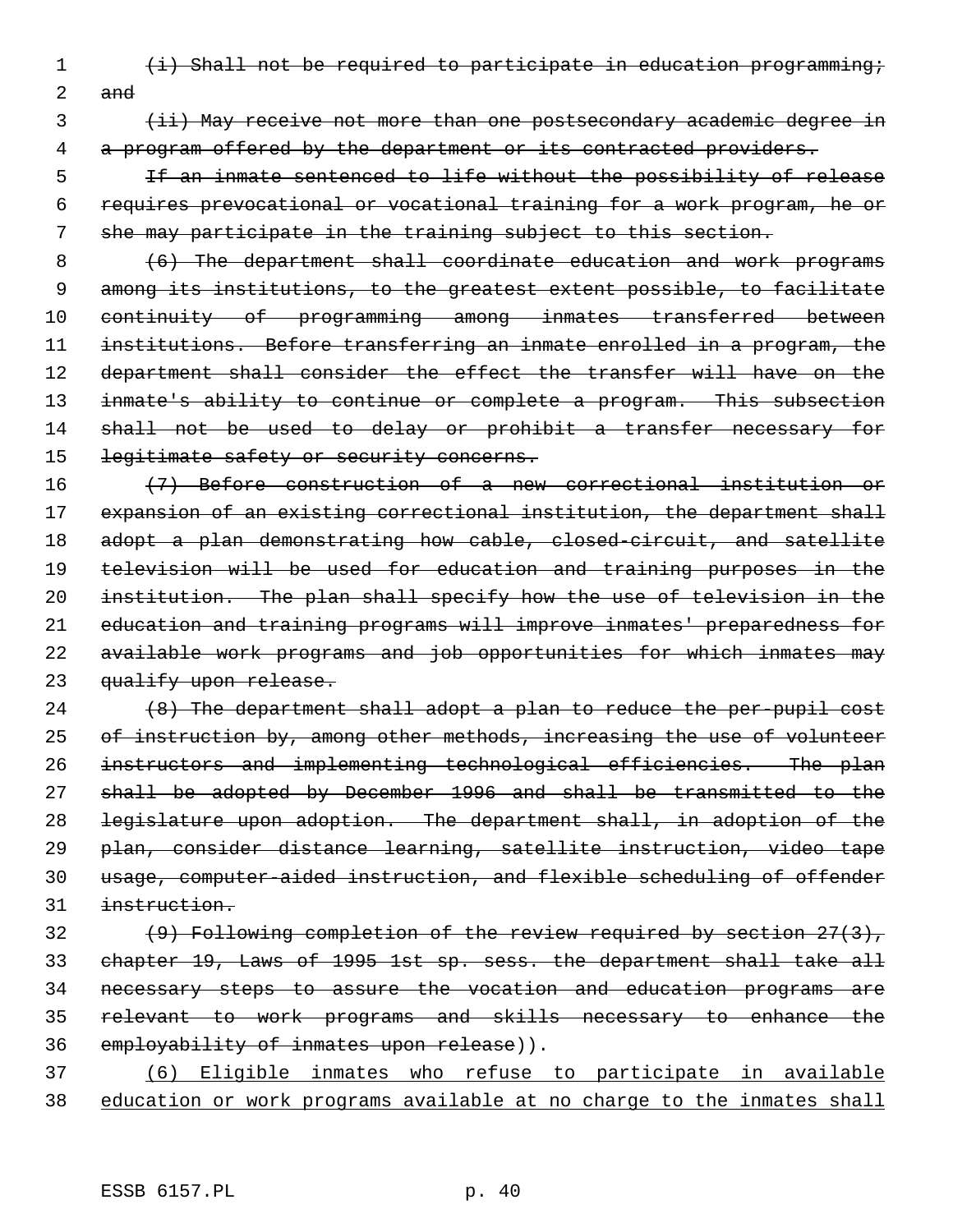~~(i) Shall not be required to participate in education programming; and~~

~~(ii) May receive not more than one postsecondary academic degree in a program offered by the department or its contracted providers.~~

~~If an inmate sentenced to life without the possibility of release requires prevocational or vocational training for a work program, he or she may participate in the training subject to this section.~~

~~(6) The department shall coordinate education and work programs among its institutions, to the greatest extent possible, to facilitate continuity of programming among inmates transferred between institutions. Before transferring an inmate enrolled in a program, the department shall consider the effect the transfer will have on the inmate's ability to continue or complete a program. This subsection shall not be used to delay or prohibit a transfer necessary for legitimate safety or security concerns.~~

~~(7) Before construction of a new correctional institution or expansion of an existing correctional institution, the department shall adopt a plan demonstrating how cable, closed-circuit, and satellite television will be used for education and training purposes in the institution. The plan shall specify how the use of television in the education and training programs will improve inmates' preparedness for available work programs and job opportunities for which inmates may qualify upon release.~~

~~(8) The department shall adopt a plan to reduce the per-pupil cost of instruction by, among other methods, increasing the use of volunteer instructors and implementing technological efficiencies. The plan shall be adopted by December 1996 and shall be transmitted to the legislature upon adoption. The department shall, in adoption of the plan, consider distance learning, satellite instruction, video tape usage, computer-aided instruction, and flexible scheduling of offender instruction.~~

~~(9) Following completion of the review required by section 27(3), chapter 19, Laws of 1995 1st sp. sess. the department shall take all necessary steps to assure the vocation and education programs are relevant to work programs and skills necessary to enhance the employability of inmates upon release~~)).

<u>(6) Eligible inmates who refuse to participate in available education or work programs available at no charge to the inmates shall</u>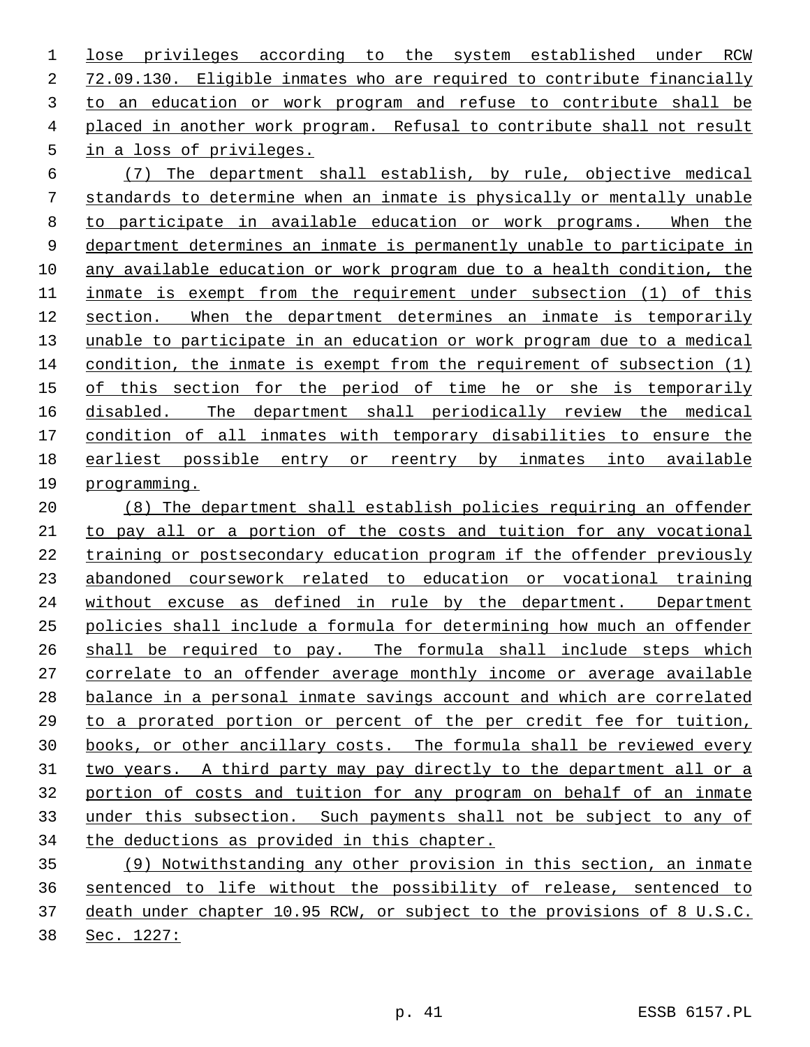lose privileges according to the system established under RCW 72.09.130. Eligible inmates who are required to contribute financially to an education or work program and refuse to contribute shall be placed in another work program. Refusal to contribute shall not result in a loss of privileges.

(7) The department shall establish, by rule, objective medical standards to determine when an inmate is physically or mentally unable to participate in available education or work programs. When the department determines an inmate is permanently unable to participate in any available education or work program due to a health condition, the inmate is exempt from the requirement under subsection (1) of this section. When the department determines an inmate is temporarily unable to participate in an education or work program due to a medical condition, the inmate is exempt from the requirement of subsection (1) of this section for the period of time he or she is temporarily disabled. The department shall periodically review the medical condition of all inmates with temporary disabilities to ensure the earliest possible entry or reentry by inmates into available programming.

(8) The department shall establish policies requiring an offender to pay all or a portion of the costs and tuition for any vocational training or postsecondary education program if the offender previously abandoned coursework related to education or vocational training without excuse as defined in rule by the department. Department policies shall include a formula for determining how much an offender shall be required to pay. The formula shall include steps which correlate to an offender average monthly income or average available balance in a personal inmate savings account and which are correlated to a prorated portion or percent of the per credit fee for tuition, books, or other ancillary costs. The formula shall be reviewed every two years. A third party may pay directly to the department all or a portion of costs and tuition for any program on behalf of an inmate under this subsection. Such payments shall not be subject to any of the deductions as provided in this chapter.

(9) Notwithstanding any other provision in this section, an inmate sentenced to life without the possibility of release, sentenced to death under chapter 10.95 RCW, or subject to the provisions of 8 U.S.C. Sec. 1227: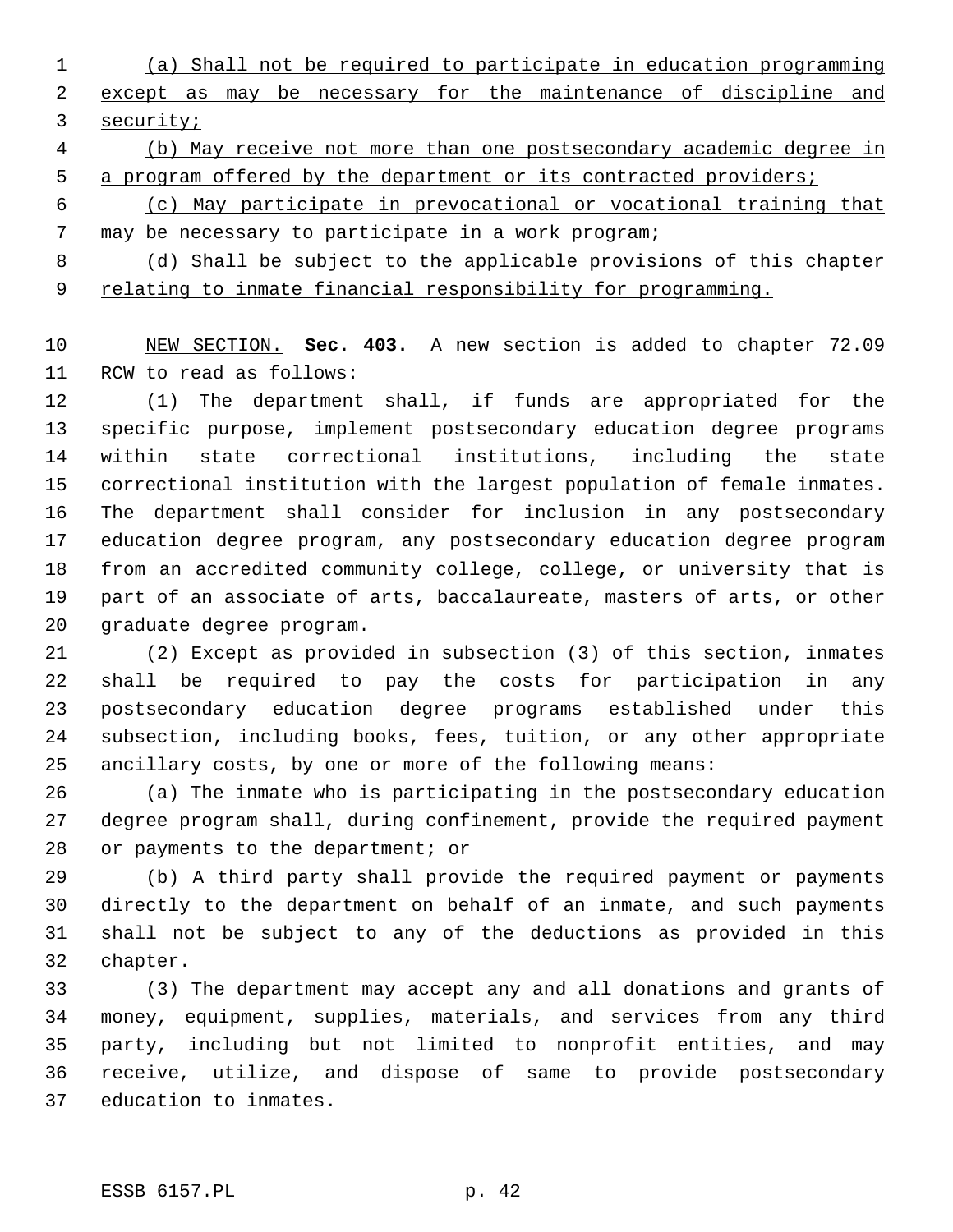(a) Shall not be required to participate in education programming except as may be necessary for the maintenance of discipline and security;

(b) May receive not more than one postsecondary academic degree in a program offered by the department or its contracted providers;

(c) May participate in prevocational or vocational training that may be necessary to participate in a work program;

(d) Shall be subject to the applicable provisions of this chapter relating to inmate financial responsibility for programming.

NEW SECTION. **Sec. 403.** A new section is added to chapter 72.09 RCW to read as follows:

(1) The department shall, if funds are appropriated for the specific purpose, implement postsecondary education degree programs within state correctional institutions, including the state correctional institution with the largest population of female inmates. The department shall consider for inclusion in any postsecondary education degree program, any postsecondary education degree program from an accredited community college, college, or university that is part of an associate of arts, baccalaureate, masters of arts, or other graduate degree program.

(2) Except as provided in subsection (3) of this section, inmates shall be required to pay the costs for participation in any postsecondary education degree programs established under this subsection, including books, fees, tuition, or any other appropriate ancillary costs, by one or more of the following means:

(a) The inmate who is participating in the postsecondary education degree program shall, during confinement, provide the required payment or payments to the department; or

(b) A third party shall provide the required payment or payments directly to the department on behalf of an inmate, and such payments shall not be subject to any of the deductions as provided in this chapter.

(3) The department may accept any and all donations and grants of money, equipment, supplies, materials, and services from any third party, including but not limited to nonprofit entities, and may receive, utilize, and dispose of same to provide postsecondary education to inmates.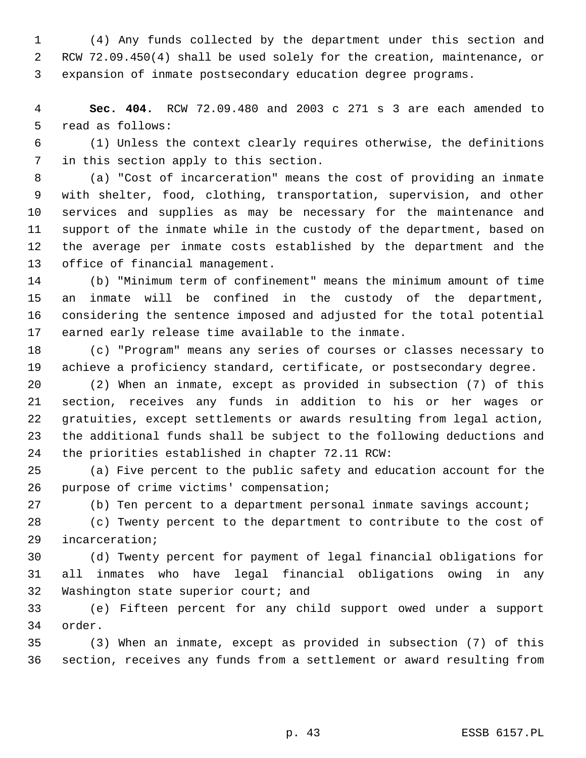(4) Any funds collected by the department under this section and RCW 72.09.450(4) shall be used solely for the creation, maintenance, or expansion of inmate postsecondary education degree programs.

**Sec. 404.** RCW 72.09.480 and 2003 c 271 s 3 are each amended to read as follows:

(1) Unless the context clearly requires otherwise, the definitions in this section apply to this section.

(a) "Cost of incarceration" means the cost of providing an inmate with shelter, food, clothing, transportation, supervision, and other services and supplies as may be necessary for the maintenance and support of the inmate while in the custody of the department, based on the average per inmate costs established by the department and the office of financial management.

(b) "Minimum term of confinement" means the minimum amount of time an inmate will be confined in the custody of the department, considering the sentence imposed and adjusted for the total potential earned early release time available to the inmate.

(c) "Program" means any series of courses or classes necessary to achieve a proficiency standard, certificate, or postsecondary degree.

(2) When an inmate, except as provided in subsection (7) of this section, receives any funds in addition to his or her wages or gratuities, except settlements or awards resulting from legal action, the additional funds shall be subject to the following deductions and the priorities established in chapter 72.11 RCW:

(a) Five percent to the public safety and education account for the purpose of crime victims' compensation;

(b) Ten percent to a department personal inmate savings account;

(c) Twenty percent to the department to contribute to the cost of incarceration;

(d) Twenty percent for payment of legal financial obligations for all inmates who have legal financial obligations owing in any Washington state superior court; and

(e) Fifteen percent for any child support owed under a support order.

(3) When an inmate, except as provided in subsection (7) of this section, receives any funds from a settlement or award resulting from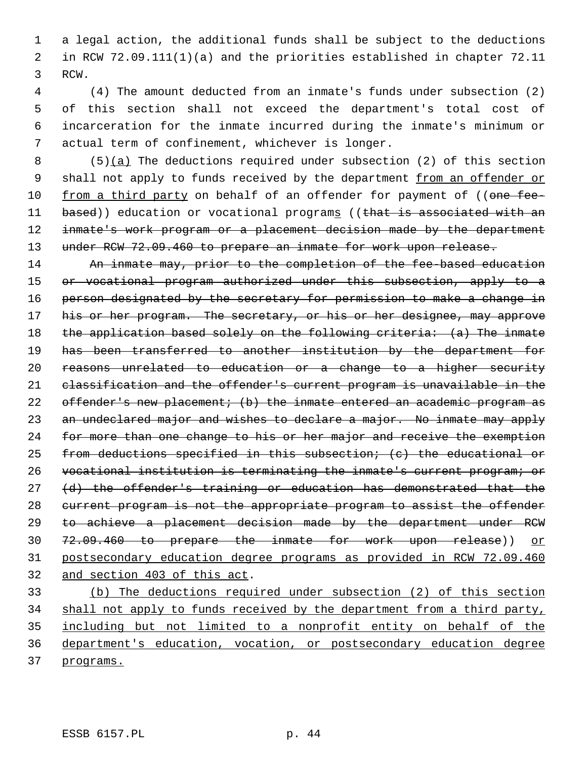a legal action, the additional funds shall be subject to the deductions in RCW 72.09.111(1)(a) and the priorities established in chapter 72.11 RCW.

(4) The amount deducted from an inmate's funds under subsection (2) of this section shall not exceed the department's total cost of incarceration for the inmate incurred during the inmate's minimum or actual term of confinement, whichever is longer.

(5)<u>(a)</u> The deductions required under subsection (2) of this section shall not apply to funds received by the department <u>from an offender or from a third party</u> on behalf of an offender for payment of ((~~one fee-based~~)) education or vocational program<u>s</u> ((~~that is associated with an inmate's work program or a placement decision made by the department under RCW 72.09.460 to prepare an inmate for work upon release.~~

~~An inmate may, prior to the completion of the fee-based education or vocational program authorized under this subsection, apply to a person designated by the secretary for permission to make a change in his or her program. The secretary, or his or her designee, may approve the application based solely on the following criteria: (a) The inmate has been transferred to another institution by the department for reasons unrelated to education or a change to a higher security classification and the offender's current program is unavailable in the offender's new placement; (b) the inmate entered an academic program as an undeclared major and wishes to declare a major. No inmate may apply for more than one change to his or her major and receive the exemption from deductions specified in this subsection; (c) the educational or vocational institution is terminating the inmate's current program; or (d) the offender's training or education has demonstrated that the current program is not the appropriate program to assist the offender to achieve a placement decision made by the department under RCW 72.09.460 to prepare the inmate for work upon release~~)) <u>or postsecondary education degree programs as provided in RCW 72.09.460 and section 403 of this act</u>.

<u>(b) The deductions required under subsection (2) of this section shall not apply to funds received by the department from a third party, including but not limited to a nonprofit entity on behalf of the department's education, vocation, or postsecondary education degree programs.</u>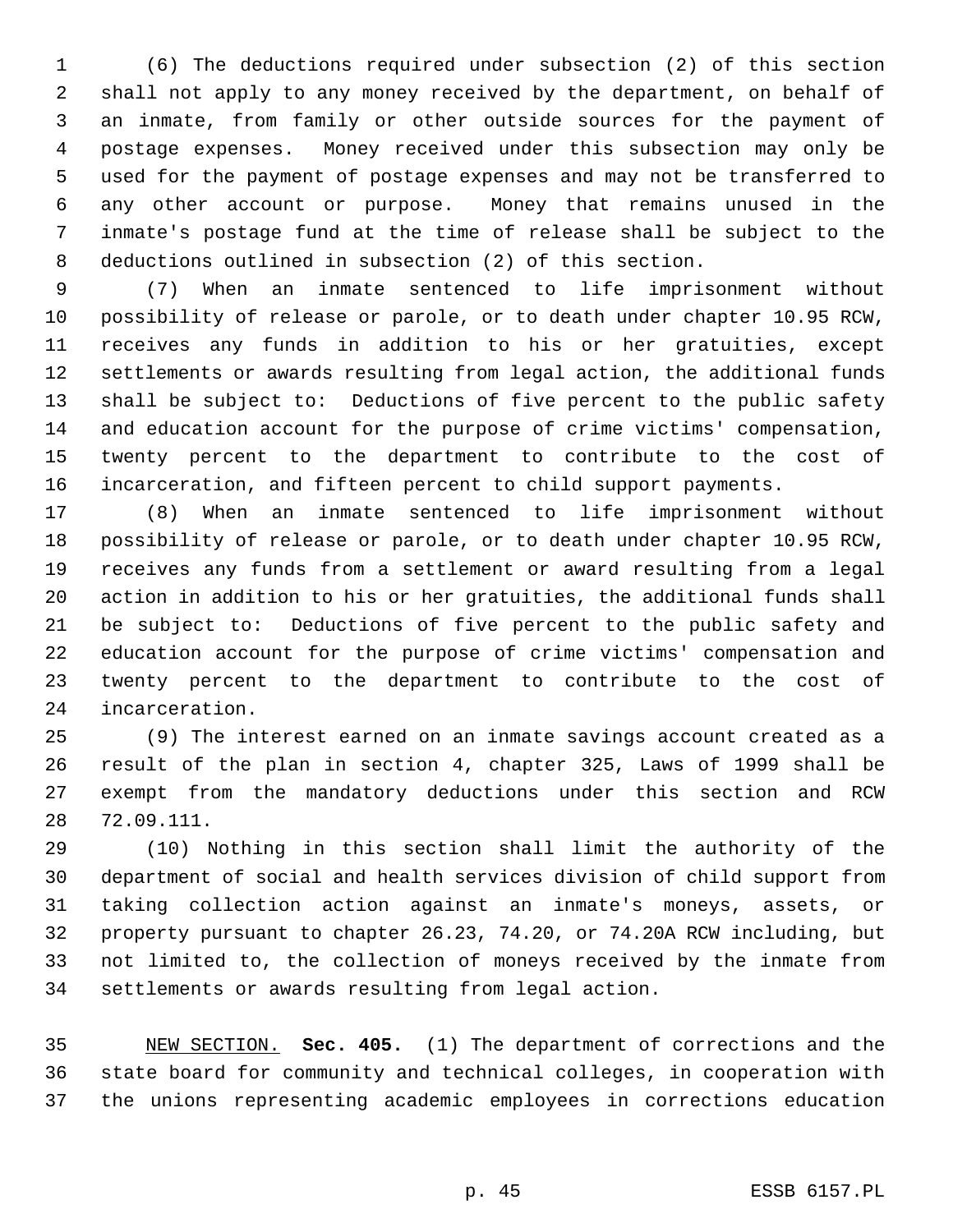(6) The deductions required under subsection (2) of this section shall not apply to any money received by the department, on behalf of an inmate, from family or other outside sources for the payment of postage expenses. Money received under this subsection may only be used for the payment of postage expenses and may not be transferred to any other account or purpose. Money that remains unused in the inmate's postage fund at the time of release shall be subject to the deductions outlined in subsection (2) of this section.

(7) When an inmate sentenced to life imprisonment without possibility of release or parole, or to death under chapter 10.95 RCW, receives any funds in addition to his or her gratuities, except settlements or awards resulting from legal action, the additional funds shall be subject to: Deductions of five percent to the public safety and education account for the purpose of crime victims' compensation, twenty percent to the department to contribute to the cost of incarceration, and fifteen percent to child support payments.

(8) When an inmate sentenced to life imprisonment without possibility of release or parole, or to death under chapter 10.95 RCW, receives any funds from a settlement or award resulting from a legal action in addition to his or her gratuities, the additional funds shall be subject to: Deductions of five percent to the public safety and education account for the purpose of crime victims' compensation and twenty percent to the department to contribute to the cost of incarceration.

(9) The interest earned on an inmate savings account created as a result of the plan in section 4, chapter 325, Laws of 1999 shall be exempt from the mandatory deductions under this section and RCW 72.09.111.

(10) Nothing in this section shall limit the authority of the department of social and health services division of child support from taking collection action against an inmate's moneys, assets, or property pursuant to chapter 26.23, 74.20, or 74.20A RCW including, but not limited to, the collection of moneys received by the inmate from settlements or awards resulting from legal action.

NEW SECTION. **Sec. 405.** (1) The department of corrections and the state board for community and technical colleges, in cooperation with the unions representing academic employees in corrections education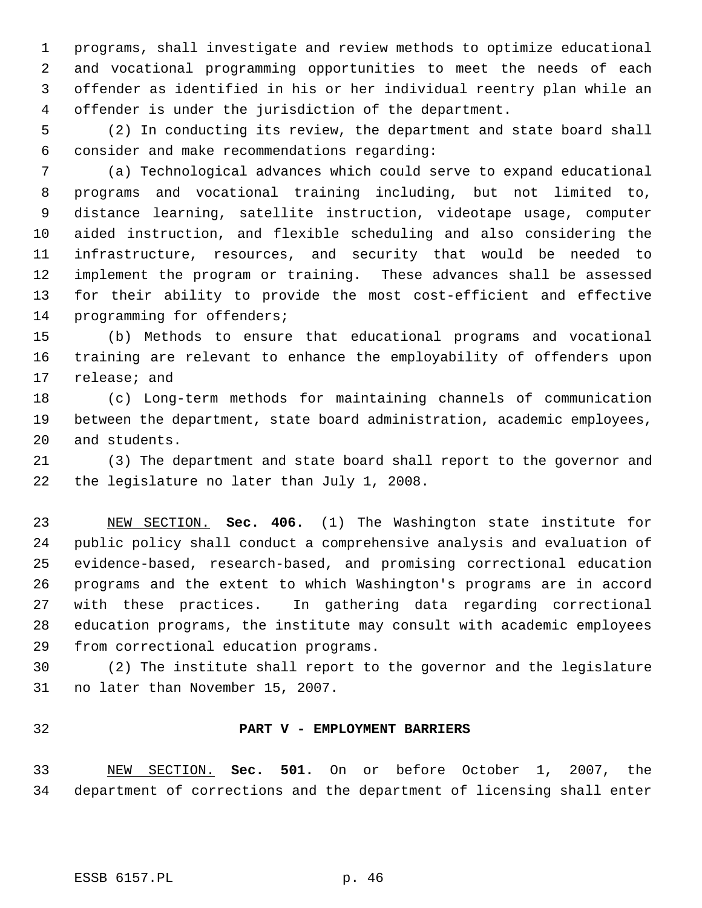programs, shall investigate and review methods to optimize educational and vocational programming opportunities to meet the needs of each offender as identified in his or her individual reentry plan while an offender is under the jurisdiction of the department.

(2) In conducting its review, the department and state board shall consider and make recommendations regarding:

(a) Technological advances which could serve to expand educational programs and vocational training including, but not limited to, distance learning, satellite instruction, videotape usage, computer aided instruction, and flexible scheduling and also considering the infrastructure, resources, and security that would be needed to implement the program or training. These advances shall be assessed for their ability to provide the most cost-efficient and effective programming for offenders;

(b) Methods to ensure that educational programs and vocational training are relevant to enhance the employability of offenders upon release; and

(c) Long-term methods for maintaining channels of communication between the department, state board administration, academic employees, and students.

(3) The department and state board shall report to the governor and the legislature no later than July 1, 2008.

NEW SECTION. **Sec. 406.** (1) The Washington state institute for public policy shall conduct a comprehensive analysis and evaluation of evidence-based, research-based, and promising correctional education programs and the extent to which Washington's programs are in accord with these practices. In gathering data regarding correctional education programs, the institute may consult with academic employees from correctional education programs.

(2) The institute shall report to the governor and the legislature no later than November 15, 2007.

## PART V - EMPLOYMENT BARRIERS

NEW SECTION. **Sec. 501.** On or before October 1, 2007, the department of corrections and the department of licensing shall enter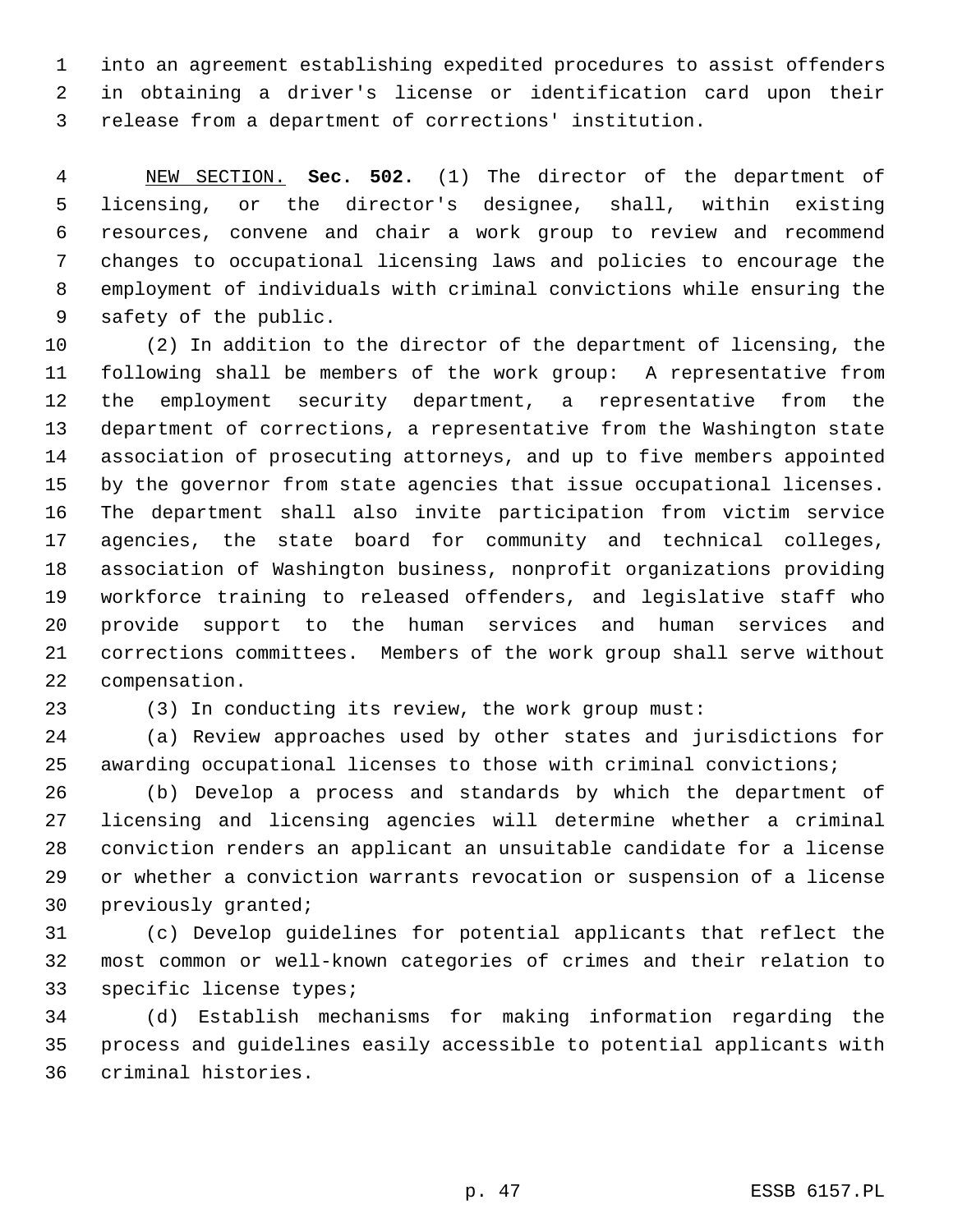into an agreement establishing expedited procedures to assist offenders in obtaining a driver's license or identification card upon their release from a department of corrections' institution.

NEW SECTION. **Sec. 502.** (1) The director of the department of licensing, or the director's designee, shall, within existing resources, convene and chair a work group to review and recommend changes to occupational licensing laws and policies to encourage the employment of individuals with criminal convictions while ensuring the safety of the public.

(2) In addition to the director of the department of licensing, the following shall be members of the work group: A representative from the employment security department, a representative from the department of corrections, a representative from the Washington state association of prosecuting attorneys, and up to five members appointed by the governor from state agencies that issue occupational licenses. The department shall also invite participation from victim service agencies, the state board for community and technical colleges, association of Washington business, nonprofit organizations providing workforce training to released offenders, and legislative staff who provide support to the human services and human services and corrections committees. Members of the work group shall serve without compensation.

(3) In conducting its review, the work group must:

(a) Review approaches used by other states and jurisdictions for awarding occupational licenses to those with criminal convictions;

(b) Develop a process and standards by which the department of licensing and licensing agencies will determine whether a criminal conviction renders an applicant an unsuitable candidate for a license or whether a conviction warrants revocation or suspension of a license previously granted;

(c) Develop guidelines for potential applicants that reflect the most common or well-known categories of crimes and their relation to specific license types;

(d) Establish mechanisms for making information regarding the process and guidelines easily accessible to potential applicants with criminal histories.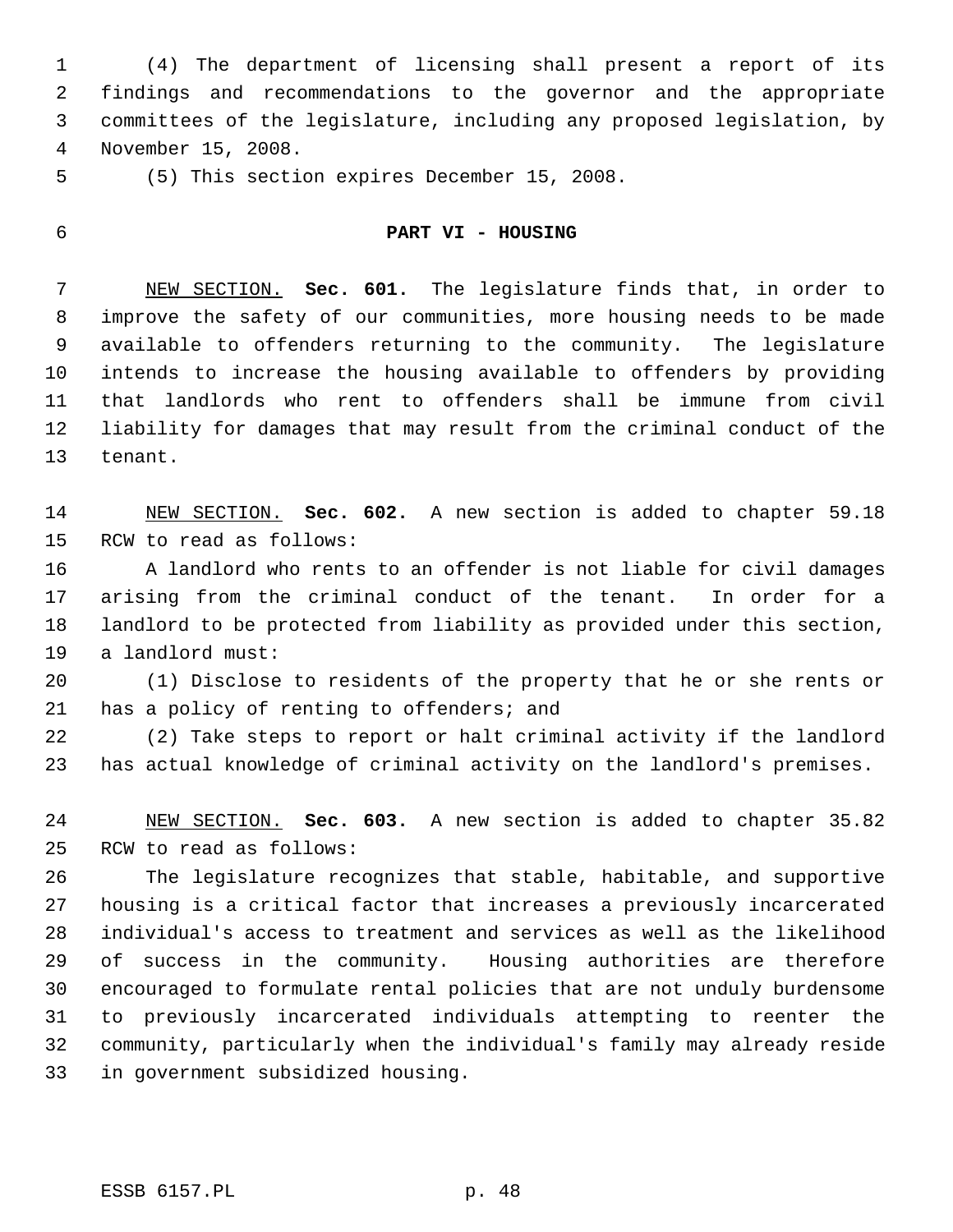(4) The department of licensing shall present a report of its findings and recommendations to the governor and the appropriate committees of the legislature, including any proposed legislation, by November 15, 2008.

(5) This section expires December 15, 2008.

## PART VI - HOUSING

NEW SECTION. **Sec. 601.** The legislature finds that, in order to improve the safety of our communities, more housing needs to be made available to offenders returning to the community. The legislature intends to increase the housing available to offenders by providing that landlords who rent to offenders shall be immune from civil liability for damages that may result from the criminal conduct of the tenant.

NEW SECTION. **Sec. 602.** A new section is added to chapter 59.18 RCW to read as follows:

A landlord who rents to an offender is not liable for civil damages arising from the criminal conduct of the tenant. In order for a landlord to be protected from liability as provided under this section, a landlord must:

(1) Disclose to residents of the property that he or she rents or has a policy of renting to offenders; and

(2) Take steps to report or halt criminal activity if the landlord has actual knowledge of criminal activity on the landlord's premises.

NEW SECTION. **Sec. 603.** A new section is added to chapter 35.82 RCW to read as follows:

The legislature recognizes that stable, habitable, and supportive housing is a critical factor that increases a previously incarcerated individual's access to treatment and services as well as the likelihood of success in the community. Housing authorities are therefore encouraged to formulate rental policies that are not unduly burdensome to previously incarcerated individuals attempting to reenter the community, particularly when the individual's family may already reside in government subsidized housing.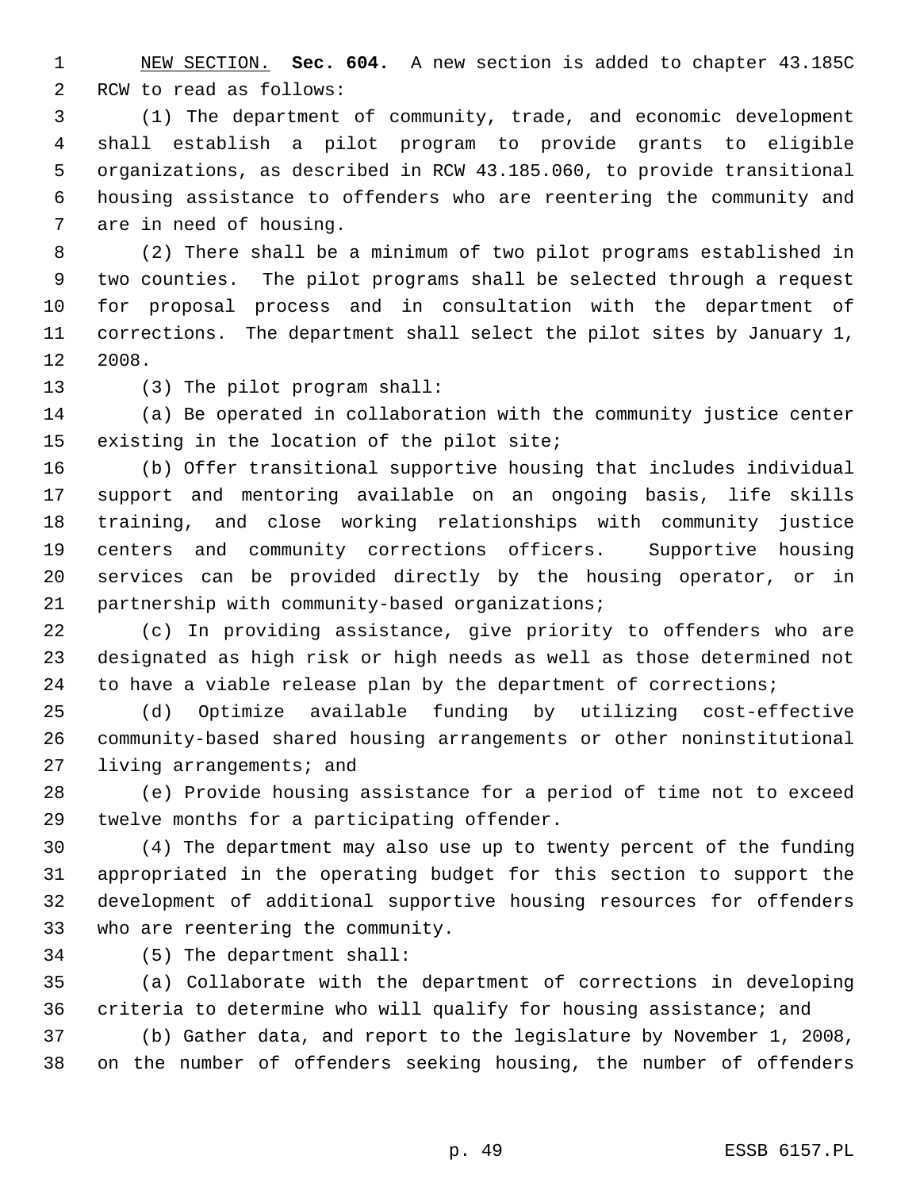NEW SECTION. **Sec. 604.** A new section is added to chapter 43.185C RCW to read as follows:

(1) The department of community, trade, and economic development shall establish a pilot program to provide grants to eligible organizations, as described in RCW 43.185.060, to provide transitional housing assistance to offenders who are reentering the community and are in need of housing.

(2) There shall be a minimum of two pilot programs established in two counties. The pilot programs shall be selected through a request for proposal process and in consultation with the department of corrections. The department shall select the pilot sites by January 1, 2008.

(3) The pilot program shall:

(a) Be operated in collaboration with the community justice center existing in the location of the pilot site;

(b) Offer transitional supportive housing that includes individual support and mentoring available on an ongoing basis, life skills training, and close working relationships with community justice centers and community corrections officers. Supportive housing services can be provided directly by the housing operator, or in partnership with community-based organizations;

(c) In providing assistance, give priority to offenders who are designated as high risk or high needs as well as those determined not to have a viable release plan by the department of corrections;

(d) Optimize available funding by utilizing cost-effective community-based shared housing arrangements or other noninstitutional living arrangements; and

(e) Provide housing assistance for a period of time not to exceed twelve months for a participating offender.

(4) The department may also use up to twenty percent of the funding appropriated in the operating budget for this section to support the development of additional supportive housing resources for offenders who are reentering the community.

(5) The department shall:

(a) Collaborate with the department of corrections in developing criteria to determine who will qualify for housing assistance; and

(b) Gather data, and report to the legislature by November 1, 2008, on the number of offenders seeking housing, the number of offenders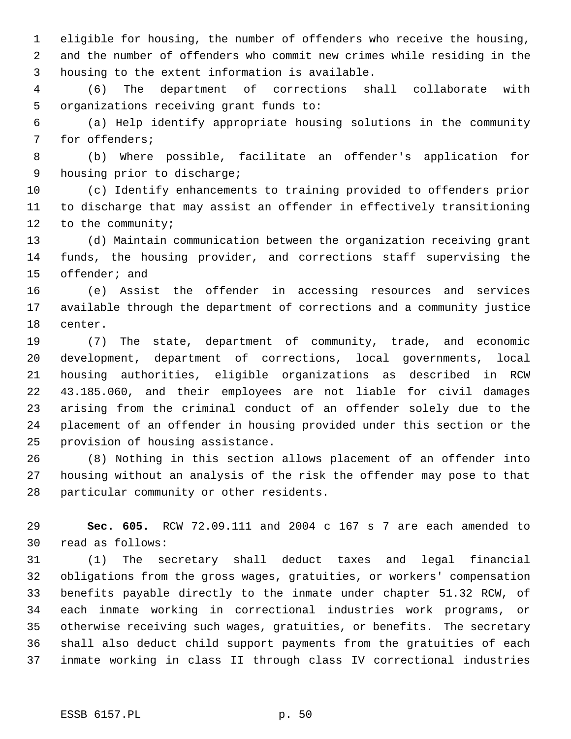eligible for housing, the number of offenders who receive the housing, and the number of offenders who commit new crimes while residing in the housing to the extent information is available.

(6) The department of corrections shall collaborate with organizations receiving grant funds to:

(a) Help identify appropriate housing solutions in the community for offenders;

(b) Where possible, facilitate an offender's application for housing prior to discharge;

(c) Identify enhancements to training provided to offenders prior to discharge that may assist an offender in effectively transitioning to the community;

(d) Maintain communication between the organization receiving grant funds, the housing provider, and corrections staff supervising the offender; and

(e) Assist the offender in accessing resources and services available through the department of corrections and a community justice center.

(7) The state, department of community, trade, and economic development, department of corrections, local governments, local housing authorities, eligible organizations as described in RCW 43.185.060, and their employees are not liable for civil damages arising from the criminal conduct of an offender solely due to the placement of an offender in housing provided under this section or the provision of housing assistance.

(8) Nothing in this section allows placement of an offender into housing without an analysis of the risk the offender may pose to that particular community or other residents.

**Sec. 605.** RCW 72.09.111 and 2004 c 167 s 7 are each amended to read as follows:

(1) The secretary shall deduct taxes and legal financial obligations from the gross wages, gratuities, or workers' compensation benefits payable directly to the inmate under chapter 51.32 RCW, of each inmate working in correctional industries work programs, or otherwise receiving such wages, gratuities, or benefits. The secretary shall also deduct child support payments from the gratuities of each inmate working in class II through class IV correctional industries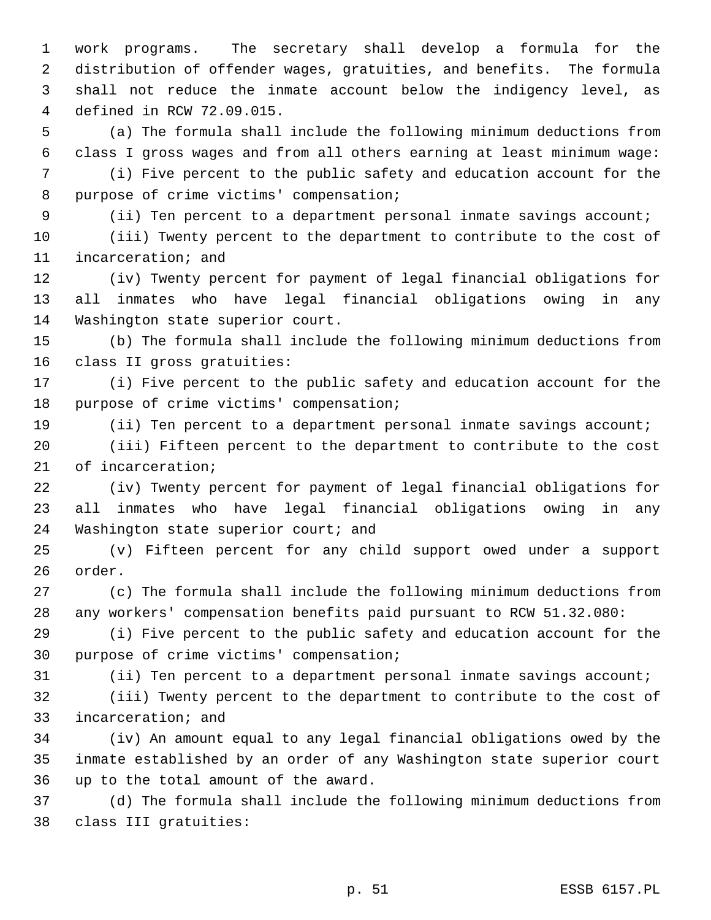work programs. The secretary shall develop a formula for the distribution of offender wages, gratuities, and benefits. The formula shall not reduce the inmate account below the indigency level, as defined in RCW 72.09.015.

(a) The formula shall include the following minimum deductions from class I gross wages and from all others earning at least minimum wage:

(i) Five percent to the public safety and education account for the purpose of crime victims' compensation;

(ii) Ten percent to a department personal inmate savings account;

(iii) Twenty percent to the department to contribute to the cost of incarceration; and

(iv) Twenty percent for payment of legal financial obligations for all inmates who have legal financial obligations owing in any Washington state superior court.

(b) The formula shall include the following minimum deductions from class II gross gratuities:

(i) Five percent to the public safety and education account for the purpose of crime victims' compensation;

(ii) Ten percent to a department personal inmate savings account;

(iii) Fifteen percent to the department to contribute to the cost of incarceration;

(iv) Twenty percent for payment of legal financial obligations for all inmates who have legal financial obligations owing in any Washington state superior court; and

(v) Fifteen percent for any child support owed under a support order.

(c) The formula shall include the following minimum deductions from any workers' compensation benefits paid pursuant to RCW 51.32.080:

(i) Five percent to the public safety and education account for the purpose of crime victims' compensation;

(ii) Ten percent to a department personal inmate savings account;

(iii) Twenty percent to the department to contribute to the cost of incarceration; and

(iv) An amount equal to any legal financial obligations owed by the inmate established by an order of any Washington state superior court up to the total amount of the award.

(d) The formula shall include the following minimum deductions from class III gratuities: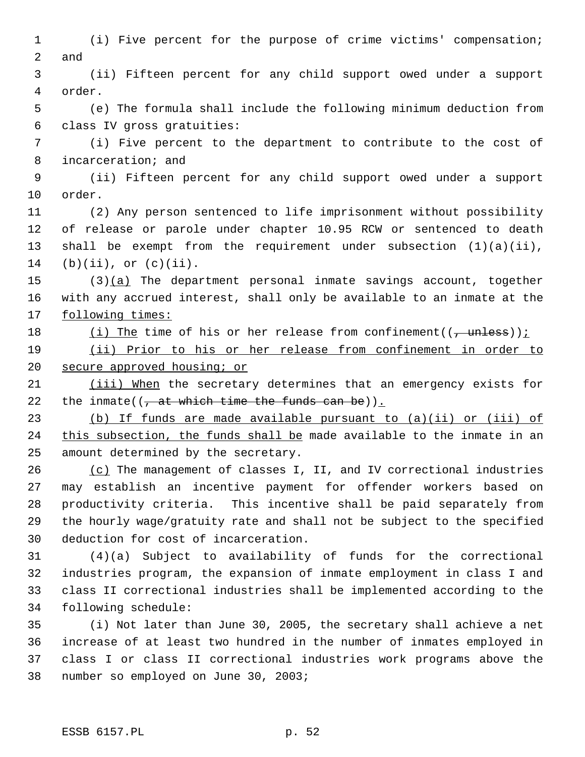(i) Five percent for the purpose of crime victims' compensation; and

(ii) Fifteen percent for any child support owed under a support order.

(e) The formula shall include the following minimum deduction from class IV gross gratuities:

(i) Five percent to the department to contribute to the cost of incarceration; and

(ii) Fifteen percent for any child support owed under a support order.

(2) Any person sentenced to life imprisonment without possibility of release or parole under chapter 10.95 RCW or sentenced to death shall be exempt from the requirement under subsection (1)(a)(ii), (b)(ii), or (c)(ii).

(3)(a) The department personal inmate savings account, together with any accrued interest, shall only be available to an inmate at the following times:

(i) The time of his or her release from confinement((, unless));

(ii) Prior to his or her release from confinement in order to secure approved housing; or

(iii) When the secretary determines that an emergency exists for the inmate((, at which time the funds can be)).

(b) If funds are made available pursuant to (a)(ii) or (iii) of this subsection, the funds shall be made available to the inmate in an amount determined by the secretary.

(c) The management of classes I, II, and IV correctional industries may establish an incentive payment for offender workers based on productivity criteria. This incentive shall be paid separately from the hourly wage/gratuity rate and shall not be subject to the specified deduction for cost of incarceration.

(4)(a) Subject to availability of funds for the correctional industries program, the expansion of inmate employment in class I and class II correctional industries shall be implemented according to the following schedule:

(i) Not later than June 30, 2005, the secretary shall achieve a net increase of at least two hundred in the number of inmates employed in class I or class II correctional industries work programs above the number so employed on June 30, 2003;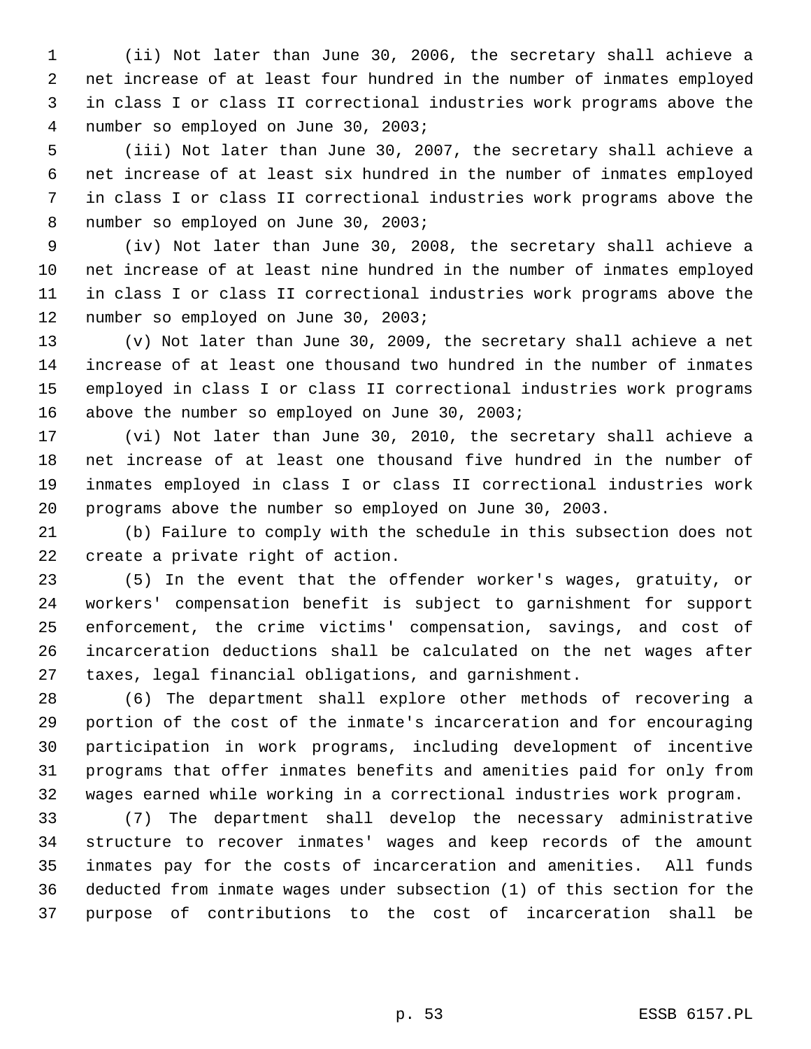(ii) Not later than June 30, 2006, the secretary shall achieve a net increase of at least four hundred in the number of inmates employed in class I or class II correctional industries work programs above the number so employed on June 30, 2003;

(iii) Not later than June 30, 2007, the secretary shall achieve a net increase of at least six hundred in the number of inmates employed in class I or class II correctional industries work programs above the number so employed on June 30, 2003;

(iv) Not later than June 30, 2008, the secretary shall achieve a net increase of at least nine hundred in the number of inmates employed in class I or class II correctional industries work programs above the number so employed on June 30, 2003;

(v) Not later than June 30, 2009, the secretary shall achieve a net increase of at least one thousand two hundred in the number of inmates employed in class I or class II correctional industries work programs above the number so employed on June 30, 2003;

(vi) Not later than June 30, 2010, the secretary shall achieve a net increase of at least one thousand five hundred in the number of inmates employed in class I or class II correctional industries work programs above the number so employed on June 30, 2003.

(b) Failure to comply with the schedule in this subsection does not create a private right of action.

(5) In the event that the offender worker's wages, gratuity, or workers' compensation benefit is subject to garnishment for support enforcement, the crime victims' compensation, savings, and cost of incarceration deductions shall be calculated on the net wages after taxes, legal financial obligations, and garnishment.

(6) The department shall explore other methods of recovering a portion of the cost of the inmate's incarceration and for encouraging participation in work programs, including development of incentive programs that offer inmates benefits and amenities paid for only from wages earned while working in a correctional industries work program.

(7) The department shall develop the necessary administrative structure to recover inmates' wages and keep records of the amount inmates pay for the costs of incarceration and amenities. All funds deducted from inmate wages under subsection (1) of this section for the purpose of contributions to the cost of incarceration shall be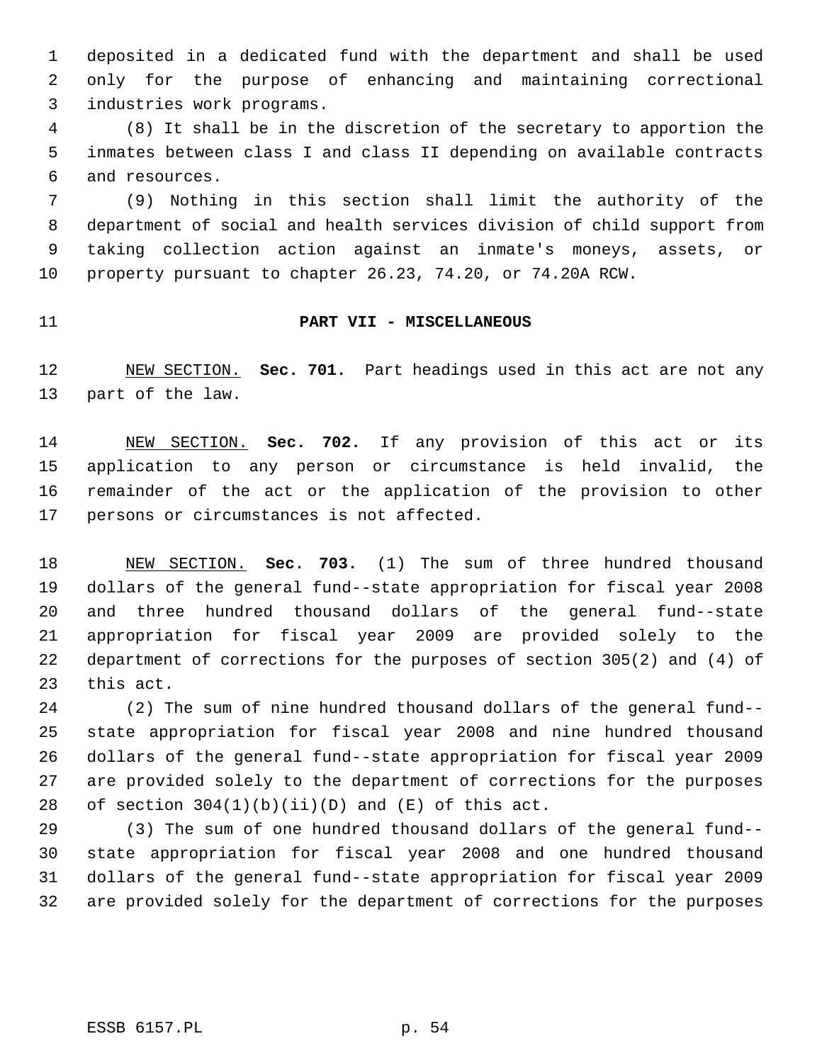deposited in a dedicated fund with the department and shall be used only for the purpose of enhancing and maintaining correctional industries work programs.

(8) It shall be in the discretion of the secretary to apportion the inmates between class I and class II depending on available contracts and resources.

(9) Nothing in this section shall limit the authority of the department of social and health services division of child support from taking collection action against an inmate's moneys, assets, or property pursuant to chapter 26.23, 74.20, or 74.20A RCW.

## PART VII - MISCELLANEOUS

NEW SECTION. **Sec. 701.** Part headings used in this act are not any part of the law.

NEW SECTION. **Sec. 702.** If any provision of this act or its application to any person or circumstance is held invalid, the remainder of the act or the application of the provision to other persons or circumstances is not affected.

NEW SECTION. **Sec. 703.** (1) The sum of three hundred thousand dollars of the general fund--state appropriation for fiscal year 2008 and three hundred thousand dollars of the general fund--state appropriation for fiscal year 2009 are provided solely to the department of corrections for the purposes of section 305(2) and (4) of this act.

(2) The sum of nine hundred thousand dollars of the general fund--state appropriation for fiscal year 2008 and nine hundred thousand dollars of the general fund--state appropriation for fiscal year 2009 are provided solely to the department of corrections for the purposes of section 304(1)(b)(ii)(D) and (E) of this act.

(3) The sum of one hundred thousand dollars of the general fund--state appropriation for fiscal year 2008 and one hundred thousand dollars of the general fund--state appropriation for fiscal year 2009 are provided solely for the department of corrections for the purposes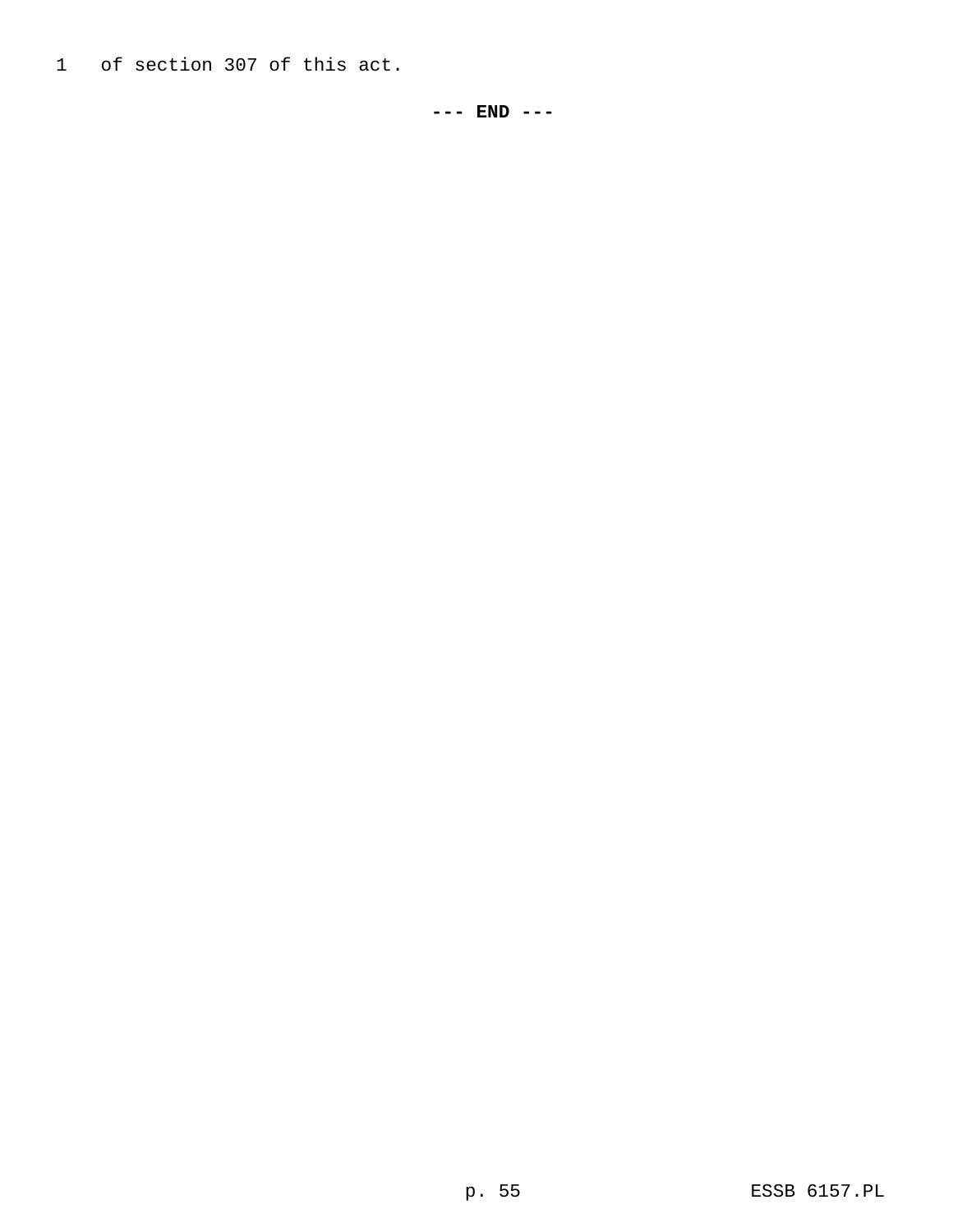of section 307 of this act.

**--- END ---**